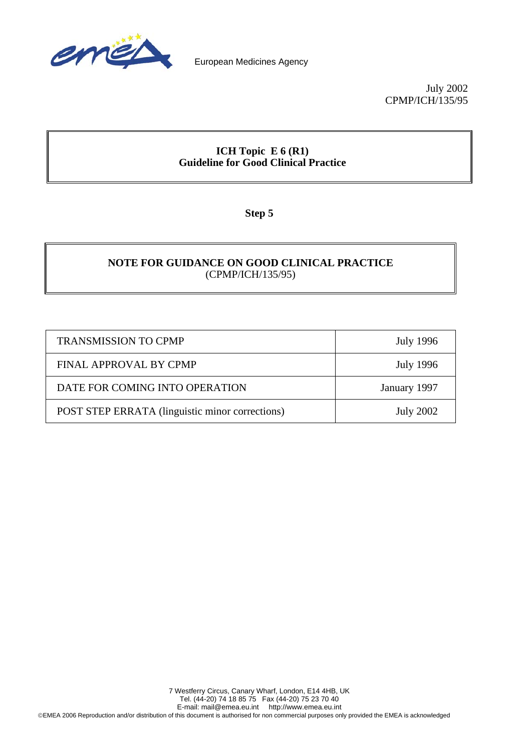European Medicines Agency

July 2002
CPMP/ICH/135/95

**ICH Topic E 6 (R1)**
**Guideline for Good Clinical Practice**

**Step 5**

**NOTE FOR GUIDANCE ON GOOD CLINICAL PRACTICE**
(CPMP/ICH/135/95)

| | |
|---|---|
| TRANSMISSION TO CPMP | July 1996 |
| FINAL APPROVAL BY CPMP | July 1996 |
| DATE FOR COMING INTO OPERATION | January 1997 |
| POST STEP ERRATA (linguistic minor corrections) | July 2002 |

7 Westferry Circus, Canary Wharf, London, E14 4HB, UK
Tel. (44-20) 74 18 85 75 Fax (44-20) 75 23 70 40
E-mail: mail@emea.eu.int http://www.emea.eu.int
©EMEA 2006 Reproduction and/or distribution of this document is authorised for non commercial purposes only provided the EMEA is acknowledged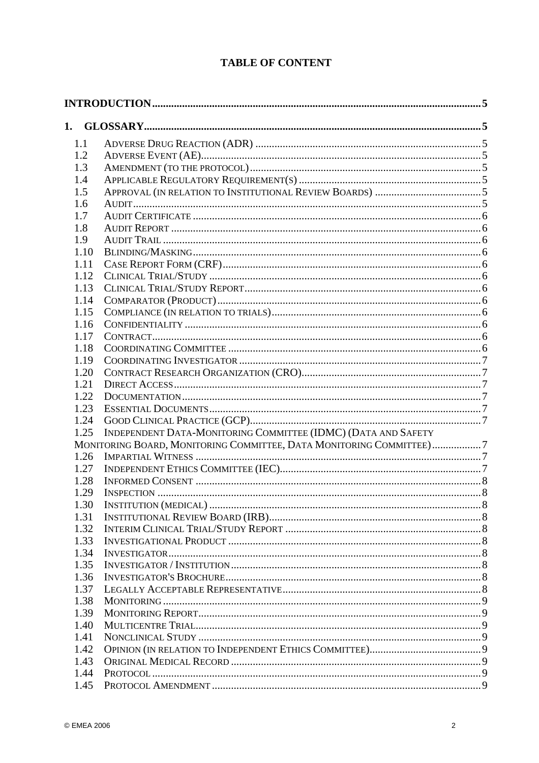# TABLE OF CONTENT

**INTRODUCTION** .......... 5

**1. GLOSSARY** .......... 5

- 1.1 Adverse Drug Reaction (ADR) .......... 5
- 1.2 Adverse Event (AE) .......... 5
- 1.3 Amendment (to the protocol) .......... 5
- 1.4 Applicable Regulatory Requirement(s) .......... 5
- 1.5 Approval (in relation to Institutional Review Boards) .......... 5
- 1.6 Audit .......... 5
- 1.7 Audit Certificate .......... 6
- 1.8 Audit Report .......... 6
- 1.9 Audit Trail .......... 6
- 1.10 Blinding/Masking .......... 6
- 1.11 Case Report Form (CRF) .......... 6
- 1.12 Clinical Trial/Study .......... 6
- 1.13 Clinical Trial/Study Report .......... 6
- 1.14 Comparator (Product) .......... 6
- 1.15 Compliance (in relation to trials) .......... 6
- 1.16 Confidentiality .......... 6
- 1.17 Contract .......... 6
- 1.18 Coordinating Committee .......... 6
- 1.19 Coordinating Investigator .......... 7
- 1.20 Contract Research Organization (CRO) .......... 7
- 1.21 Direct Access .......... 7
- 1.22 Documentation .......... 7
- 1.23 Essential Documents .......... 7
- 1.24 Good Clinical Practice (GCP) .......... 7
- 1.25 Independent Data-Monitoring Committee (IDMC) (Data and Safety Monitoring Board, Monitoring Committee, Data Monitoring Committee) .......... 7
- 1.26 Impartial Witness .......... 7
- 1.27 Independent Ethics Committee (IEC) .......... 7
- 1.28 Informed Consent .......... 8
- 1.29 Inspection .......... 8
- 1.30 Institution (medical) .......... 8
- 1.31 Institutional Review Board (IRB) .......... 8
- 1.32 Interim Clinical Trial/Study Report .......... 8
- 1.33 Investigational Product .......... 8
- 1.34 Investigator .......... 8
- 1.35 Investigator / Institution .......... 8
- 1.36 Investigator's Brochure .......... 8
- 1.37 Legally Acceptable Representative .......... 8
- 1.38 Monitoring .......... 9
- 1.39 Monitoring Report .......... 9
- 1.40 Multicentre Trial .......... 9
- 1.41 Nonclinical Study .......... 9
- 1.42 Opinion (in relation to Independent Ethics Committee) .......... 9
- 1.43 Original Medical Record .......... 9
- 1.44 Protocol .......... 9
- 1.45 Protocol Amendment .......... 9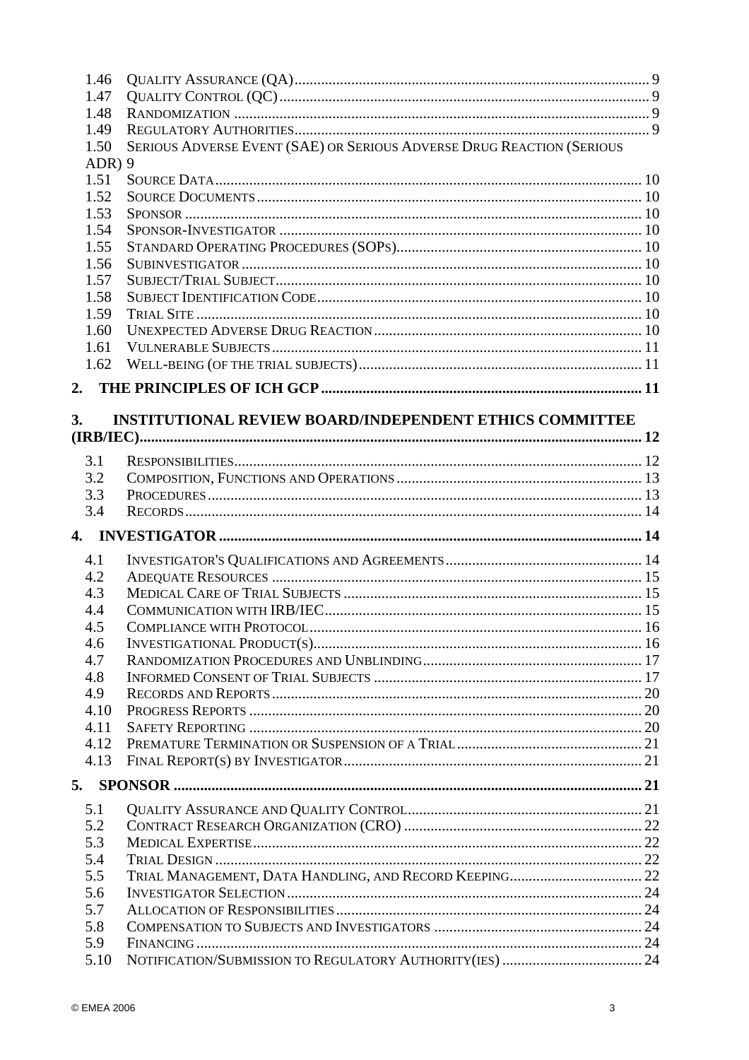1.46 QUALITY ASSURANCE (QA) ... 9
1.47 QUALITY CONTROL (QC) ... 9
1.48 RANDOMIZATION ... 9
1.49 REGULATORY AUTHORITIES ... 9
1.50 SERIOUS ADVERSE EVENT (SAE) OR SERIOUS ADVERSE DRUG REACTION (SERIOUS ADR) 9
1.51 SOURCE DATA ... 10
1.52 SOURCE DOCUMENTS ... 10
1.53 SPONSOR ... 10
1.54 SPONSOR-INVESTIGATOR ... 10
1.55 STANDARD OPERATING PROCEDURES (SOPS) ... 10
1.56 SUBINVESTIGATOR ... 10
1.57 SUBJECT/TRIAL SUBJECT ... 10
1.58 SUBJECT IDENTIFICATION CODE ... 10
1.59 TRIAL SITE ... 10
1.60 UNEXPECTED ADVERSE DRUG REACTION ... 10
1.61 VULNERABLE SUBJECTS ... 11
1.62 WELL-BEING (OF THE TRIAL SUBJECTS) ... 11

**2. THE PRINCIPLES OF ICH GCP ... 11**

**3. INSTITUTIONAL REVIEW BOARD/INDEPENDENT ETHICS COMMITTEE (IRB/IEC) ... 12**

3.1 RESPONSIBILITIES ... 12
3.2 COMPOSITION, FUNCTIONS AND OPERATIONS ... 13
3.3 PROCEDURES ... 13
3.4 RECORDS ... 14

**4. INVESTIGATOR ... 14**

4.1 INVESTIGATOR'S QUALIFICATIONS AND AGREEMENTS ... 14
4.2 ADEQUATE RESOURCES ... 15
4.3 MEDICAL CARE OF TRIAL SUBJECTS ... 15
4.4 COMMUNICATION WITH IRB/IEC ... 15
4.5 COMPLIANCE WITH PROTOCOL ... 16
4.6 INVESTIGATIONAL PRODUCT(S) ... 16
4.7 RANDOMIZATION PROCEDURES AND UNBLINDING ... 17
4.8 INFORMED CONSENT OF TRIAL SUBJECTS ... 17
4.9 RECORDS AND REPORTS ... 20
4.10 PROGRESS REPORTS ... 20
4.11 SAFETY REPORTING ... 20
4.12 PREMATURE TERMINATION OR SUSPENSION OF A TRIAL ... 21
4.13 FINAL REPORT(S) BY INVESTIGATOR ... 21

**5. SPONSOR ... 21**

5.1 QUALITY ASSURANCE AND QUALITY CONTROL ... 21
5.2 CONTRACT RESEARCH ORGANIZATION (CRO) ... 22
5.3 MEDICAL EXPERTISE ... 22
5.4 TRIAL DESIGN ... 22
5.5 TRIAL MANAGEMENT, DATA HANDLING, AND RECORD KEEPING ... 22
5.6 INVESTIGATOR SELECTION ... 24
5.7 ALLOCATION OF RESPONSIBILITIES ... 24
5.8 COMPENSATION TO SUBJECTS AND INVESTIGATORS ... 24
5.9 FINANCING ... 24
5.10 NOTIFICATION/SUBMISSION TO REGULATORY AUTHORITY(IES) ... 24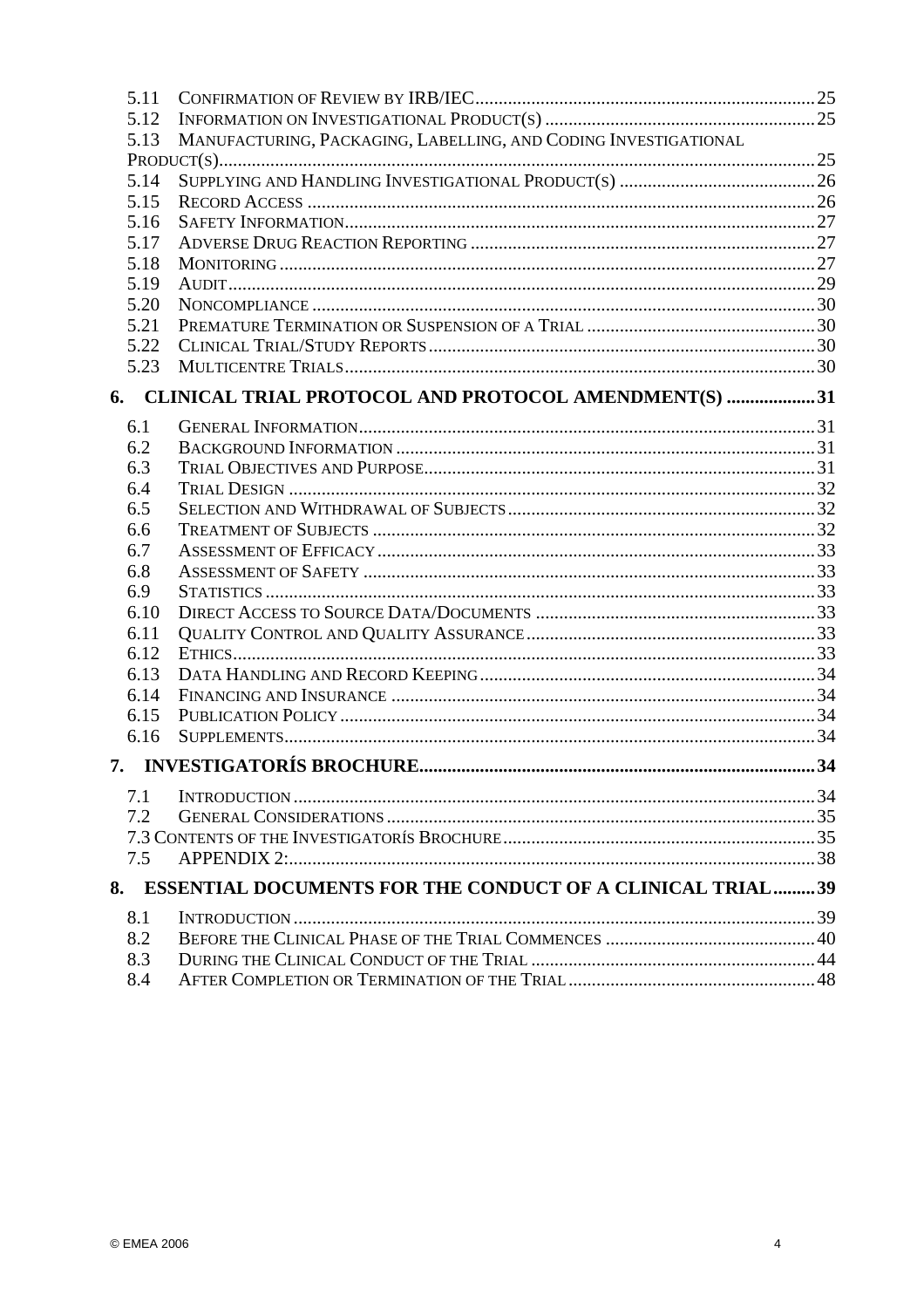5.11 CONFIRMATION OF REVIEW BY IRB/IEC ........................................................................ 25
5.12 INFORMATION ON INVESTIGATIONAL PRODUCT(S) ......................................................... 25
5.13 MANUFACTURING, PACKAGING, LABELLING, AND CODING INVESTIGATIONAL PRODUCT(S) ............................................................................................................................. 25
5.14 SUPPLYING AND HANDLING INVESTIGATIONAL PRODUCT(S) ......................................... 26
5.15 RECORD ACCESS ........................................................................................................... 26
5.16 SAFETY INFORMATION .................................................................................................. 27
5.17 ADVERSE DRUG REACTION REPORTING ......................................................................... 27
5.18 MONITORING ................................................................................................................. 27
5.19 AUDIT ............................................................................................................................ 29
5.20 NONCOMPLIANCE .......................................................................................................... 30
5.21 PREMATURE TERMINATION OR SUSPENSION OF A TRIAL ................................................ 30
5.22 CLINICAL TRIAL/STUDY REPORTS ................................................................................. 30
5.23 MULTICENTRE TRIALS .................................................................................................. 30

**6. CLINICAL TRIAL PROTOCOL AND PROTOCOL AMENDMENT(S) .................. 31**

6.1 GENERAL INFORMATION ................................................................................................ 31
6.2 BACKGROUND INFORMATION ......................................................................................... 31
6.3 TRIAL OBJECTIVES AND PURPOSE .................................................................................. 31
6.4 TRIAL DESIGN ............................................................................................................... 32
6.5 SELECTION AND WITHDRAWAL OF SUBJECTS ................................................................. 32
6.6 TREATMENT OF SUBJECTS ............................................................................................. 32
6.7 ASSESSMENT OF EFFICACY ............................................................................................ 33
6.8 ASSESSMENT OF SAFETY ............................................................................................... 33
6.9 STATISTICS .................................................................................................................... 33
6.10 DIRECT ACCESS TO SOURCE DATA/DOCUMENTS ........................................................... 33
6.11 QUALITY CONTROL AND QUALITY ASSURANCE ............................................................. 33
6.12 ETHICS ........................................................................................................................... 33
6.13 DATA HANDLING AND RECORD KEEPING ....................................................................... 34
6.14 FINANCING AND INSURANCE .......................................................................................... 34
6.15 PUBLICATION POLICY .................................................................................................... 34
6.16 SUPPLEMENTS ................................................................................................................ 34

**7. INVESTIGATORÍS BROCHURE .................................................................................... 34**

7.1 INTRODUCTION .............................................................................................................. 34
7.2 GENERAL CONSIDERATIONS .......................................................................................... 35
7.3 CONTENTS OF THE INVESTIGATORÍS BROCHURE .................................................................. 35
7.5 APPENDIX 2: ................................................................................................................ 38

**8. ESSENTIAL DOCUMENTS FOR THE CONDUCT OF A CLINICAL TRIAL ......... 39**

8.1 INTRODUCTION .............................................................................................................. 39
8.2 BEFORE THE CLINICAL PHASE OF THE TRIAL COMMENCES ............................................ 40
8.3 DURING THE CLINICAL CONDUCT OF THE TRIAL ............................................................ 44
8.4 AFTER COMPLETION OR TERMINATION OF THE TRIAL .................................................... 48

© EMEA 2006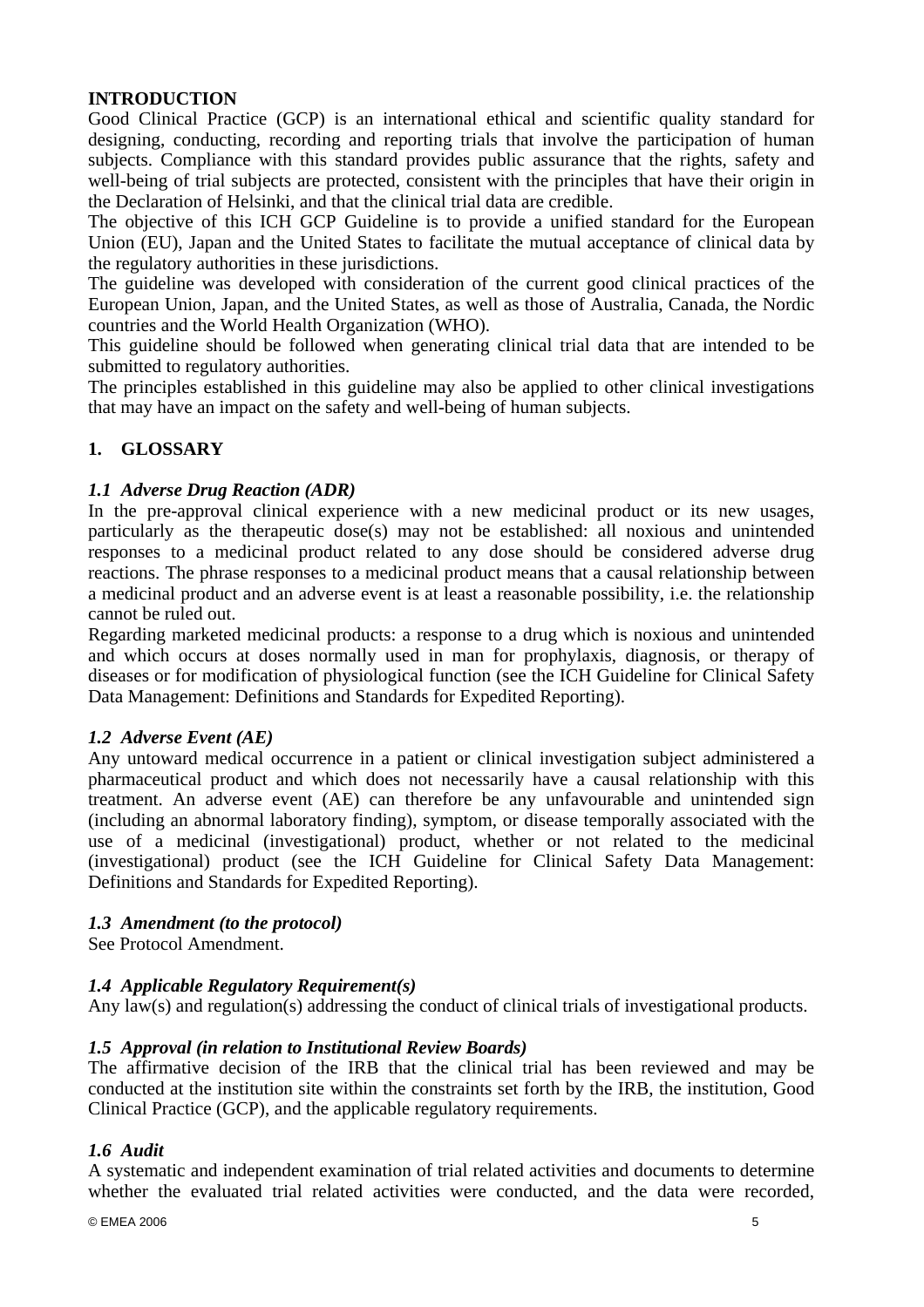**INTRODUCTION**

Good Clinical Practice (GCP) is an international ethical and scientific quality standard for designing, conducting, recording and reporting trials that involve the participation of human subjects. Compliance with this standard provides public assurance that the rights, safety and well-being of trial subjects are protected, consistent with the principles that have their origin in the Declaration of Helsinki, and that the clinical trial data are credible.

The objective of this ICH GCP Guideline is to provide a unified standard for the European Union (EU), Japan and the United States to facilitate the mutual acceptance of clinical data by the regulatory authorities in these jurisdictions.

The guideline was developed with consideration of the current good clinical practices of the European Union, Japan, and the United States, as well as those of Australia, Canada, the Nordic countries and the World Health Organization (WHO).

This guideline should be followed when generating clinical trial data that are intended to be submitted to regulatory authorities.

The principles established in this guideline may also be applied to other clinical investigations that may have an impact on the safety and well-being of human subjects.

## 1. GLOSSARY

### *1.1 Adverse Drug Reaction (ADR)*

In the pre-approval clinical experience with a new medicinal product or its new usages, particularly as the therapeutic dose(s) may not be established: all noxious and unintended responses to a medicinal product related to any dose should be considered adverse drug reactions. The phrase responses to a medicinal product means that a causal relationship between a medicinal product and an adverse event is at least a reasonable possibility, i.e. the relationship cannot be ruled out.

Regarding marketed medicinal products: a response to a drug which is noxious and unintended and which occurs at doses normally used in man for prophylaxis, diagnosis, or therapy of diseases or for modification of physiological function (see the ICH Guideline for Clinical Safety Data Management: Definitions and Standards for Expedited Reporting).

### *1.2 Adverse Event (AE)*

Any untoward medical occurrence in a patient or clinical investigation subject administered a pharmaceutical product and which does not necessarily have a causal relationship with this treatment. An adverse event (AE) can therefore be any unfavourable and unintended sign (including an abnormal laboratory finding), symptom, or disease temporally associated with the use of a medicinal (investigational) product, whether or not related to the medicinal (investigational) product (see the ICH Guideline for Clinical Safety Data Management: Definitions and Standards for Expedited Reporting).

### *1.3 Amendment (to the protocol)*

See Protocol Amendment.

### *1.4 Applicable Regulatory Requirement(s)*

Any law(s) and regulation(s) addressing the conduct of clinical trials of investigational products.

### *1.5 Approval (in relation to Institutional Review Boards)*

The affirmative decision of the IRB that the clinical trial has been reviewed and may be conducted at the institution site within the constraints set forth by the IRB, the institution, Good Clinical Practice (GCP), and the applicable regulatory requirements.

### *1.6 Audit*

A systematic and independent examination of trial related activities and documents to determine whether the evaluated trial related activities were conducted, and the data were recorded,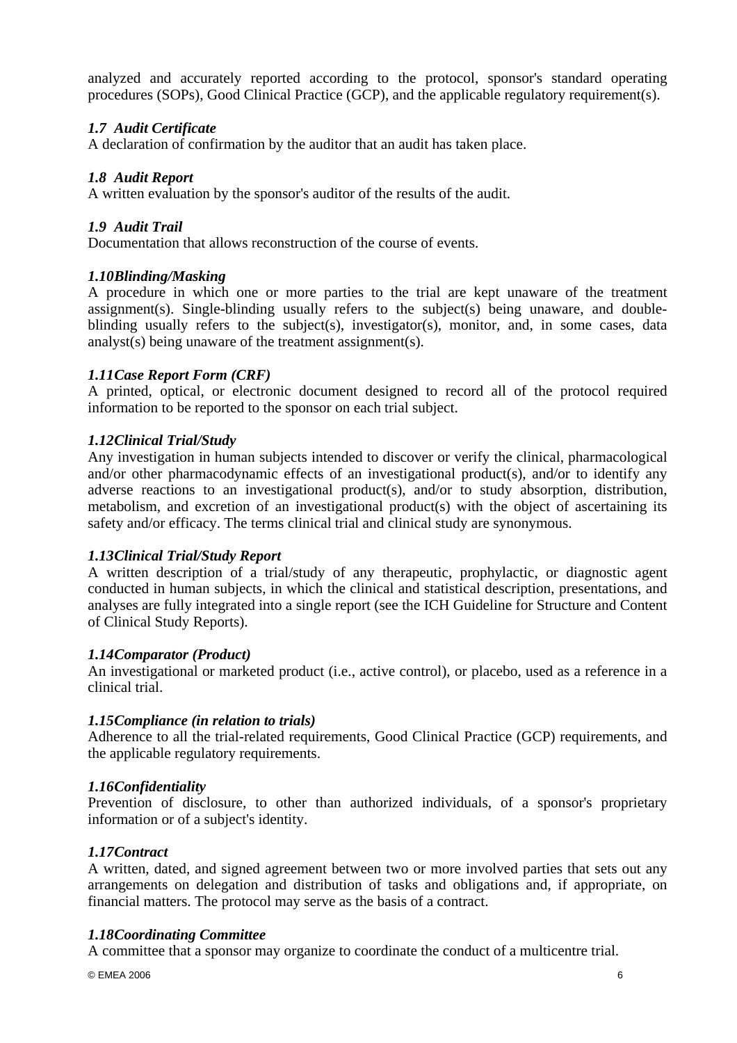analyzed and accurately reported according to the protocol, sponsor's standard operating procedures (SOPs), Good Clinical Practice (GCP), and the applicable regulatory requirement(s).

### *1.7 Audit Certificate*

A declaration of confirmation by the auditor that an audit has taken place.

### *1.8 Audit Report*

A written evaluation by the sponsor's auditor of the results of the audit.

### *1.9 Audit Trail*

Documentation that allows reconstruction of the course of events.

### *1.10 Blinding/Masking*

A procedure in which one or more parties to the trial are kept unaware of the treatment assignment(s). Single-blinding usually refers to the subject(s) being unaware, and double-blinding usually refers to the subject(s), investigator(s), monitor, and, in some cases, data analyst(s) being unaware of the treatment assignment(s).

### *1.11 Case Report Form (CRF)*

A printed, optical, or electronic document designed to record all of the protocol required information to be reported to the sponsor on each trial subject.

### *1.12 Clinical Trial/Study*

Any investigation in human subjects intended to discover or verify the clinical, pharmacological and/or other pharmacodynamic effects of an investigational product(s), and/or to identify any adverse reactions to an investigational product(s), and/or to study absorption, distribution, metabolism, and excretion of an investigational product(s) with the object of ascertaining its safety and/or efficacy. The terms clinical trial and clinical study are synonymous.

### *1.13 Clinical Trial/Study Report*

A written description of a trial/study of any therapeutic, prophylactic, or diagnostic agent conducted in human subjects, in which the clinical and statistical description, presentations, and analyses are fully integrated into a single report (see the ICH Guideline for Structure and Content of Clinical Study Reports).

### *1.14 Comparator (Product)*

An investigational or marketed product (i.e., active control), or placebo, used as a reference in a clinical trial.

### *1.15 Compliance (in relation to trials)*

Adherence to all the trial-related requirements, Good Clinical Practice (GCP) requirements, and the applicable regulatory requirements.

### *1.16 Confidentiality*

Prevention of disclosure, to other than authorized individuals, of a sponsor's proprietary information or of a subject's identity.

### *1.17 Contract*

A written, dated, and signed agreement between two or more involved parties that sets out any arrangements on delegation and distribution of tasks and obligations and, if appropriate, on financial matters. The protocol may serve as the basis of a contract.

### *1.18 Coordinating Committee*

A committee that a sponsor may organize to coordinate the conduct of a multicentre trial.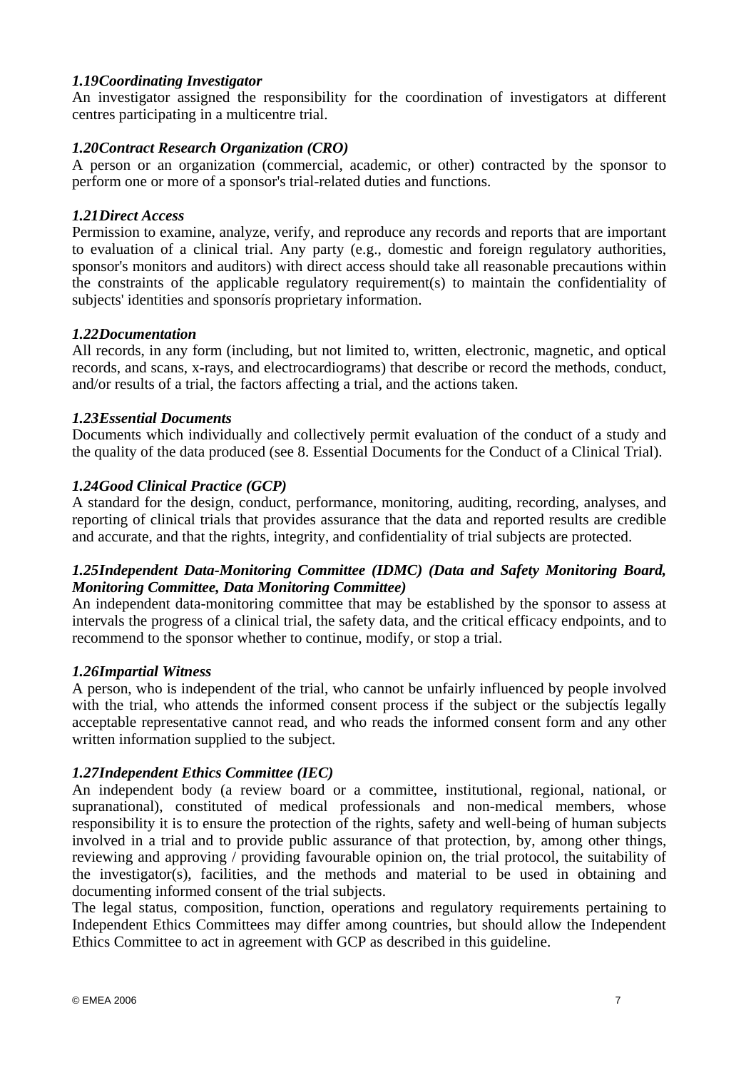*1.19Coordinating Investigator*

An investigator assigned the responsibility for the coordination of investigators at different centres participating in a multicentre trial.

*1.20Contract Research Organization (CRO)*

A person or an organization (commercial, academic, or other) contracted by the sponsor to perform one or more of a sponsor's trial-related duties and functions.

*1.21Direct Access*

Permission to examine, analyze, verify, and reproduce any records and reports that are important to evaluation of a clinical trial. Any party (e.g., domestic and foreign regulatory authorities, sponsor's monitors and auditors) with direct access should take all reasonable precautions within the constraints of the applicable regulatory requirement(s) to maintain the confidentiality of subjects' identities and sponsorís proprietary information.

*1.22Documentation*

All records, in any form (including, but not limited to, written, electronic, magnetic, and optical records, and scans, x-rays, and electrocardiograms) that describe or record the methods, conduct, and/or results of a trial, the factors affecting a trial, and the actions taken.

*1.23Essential Documents*

Documents which individually and collectively permit evaluation of the conduct of a study and the quality of the data produced (see 8. Essential Documents for the Conduct of a Clinical Trial).

*1.24Good Clinical Practice (GCP)*

A standard for the design, conduct, performance, monitoring, auditing, recording, analyses, and reporting of clinical trials that provides assurance that the data and reported results are credible and accurate, and that the rights, integrity, and confidentiality of trial subjects are protected.

*1.25Independent Data-Monitoring Committee (IDMC) (Data and Safety Monitoring Board, Monitoring Committee, Data Monitoring Committee)*

An independent data-monitoring committee that may be established by the sponsor to assess at intervals the progress of a clinical trial, the safety data, and the critical efficacy endpoints, and to recommend to the sponsor whether to continue, modify, or stop a trial.

*1.26Impartial Witness*

A person, who is independent of the trial, who cannot be unfairly influenced by people involved with the trial, who attends the informed consent process if the subject or the subjectís legally acceptable representative cannot read, and who reads the informed consent form and any other written information supplied to the subject.

*1.27Independent Ethics Committee (IEC)*

An independent body (a review board or a committee, institutional, regional, national, or supranational), constituted of medical professionals and non-medical members, whose responsibility it is to ensure the protection of the rights, safety and well-being of human subjects involved in a trial and to provide public assurance of that protection, by, among other things, reviewing and approving / providing favourable opinion on, the trial protocol, the suitability of the investigator(s), facilities, and the methods and material to be used in obtaining and documenting informed consent of the trial subjects.

The legal status, composition, function, operations and regulatory requirements pertaining to Independent Ethics Committees may differ among countries, but should allow the Independent Ethics Committee to act in agreement with GCP as described in this guideline.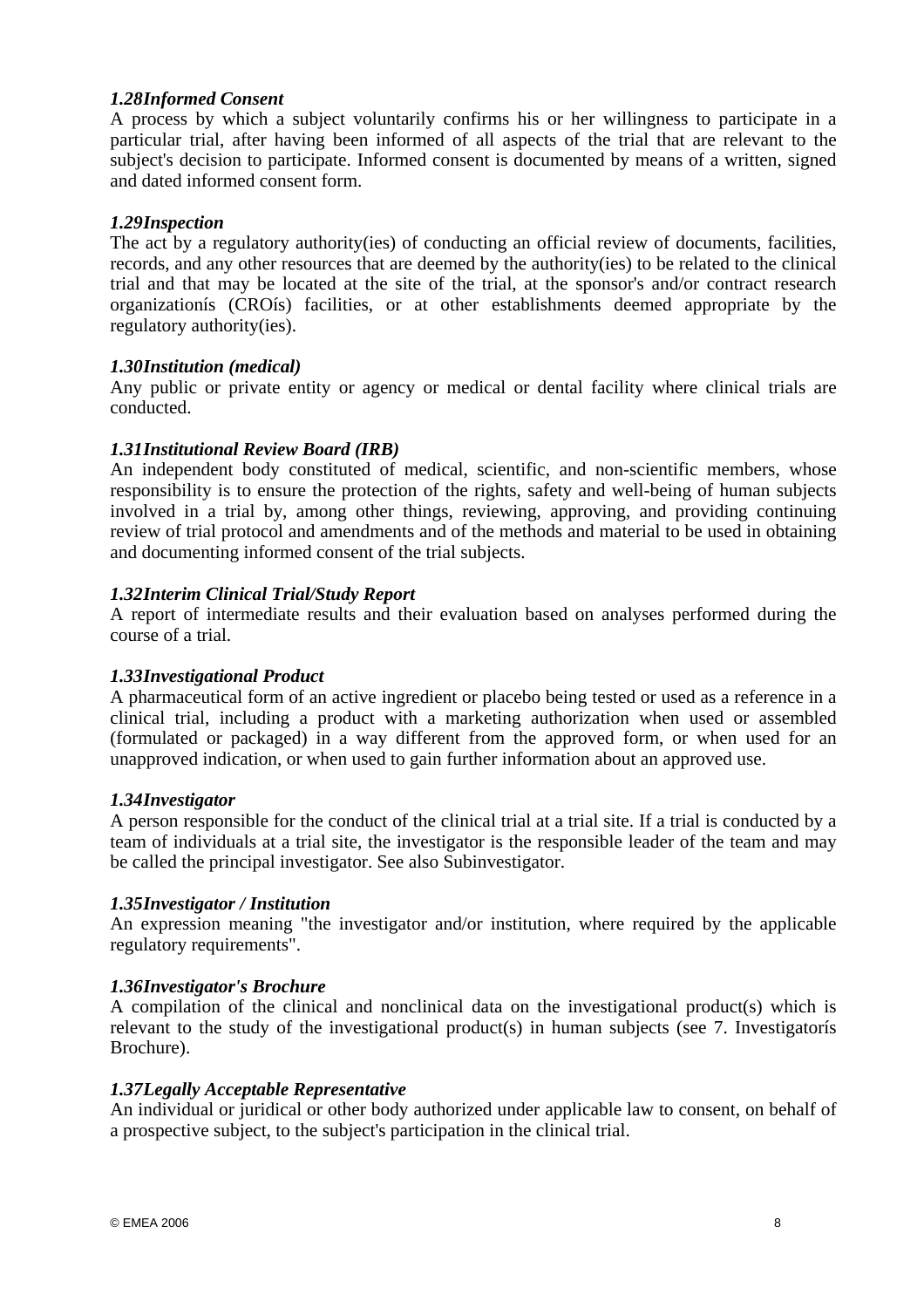#### *1.28 Informed Consent*

A process by which a subject voluntarily confirms his or her willingness to participate in a particular trial, after having been informed of all aspects of the trial that are relevant to the subject's decision to participate. Informed consent is documented by means of a written, signed and dated informed consent form.

#### *1.29 Inspection*

The act by a regulatory authority(ies) of conducting an official review of documents, facilities, records, and any other resources that are deemed by the authority(ies) to be related to the clinical trial and that may be located at the site of the trial, at the sponsor's and/or contract research organizationís (CROís) facilities, or at other establishments deemed appropriate by the regulatory authority(ies).

#### *1.30 Institution (medical)*

Any public or private entity or agency or medical or dental facility where clinical trials are conducted.

#### *1.31 Institutional Review Board (IRB)*

An independent body constituted of medical, scientific, and non-scientific members, whose responsibility is to ensure the protection of the rights, safety and well-being of human subjects involved in a trial by, among other things, reviewing, approving, and providing continuing review of trial protocol and amendments and of the methods and material to be used in obtaining and documenting informed consent of the trial subjects.

#### *1.32 Interim Clinical Trial/Study Report*

A report of intermediate results and their evaluation based on analyses performed during the course of a trial.

#### *1.33 Investigational Product*

A pharmaceutical form of an active ingredient or placebo being tested or used as a reference in a clinical trial, including a product with a marketing authorization when used or assembled (formulated or packaged) in a way different from the approved form, or when used for an unapproved indication, or when used to gain further information about an approved use.

#### *1.34 Investigator*

A person responsible for the conduct of the clinical trial at a trial site. If a trial is conducted by a team of individuals at a trial site, the investigator is the responsible leader of the team and may be called the principal investigator. See also Subinvestigator.

#### *1.35 Investigator / Institution*

An expression meaning "the investigator and/or institution, where required by the applicable regulatory requirements".

#### *1.36 Investigator's Brochure*

A compilation of the clinical and nonclinical data on the investigational product(s) which is relevant to the study of the investigational product(s) in human subjects (see 7. Investigatorís Brochure).

#### *1.37 Legally Acceptable Representative*

An individual or juridical or other body authorized under applicable law to consent, on behalf of a prospective subject, to the subject's participation in the clinical trial.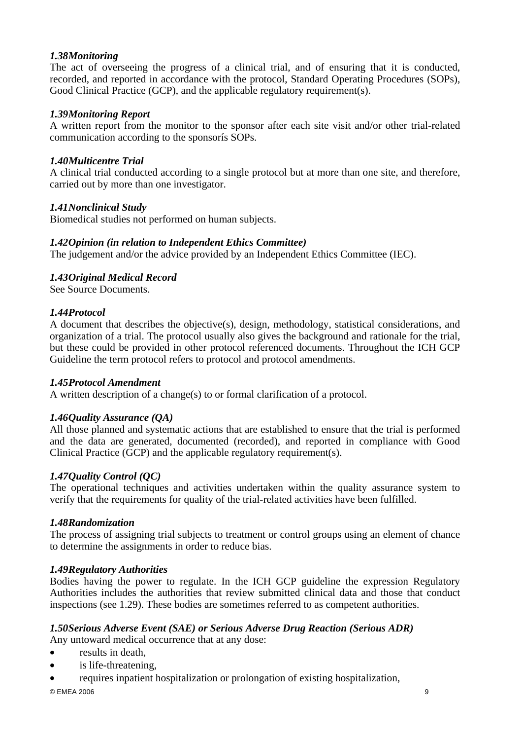*1.38Monitoring*
The act of overseeing the progress of a clinical trial, and of ensuring that it is conducted, recorded, and reported in accordance with the protocol, Standard Operating Procedures (SOPs), Good Clinical Practice (GCP), and the applicable regulatory requirement(s).

*1.39Monitoring Report*
A written report from the monitor to the sponsor after each site visit and/or other trial-related communication according to the sponsorís SOPs.

*1.40Multicentre Trial*
A clinical trial conducted according to a single protocol but at more than one site, and therefore, carried out by more than one investigator.

*1.41Nonclinical Study*
Biomedical studies not performed on human subjects.

*1.42Opinion (in relation to Independent Ethics Committee)*
The judgement and/or the advice provided by an Independent Ethics Committee (IEC).

*1.43Original Medical Record*
See Source Documents.

*1.44Protocol*
A document that describes the objective(s), design, methodology, statistical considerations, and organization of a trial. The protocol usually also gives the background and rationale for the trial, but these could be provided in other protocol referenced documents. Throughout the ICH GCP Guideline the term protocol refers to protocol and protocol amendments.

*1.45Protocol Amendment*
A written description of a change(s) to or formal clarification of a protocol.

*1.46Quality Assurance (QA)*
All those planned and systematic actions that are established to ensure that the trial is performed and the data are generated, documented (recorded), and reported in compliance with Good Clinical Practice (GCP) and the applicable regulatory requirement(s).

*1.47Quality Control (QC)*
The operational techniques and activities undertaken within the quality assurance system to verify that the requirements for quality of the trial-related activities have been fulfilled.

*1.48Randomization*
The process of assigning trial subjects to treatment or control groups using an element of chance to determine the assignments in order to reduce bias.

*1.49Regulatory Authorities*
Bodies having the power to regulate. In the ICH GCP guideline the expression Regulatory Authorities includes the authorities that review submitted clinical data and those that conduct inspections (see 1.29). These bodies are sometimes referred to as competent authorities.

*1.50Serious Adverse Event (SAE) or Serious Adverse Drug Reaction (Serious ADR)*
Any untoward medical occurrence that at any dose:

- results in death,
- is life-threatening,
- requires inpatient hospitalization or prolongation of existing hospitalization,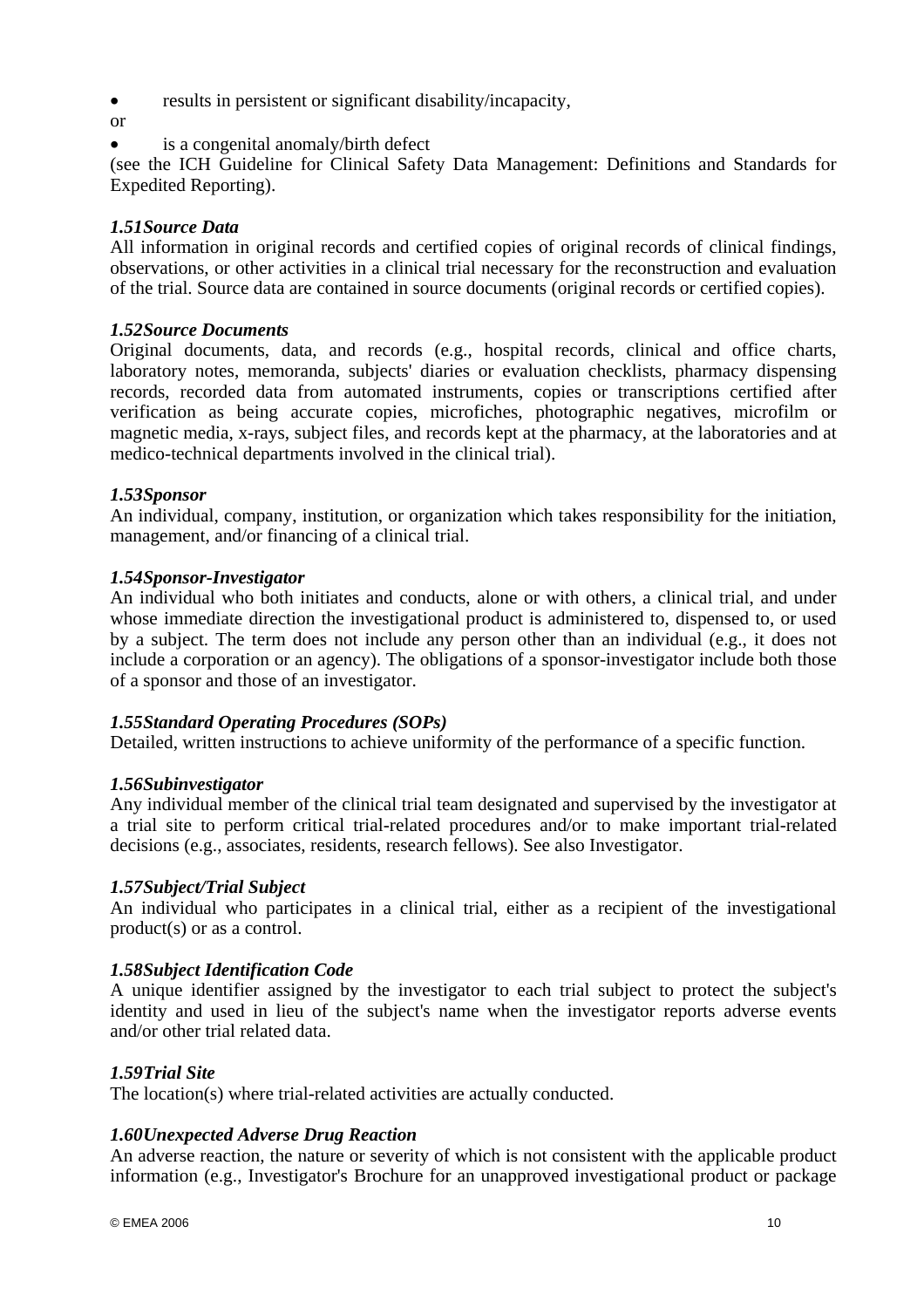- results in persistent or significant disability/incapacity,

or

- is a congenital anomaly/birth defect

(see the ICH Guideline for Clinical Safety Data Management: Definitions and Standards for Expedited Reporting).

***1.51 Source Data***

All information in original records and certified copies of original records of clinical findings, observations, or other activities in a clinical trial necessary for the reconstruction and evaluation of the trial. Source data are contained in source documents (original records or certified copies).

***1.52 Source Documents***

Original documents, data, and records (e.g., hospital records, clinical and office charts, laboratory notes, memoranda, subjects' diaries or evaluation checklists, pharmacy dispensing records, recorded data from automated instruments, copies or transcriptions certified after verification as being accurate copies, microfiches, photographic negatives, microfilm or magnetic media, x-rays, subject files, and records kept at the pharmacy, at the laboratories and at medico-technical departments involved in the clinical trial).

***1.53 Sponsor***

An individual, company, institution, or organization which takes responsibility for the initiation, management, and/or financing of a clinical trial.

***1.54 Sponsor-Investigator***

An individual who both initiates and conducts, alone or with others, a clinical trial, and under whose immediate direction the investigational product is administered to, dispensed to, or used by a subject. The term does not include any person other than an individual (e.g., it does not include a corporation or an agency). The obligations of a sponsor-investigator include both those of a sponsor and those of an investigator.

***1.55 Standard Operating Procedures (SOPs)***

Detailed, written instructions to achieve uniformity of the performance of a specific function.

***1.56 Subinvestigator***

Any individual member of the clinical trial team designated and supervised by the investigator at a trial site to perform critical trial-related procedures and/or to make important trial-related decisions (e.g., associates, residents, research fellows). See also Investigator.

***1.57 Subject/Trial Subject***

An individual who participates in a clinical trial, either as a recipient of the investigational product(s) or as a control.

***1.58 Subject Identification Code***

A unique identifier assigned by the investigator to each trial subject to protect the subject's identity and used in lieu of the subject's name when the investigator reports adverse events and/or other trial related data.

***1.59 Trial Site***

The location(s) where trial-related activities are actually conducted.

***1.60 Unexpected Adverse Drug Reaction***

An adverse reaction, the nature or severity of which is not consistent with the applicable product information (e.g., Investigator's Brochure for an unapproved investigational product or package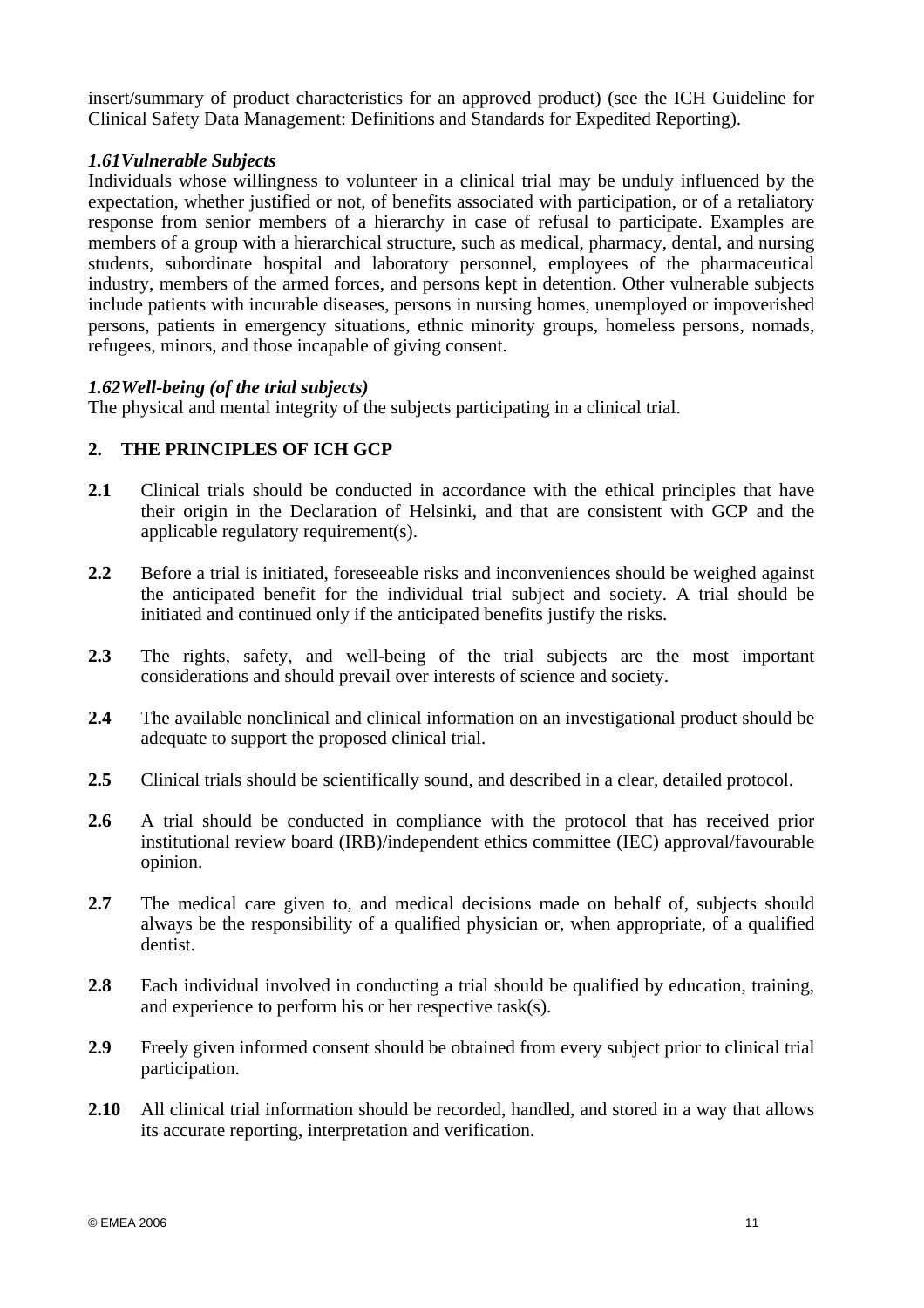insert/summary of product characteristics for an approved product) (see the ICH Guideline for Clinical Safety Data Management: Definitions and Standards for Expedited Reporting).

### *1.61 Vulnerable Subjects*

Individuals whose willingness to volunteer in a clinical trial may be unduly influenced by the expectation, whether justified or not, of benefits associated with participation, or of a retaliatory response from senior members of a hierarchy in case of refusal to participate. Examples are members of a group with a hierarchical structure, such as medical, pharmacy, dental, and nursing students, subordinate hospital and laboratory personnel, employees of the pharmaceutical industry, members of the armed forces, and persons kept in detention. Other vulnerable subjects include patients with incurable diseases, persons in nursing homes, unemployed or impoverished persons, patients in emergency situations, ethnic minority groups, homeless persons, nomads, refugees, minors, and those incapable of giving consent.

### *1.62 Well-being (of the trial subjects)*

The physical and mental integrity of the subjects participating in a clinical trial.

## 2. THE PRINCIPLES OF ICH GCP

**2.1** Clinical trials should be conducted in accordance with the ethical principles that have their origin in the Declaration of Helsinki, and that are consistent with GCP and the applicable regulatory requirement(s).

**2.2** Before a trial is initiated, foreseeable risks and inconveniences should be weighed against the anticipated benefit for the individual trial subject and society. A trial should be initiated and continued only if the anticipated benefits justify the risks.

**2.3** The rights, safety, and well-being of the trial subjects are the most important considerations and should prevail over interests of science and society.

**2.4** The available nonclinical and clinical information on an investigational product should be adequate to support the proposed clinical trial.

**2.5** Clinical trials should be scientifically sound, and described in a clear, detailed protocol.

**2.6** A trial should be conducted in compliance with the protocol that has received prior institutional review board (IRB)/independent ethics committee (IEC) approval/favourable opinion.

**2.7** The medical care given to, and medical decisions made on behalf of, subjects should always be the responsibility of a qualified physician or, when appropriate, of a qualified dentist.

**2.8** Each individual involved in conducting a trial should be qualified by education, training, and experience to perform his or her respective task(s).

**2.9** Freely given informed consent should be obtained from every subject prior to clinical trial participation.

**2.10** All clinical trial information should be recorded, handled, and stored in a way that allows its accurate reporting, interpretation and verification.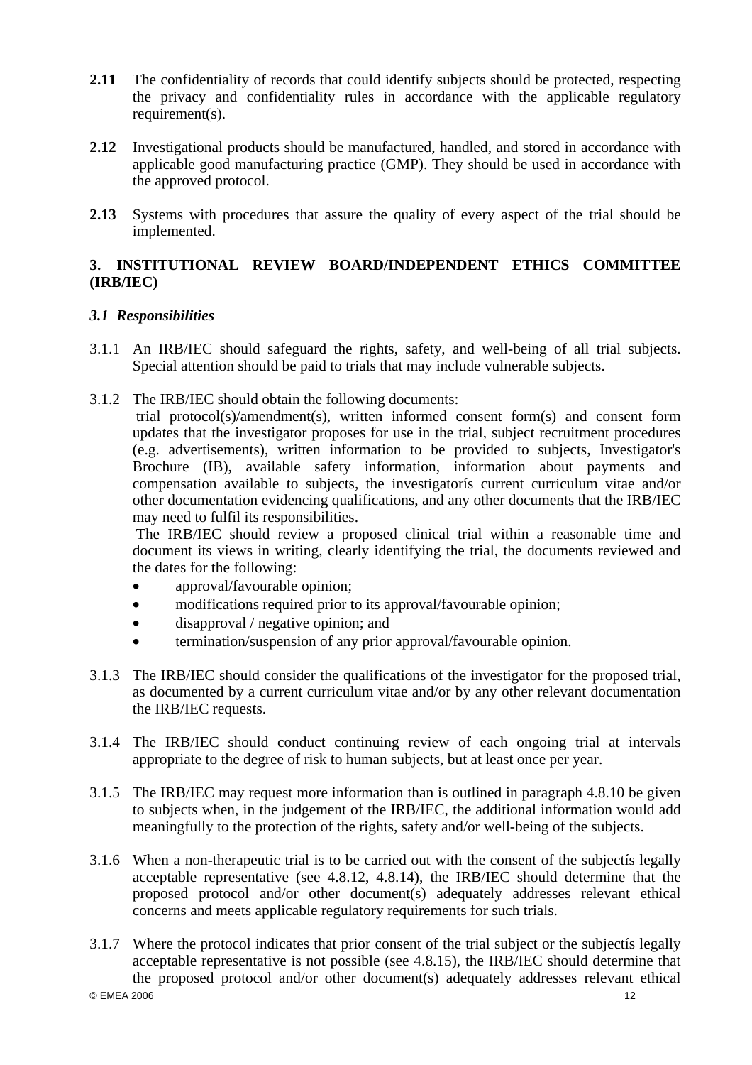**2.11** The confidentiality of records that could identify subjects should be protected, respecting the privacy and confidentiality rules in accordance with the applicable regulatory requirement(s).

**2.12** Investigational products should be manufactured, handled, and stored in accordance with applicable good manufacturing practice (GMP). They should be used in accordance with the approved protocol.

**2.13** Systems with procedures that assure the quality of every aspect of the trial should be implemented.

## 3. INSTITUTIONAL REVIEW BOARD/INDEPENDENT ETHICS COMMITTEE (IRB/IEC)

### *3.1 Responsibilities*

3.1.1 An IRB/IEC should safeguard the rights, safety, and well-being of all trial subjects. Special attention should be paid to trials that may include vulnerable subjects.

3.1.2 The IRB/IEC should obtain the following documents:
trial protocol(s)/amendment(s), written informed consent form(s) and consent form updates that the investigator proposes for use in the trial, subject recruitment procedures (e.g. advertisements), written information to be provided to subjects, Investigator's Brochure (IB), available safety information, information about payments and compensation available to subjects, the investigatorís current curriculum vitae and/or other documentation evidencing qualifications, and any other documents that the IRB/IEC may need to fulfil its responsibilities.
The IRB/IEC should review a proposed clinical trial within a reasonable time and document its views in writing, clearly identifying the trial, the documents reviewed and the dates for the following:

- approval/favourable opinion;
- modifications required prior to its approval/favourable opinion;
- disapproval / negative opinion; and
- termination/suspension of any prior approval/favourable opinion.

3.1.3 The IRB/IEC should consider the qualifications of the investigator for the proposed trial, as documented by a current curriculum vitae and/or by any other relevant documentation the IRB/IEC requests.

3.1.4 The IRB/IEC should conduct continuing review of each ongoing trial at intervals appropriate to the degree of risk to human subjects, but at least once per year.

3.1.5 The IRB/IEC may request more information than is outlined in paragraph 4.8.10 be given to subjects when, in the judgement of the IRB/IEC, the additional information would add meaningfully to the protection of the rights, safety and/or well-being of the subjects.

3.1.6 When a non-therapeutic trial is to be carried out with the consent of the subjectís legally acceptable representative (see 4.8.12, 4.8.14), the IRB/IEC should determine that the proposed protocol and/or other document(s) adequately addresses relevant ethical concerns and meets applicable regulatory requirements for such trials.

3.1.7 Where the protocol indicates that prior consent of the trial subject or the subjectís legally acceptable representative is not possible (see 4.8.15), the IRB/IEC should determine that the proposed protocol and/or other document(s) adequately addresses relevant ethical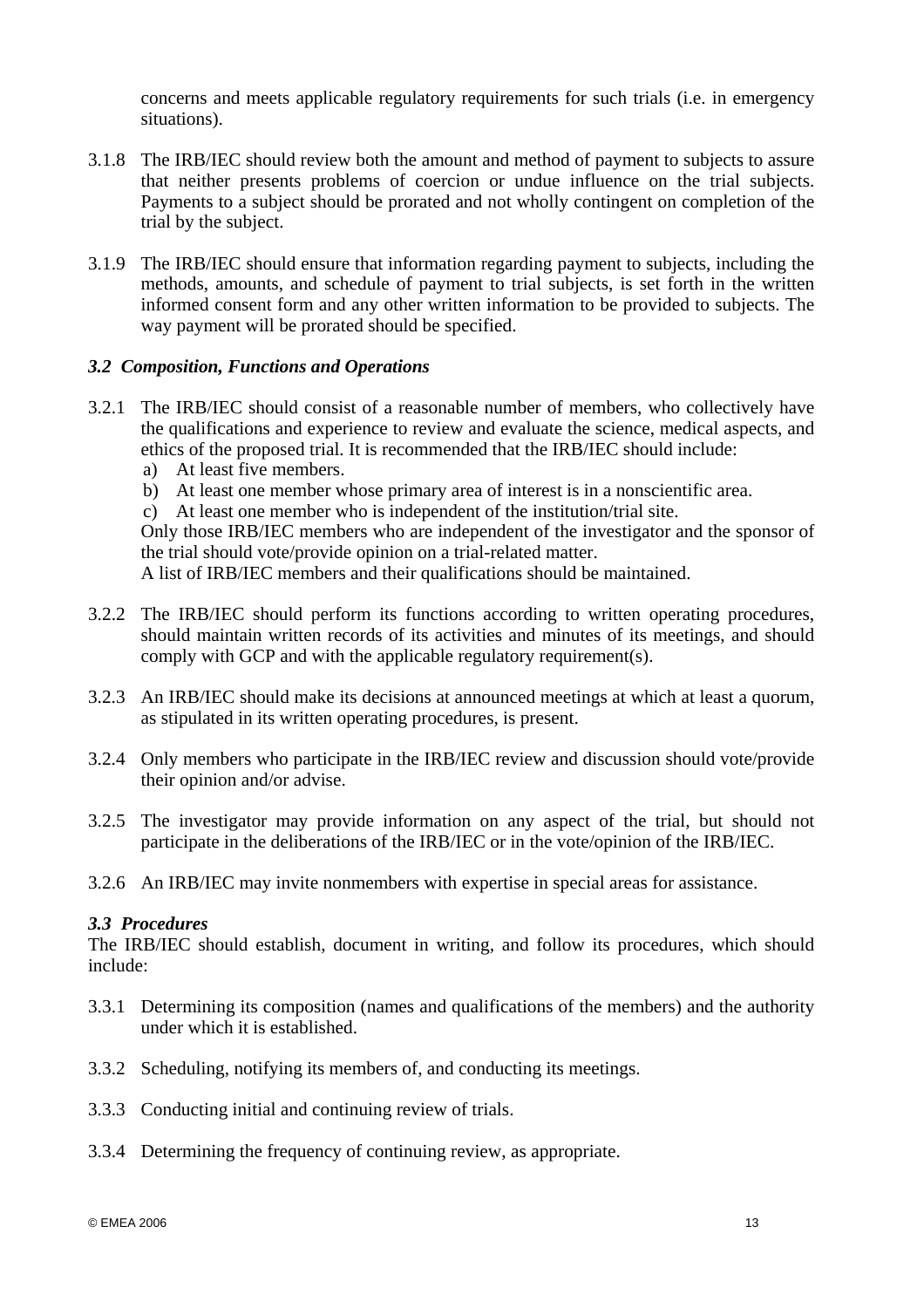concerns and meets applicable regulatory requirements for such trials (i.e. in emergency situations).

3.1.8 The IRB/IEC should review both the amount and method of payment to subjects to assure that neither presents problems of coercion or undue influence on the trial subjects. Payments to a subject should be prorated and not wholly contingent on completion of the trial by the subject.

3.1.9 The IRB/IEC should ensure that information regarding payment to subjects, including the methods, amounts, and schedule of payment to trial subjects, is set forth in the written informed consent form and any other written information to be provided to subjects. The way payment will be prorated should be specified.

### *3.2 Composition, Functions and Operations*

3.2.1 The IRB/IEC should consist of a reasonable number of members, who collectively have the qualifications and experience to review and evaluate the science, medical aspects, and ethics of the proposed trial. It is recommended that the IRB/IEC should include:

a) At least five members.

b) At least one member whose primary area of interest is in a nonscientific area.

c) At least one member who is independent of the institution/trial site.

Only those IRB/IEC members who are independent of the investigator and the sponsor of the trial should vote/provide opinion on a trial-related matter.

A list of IRB/IEC members and their qualifications should be maintained.

3.2.2 The IRB/IEC should perform its functions according to written operating procedures, should maintain written records of its activities and minutes of its meetings, and should comply with GCP and with the applicable regulatory requirement(s).

3.2.3 An IRB/IEC should make its decisions at announced meetings at which at least a quorum, as stipulated in its written operating procedures, is present.

3.2.4 Only members who participate in the IRB/IEC review and discussion should vote/provide their opinion and/or advise.

3.2.5 The investigator may provide information on any aspect of the trial, but should not participate in the deliberations of the IRB/IEC or in the vote/opinion of the IRB/IEC.

3.2.6 An IRB/IEC may invite nonmembers with expertise in special areas for assistance.

### *3.3 Procedures*

The IRB/IEC should establish, document in writing, and follow its procedures, which should include:

3.3.1 Determining its composition (names and qualifications of the members) and the authority under which it is established.

3.3.2 Scheduling, notifying its members of, and conducting its meetings.

3.3.3 Conducting initial and continuing review of trials.

3.3.4 Determining the frequency of continuing review, as appropriate.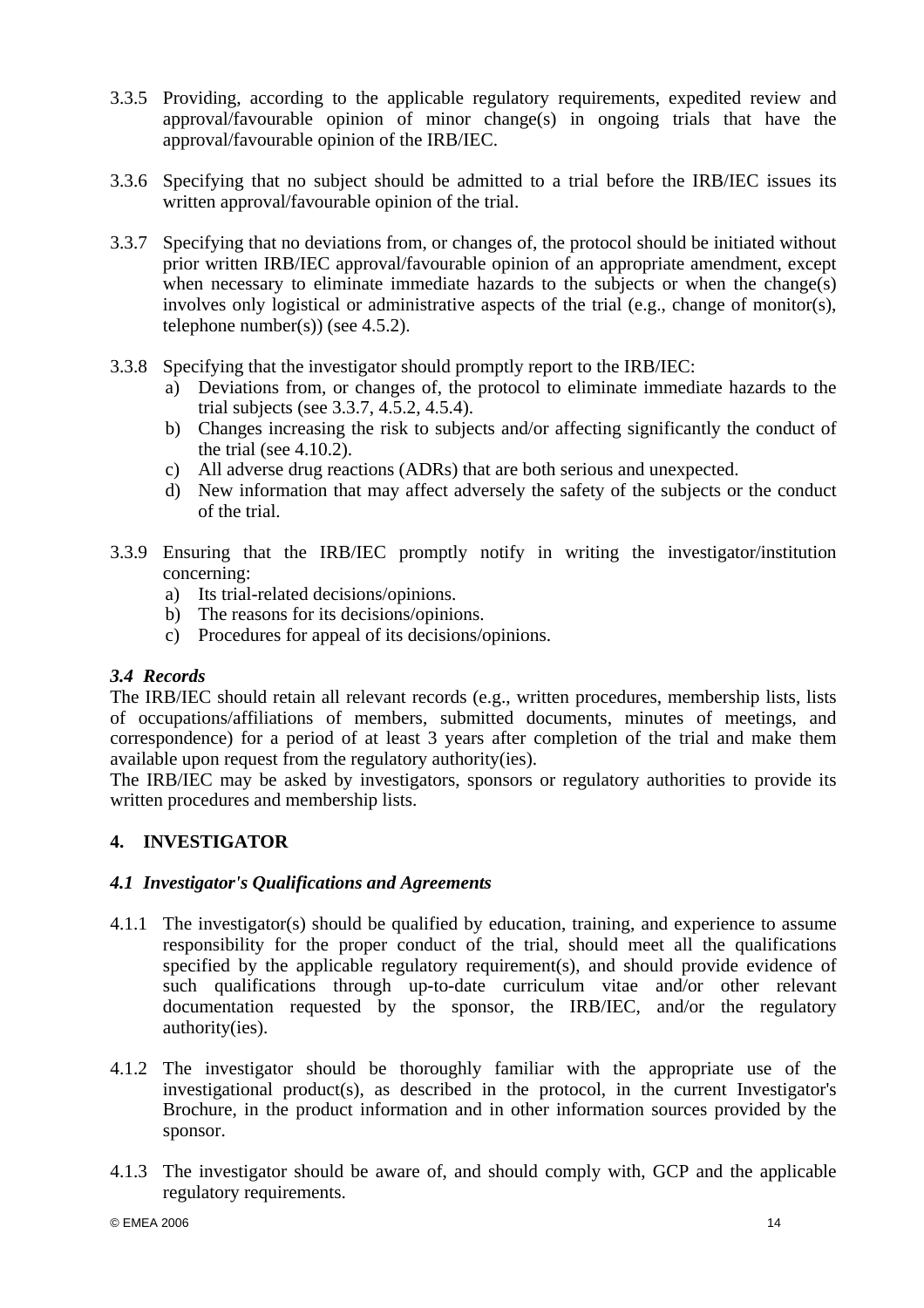3.3.5 Providing, according to the applicable regulatory requirements, expedited review and approval/favourable opinion of minor change(s) in ongoing trials that have the approval/favourable opinion of the IRB/IEC.

3.3.6 Specifying that no subject should be admitted to a trial before the IRB/IEC issues its written approval/favourable opinion of the trial.

3.3.7 Specifying that no deviations from, or changes of, the protocol should be initiated without prior written IRB/IEC approval/favourable opinion of an appropriate amendment, except when necessary to eliminate immediate hazards to the subjects or when the change(s) involves only logistical or administrative aspects of the trial (e.g., change of monitor(s), telephone number(s)) (see 4.5.2).

3.3.8 Specifying that the investigator should promptly report to the IRB/IEC:

a) Deviations from, or changes of, the protocol to eliminate immediate hazards to the trial subjects (see 3.3.7, 4.5.2, 4.5.4).
b) Changes increasing the risk to subjects and/or affecting significantly the conduct of the trial (see 4.10.2).
c) All adverse drug reactions (ADRs) that are both serious and unexpected.
d) New information that may affect adversely the safety of the subjects or the conduct of the trial.

3.3.9 Ensuring that the IRB/IEC promptly notify in writing the investigator/institution concerning:

a) Its trial-related decisions/opinions.
b) The reasons for its decisions/opinions.
c) Procedures for appeal of its decisions/opinions.

### *3.4 Records*

The IRB/IEC should retain all relevant records (e.g., written procedures, membership lists, lists of occupations/affiliations of members, submitted documents, minutes of meetings, and correspondence) for a period of at least 3 years after completion of the trial and make them available upon request from the regulatory authority(ies).
The IRB/IEC may be asked by investigators, sponsors or regulatory authorities to provide its written procedures and membership lists.

## 4. INVESTIGATOR

### *4.1 Investigator's Qualifications and Agreements*

4.1.1 The investigator(s) should be qualified by education, training, and experience to assume responsibility for the proper conduct of the trial, should meet all the qualifications specified by the applicable regulatory requirement(s), and should provide evidence of such qualifications through up-to-date curriculum vitae and/or other relevant documentation requested by the sponsor, the IRB/IEC, and/or the regulatory authority(ies).

4.1.2 The investigator should be thoroughly familiar with the appropriate use of the investigational product(s), as described in the protocol, in the current Investigator's Brochure, in the product information and in other information sources provided by the sponsor.

4.1.3 The investigator should be aware of, and should comply with, GCP and the applicable regulatory requirements.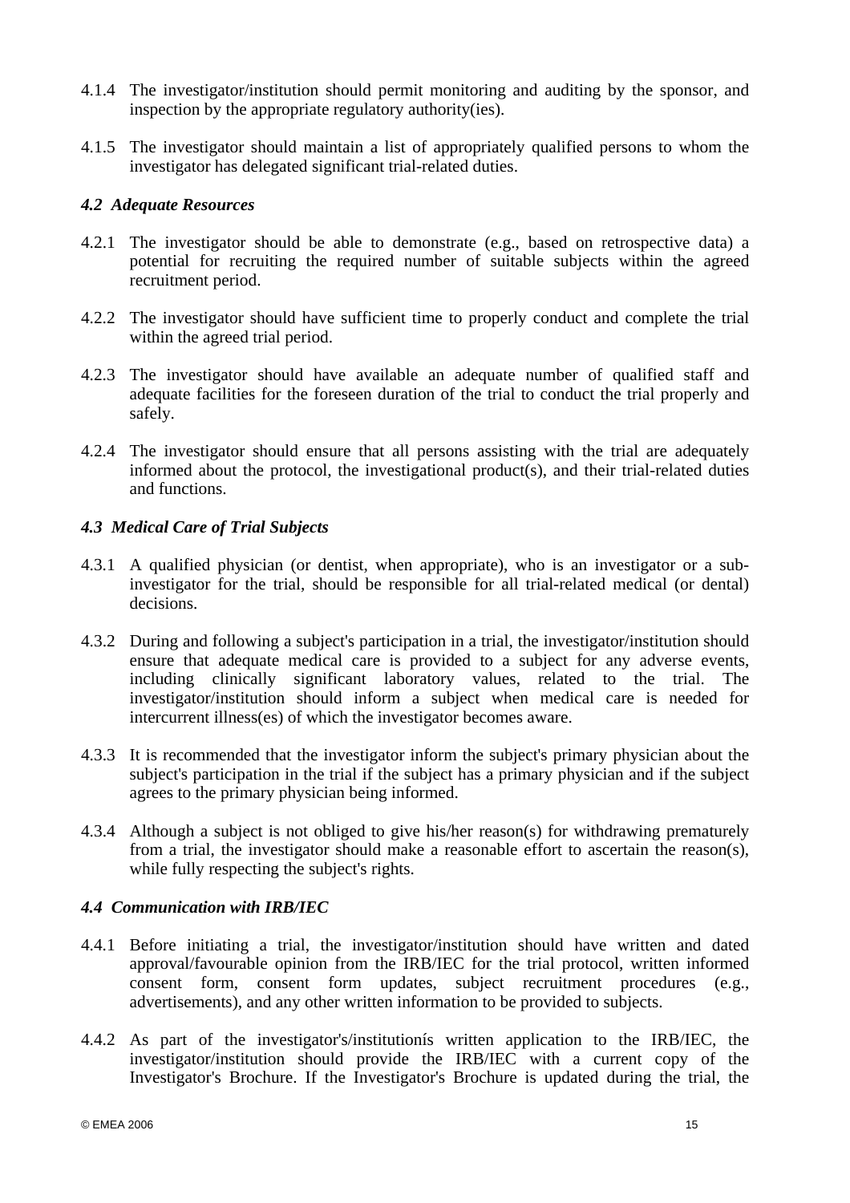4.1.4 The investigator/institution should permit monitoring and auditing by the sponsor, and inspection by the appropriate regulatory authority(ies).

4.1.5 The investigator should maintain a list of appropriately qualified persons to whom the investigator has delegated significant trial-related duties.

### *4.2 Adequate Resources*

4.2.1 The investigator should be able to demonstrate (e.g., based on retrospective data) a potential for recruiting the required number of suitable subjects within the agreed recruitment period.

4.2.2 The investigator should have sufficient time to properly conduct and complete the trial within the agreed trial period.

4.2.3 The investigator should have available an adequate number of qualified staff and adequate facilities for the foreseen duration of the trial to conduct the trial properly and safely.

4.2.4 The investigator should ensure that all persons assisting with the trial are adequately informed about the protocol, the investigational product(s), and their trial-related duties and functions.

### *4.3 Medical Care of Trial Subjects*

4.3.1 A qualified physician (or dentist, when appropriate), who is an investigator or a sub-investigator for the trial, should be responsible for all trial-related medical (or dental) decisions.

4.3.2 During and following a subject's participation in a trial, the investigator/institution should ensure that adequate medical care is provided to a subject for any adverse events, including clinically significant laboratory values, related to the trial. The investigator/institution should inform a subject when medical care is needed for intercurrent illness(es) of which the investigator becomes aware.

4.3.3 It is recommended that the investigator inform the subject's primary physician about the subject's participation in the trial if the subject has a primary physician and if the subject agrees to the primary physician being informed.

4.3.4 Although a subject is not obliged to give his/her reason(s) for withdrawing prematurely from a trial, the investigator should make a reasonable effort to ascertain the reason(s), while fully respecting the subject's rights.

### *4.4 Communication with IRB/IEC*

4.4.1 Before initiating a trial, the investigator/institution should have written and dated approval/favourable opinion from the IRB/IEC for the trial protocol, written informed consent form, consent form updates, subject recruitment procedures (e.g., advertisements), and any other written information to be provided to subjects.

4.4.2 As part of the investigator's/institutioní s written application to the IRB/IEC, the investigator/institution should provide the IRB/IEC with a current copy of the Investigator's Brochure. If the Investigator's Brochure is updated during the trial, the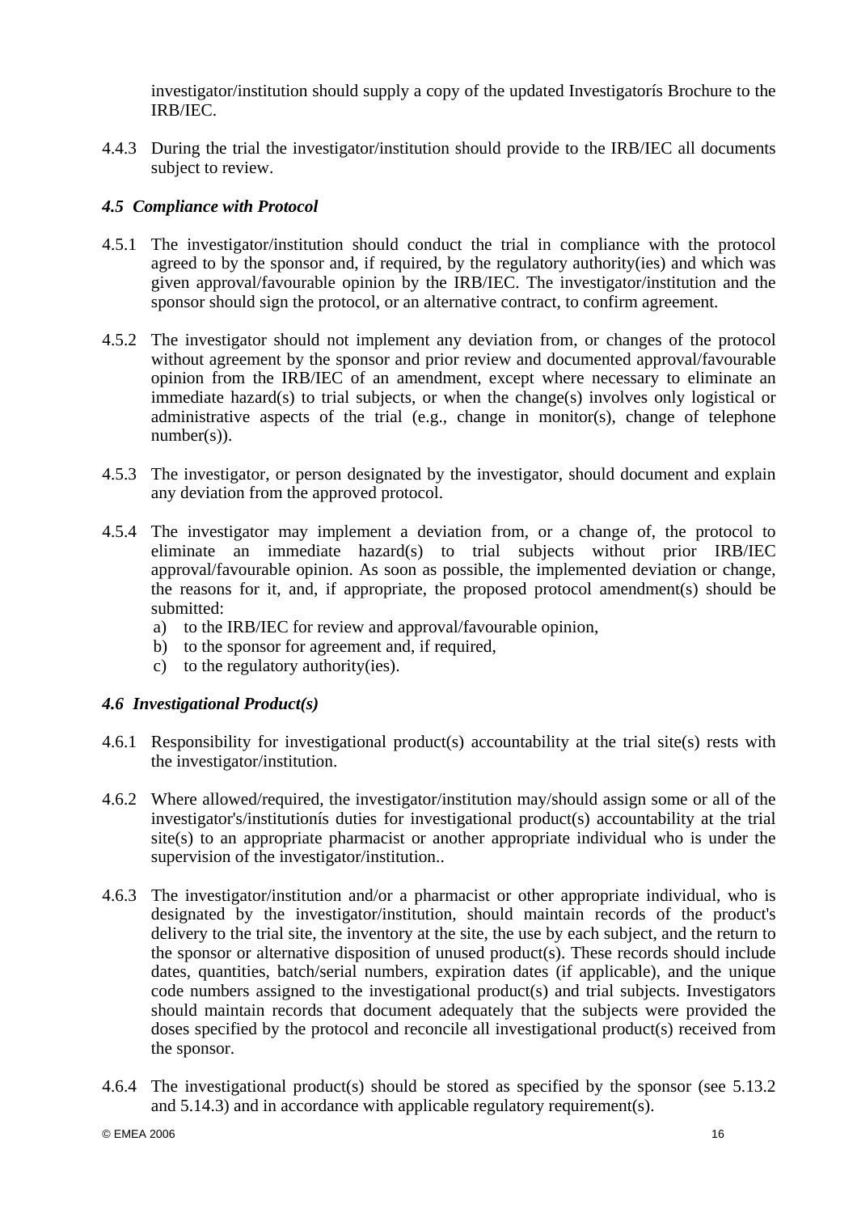investigator/institution should supply a copy of the updated Investigatorís Brochure to the IRB/IEC.

4.4.3 During the trial the investigator/institution should provide to the IRB/IEC all documents subject to review.

### *4.5 Compliance with Protocol*

4.5.1 The investigator/institution should conduct the trial in compliance with the protocol agreed to by the sponsor and, if required, by the regulatory authority(ies) and which was given approval/favourable opinion by the IRB/IEC. The investigator/institution and the sponsor should sign the protocol, or an alternative contract, to confirm agreement.

4.5.2 The investigator should not implement any deviation from, or changes of the protocol without agreement by the sponsor and prior review and documented approval/favourable opinion from the IRB/IEC of an amendment, except where necessary to eliminate an immediate hazard(s) to trial subjects, or when the change(s) involves only logistical or administrative aspects of the trial (e.g., change in monitor(s), change of telephone number(s)).

4.5.3 The investigator, or person designated by the investigator, should document and explain any deviation from the approved protocol.

4.5.4 The investigator may implement a deviation from, or a change of, the protocol to eliminate an immediate hazard(s) to trial subjects without prior IRB/IEC approval/favourable opinion. As soon as possible, the implemented deviation or change, the reasons for it, and, if appropriate, the proposed protocol amendment(s) should be submitted:
   a) to the IRB/IEC for review and approval/favourable opinion,
   b) to the sponsor for agreement and, if required,
   c) to the regulatory authority(ies).

### *4.6 Investigational Product(s)*

4.6.1 Responsibility for investigational product(s) accountability at the trial site(s) rests with the investigator/institution.

4.6.2 Where allowed/required, the investigator/institution may/should assign some or all of the investigator's/institutionís duties for investigational product(s) accountability at the trial site(s) to an appropriate pharmacist or another appropriate individual who is under the supervision of the investigator/institution..

4.6.3 The investigator/institution and/or a pharmacist or other appropriate individual, who is designated by the investigator/institution, should maintain records of the product's delivery to the trial site, the inventory at the site, the use by each subject, and the return to the sponsor or alternative disposition of unused product(s). These records should include dates, quantities, batch/serial numbers, expiration dates (if applicable), and the unique code numbers assigned to the investigational product(s) and trial subjects. Investigators should maintain records that document adequately that the subjects were provided the doses specified by the protocol and reconcile all investigational product(s) received from the sponsor.

4.6.4 The investigational product(s) should be stored as specified by the sponsor (see 5.13.2 and 5.14.3) and in accordance with applicable regulatory requirement(s).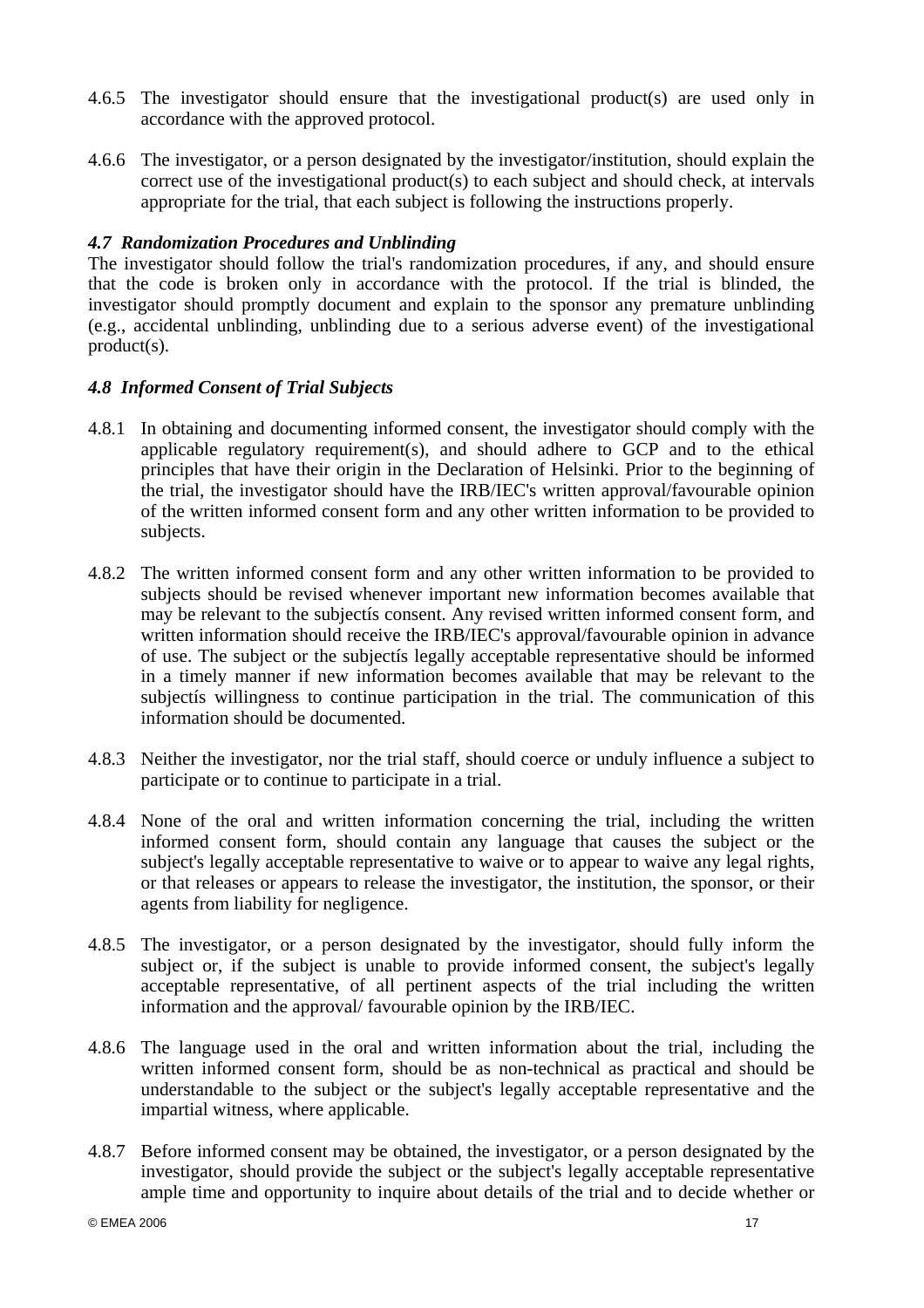4.6.5 The investigator should ensure that the investigational product(s) are used only in accordance with the approved protocol.

4.6.6 The investigator, or a person designated by the investigator/institution, should explain the correct use of the investigational product(s) to each subject and should check, at intervals appropriate for the trial, that each subject is following the instructions properly.

### *4.7 Randomization Procedures and Unblinding*

The investigator should follow the trial's randomization procedures, if any, and should ensure that the code is broken only in accordance with the protocol. If the trial is blinded, the investigator should promptly document and explain to the sponsor any premature unblinding (e.g., accidental unblinding, unblinding due to a serious adverse event) of the investigational product(s).

### *4.8 Informed Consent of Trial Subjects*

4.8.1 In obtaining and documenting informed consent, the investigator should comply with the applicable regulatory requirement(s), and should adhere to GCP and to the ethical principles that have their origin in the Declaration of Helsinki. Prior to the beginning of the trial, the investigator should have the IRB/IEC's written approval/favourable opinion of the written informed consent form and any other written information to be provided to subjects.

4.8.2 The written informed consent form and any other written information to be provided to subjects should be revised whenever important new information becomes available that may be relevant to the subjectís consent. Any revised written informed consent form, and written information should receive the IRB/IEC's approval/favourable opinion in advance of use. The subject or the subjectís legally acceptable representative should be informed in a timely manner if new information becomes available that may be relevant to the subjectís willingness to continue participation in the trial. The communication of this information should be documented.

4.8.3 Neither the investigator, nor the trial staff, should coerce or unduly influence a subject to participate or to continue to participate in a trial.

4.8.4 None of the oral and written information concerning the trial, including the written informed consent form, should contain any language that causes the subject or the subject's legally acceptable representative to waive or to appear to waive any legal rights, or that releases or appears to release the investigator, the institution, the sponsor, or their agents from liability for negligence.

4.8.5 The investigator, or a person designated by the investigator, should fully inform the subject or, if the subject is unable to provide informed consent, the subject's legally acceptable representative, of all pertinent aspects of the trial including the written information and the approval/ favourable opinion by the IRB/IEC.

4.8.6 The language used in the oral and written information about the trial, including the written informed consent form, should be as non-technical as practical and should be understandable to the subject or the subject's legally acceptable representative and the impartial witness, where applicable.

4.8.7 Before informed consent may be obtained, the investigator, or a person designated by the investigator, should provide the subject or the subject's legally acceptable representative ample time and opportunity to inquire about details of the trial and to decide whether or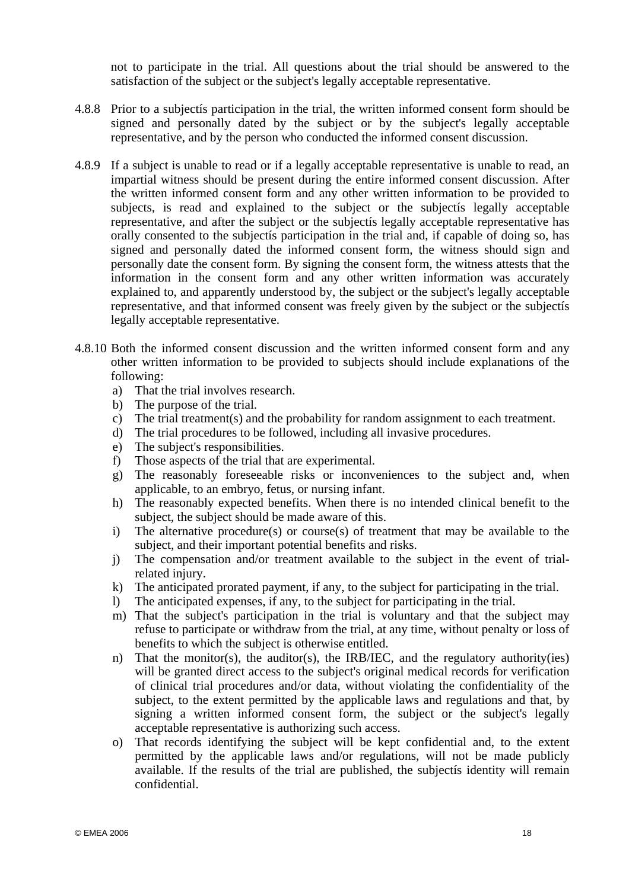not to participate in the trial. All questions about the trial should be answered to the satisfaction of the subject or the subject's legally acceptable representative.

4.8.8 Prior to a subjectís participation in the trial, the written informed consent form should be signed and personally dated by the subject or by the subject's legally acceptable representative, and by the person who conducted the informed consent discussion.

4.8.9 If a subject is unable to read or if a legally acceptable representative is unable to read, an impartial witness should be present during the entire informed consent discussion. After the written informed consent form and any other written information to be provided to subjects, is read and explained to the subject or the subjectís legally acceptable representative, and after the subject or the subjectís legally acceptable representative has orally consented to the subjectís participation in the trial and, if capable of doing so, has signed and personally dated the informed consent form, the witness should sign and personally date the consent form. By signing the consent form, the witness attests that the information in the consent form and any other written information was accurately explained to, and apparently understood by, the subject or the subject's legally acceptable representative, and that informed consent was freely given by the subject or the subjectís legally acceptable representative.

4.8.10 Both the informed consent discussion and the written informed consent form and any other written information to be provided to subjects should include explanations of the following:

a) That the trial involves research.
b) The purpose of the trial.
c) The trial treatment(s) and the probability for random assignment to each treatment.
d) The trial procedures to be followed, including all invasive procedures.
e) The subject's responsibilities.
f) Those aspects of the trial that are experimental.
g) The reasonably foreseeable risks or inconveniences to the subject and, when applicable, to an embryo, fetus, or nursing infant.
h) The reasonably expected benefits. When there is no intended clinical benefit to the subject, the subject should be made aware of this.
i) The alternative procedure(s) or course(s) of treatment that may be available to the subject, and their important potential benefits and risks.
j) The compensation and/or treatment available to the subject in the event of trial-related injury.
k) The anticipated prorated payment, if any, to the subject for participating in the trial.
l) The anticipated expenses, if any, to the subject for participating in the trial.
m) That the subject's participation in the trial is voluntary and that the subject may refuse to participate or withdraw from the trial, at any time, without penalty or loss of benefits to which the subject is otherwise entitled.
n) That the monitor(s), the auditor(s), the IRB/IEC, and the regulatory authority(ies) will be granted direct access to the subject's original medical records for verification of clinical trial procedures and/or data, without violating the confidentiality of the subject, to the extent permitted by the applicable laws and regulations and that, by signing a written informed consent form, the subject or the subject's legally acceptable representative is authorizing such access.
o) That records identifying the subject will be kept confidential and, to the extent permitted by the applicable laws and/or regulations, will not be made publicly available. If the results of the trial are published, the subjectís identity will remain confidential.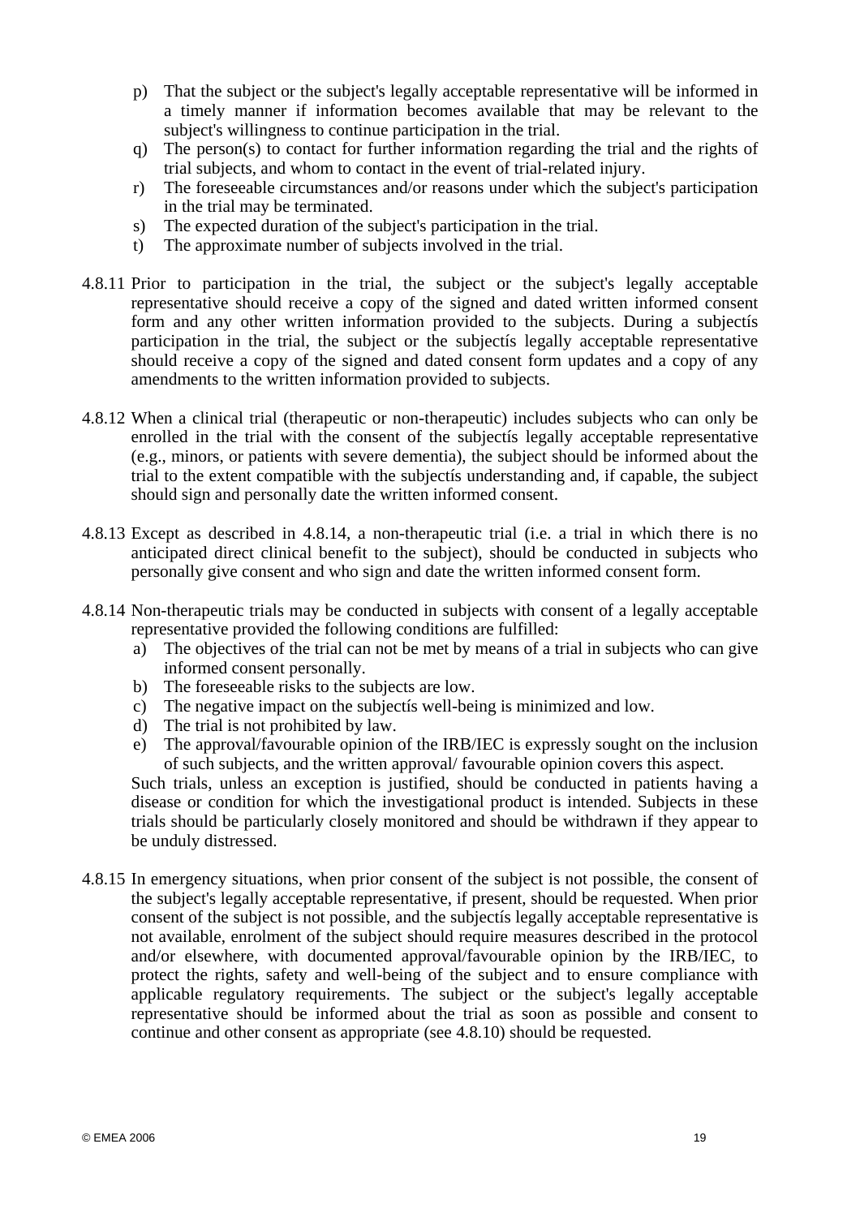p) That the subject or the subject's legally acceptable representative will be informed in a timely manner if information becomes available that may be relevant to the subject's willingness to continue participation in the trial.
q) The person(s) to contact for further information regarding the trial and the rights of trial subjects, and whom to contact in the event of trial-related injury.
r) The foreseeable circumstances and/or reasons under which the subject's participation in the trial may be terminated.
s) The expected duration of the subject's participation in the trial.
t) The approximate number of subjects involved in the trial.

4.8.11 Prior to participation in the trial, the subject or the subject's legally acceptable representative should receive a copy of the signed and dated written informed consent form and any other written information provided to the subjects. During a subjectís participation in the trial, the subject or the subjectís legally acceptable representative should receive a copy of the signed and dated consent form updates and a copy of any amendments to the written information provided to subjects.

4.8.12 When a clinical trial (therapeutic or non-therapeutic) includes subjects who can only be enrolled in the trial with the consent of the subjectís legally acceptable representative (e.g., minors, or patients with severe dementia), the subject should be informed about the trial to the extent compatible with the subjectís understanding and, if capable, the subject should sign and personally date the written informed consent.

4.8.13 Except as described in 4.8.14, a non-therapeutic trial (i.e. a trial in which there is no anticipated direct clinical benefit to the subject), should be conducted in subjects who personally give consent and who sign and date the written informed consent form.

4.8.14 Non-therapeutic trials may be conducted in subjects with consent of a legally acceptable representative provided the following conditions are fulfilled:

a) The objectives of the trial can not be met by means of a trial in subjects who can give informed consent personally.
b) The foreseeable risks to the subjects are low.
c) The negative impact on the subjectís well-being is minimized and low.
d) The trial is not prohibited by law.
e) The approval/favourable opinion of the IRB/IEC is expressly sought on the inclusion of such subjects, and the written approval/ favourable opinion covers this aspect.

Such trials, unless an exception is justified, should be conducted in patients having a disease or condition for which the investigational product is intended. Subjects in these trials should be particularly closely monitored and should be withdrawn if they appear to be unduly distressed.

4.8.15 In emergency situations, when prior consent of the subject is not possible, the consent of the subject's legally acceptable representative, if present, should be requested. When prior consent of the subject is not possible, and the subjectís legally acceptable representative is not available, enrolment of the subject should require measures described in the protocol and/or elsewhere, with documented approval/favourable opinion by the IRB/IEC, to protect the rights, safety and well-being of the subject and to ensure compliance with applicable regulatory requirements. The subject or the subject's legally acceptable representative should be informed about the trial as soon as possible and consent to continue and other consent as appropriate (see 4.8.10) should be requested.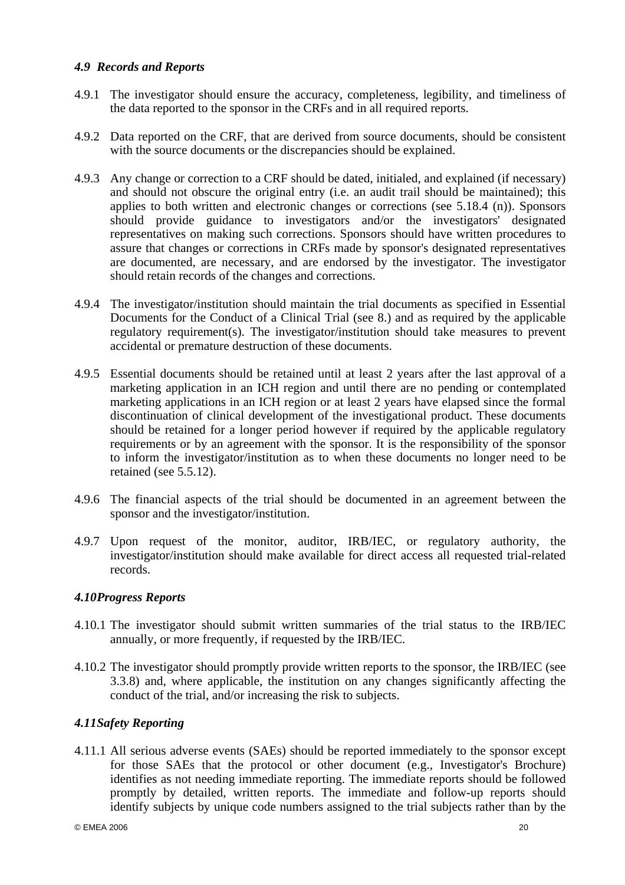### *4.9 Records and Reports*

4.9.1 The investigator should ensure the accuracy, completeness, legibility, and timeliness of the data reported to the sponsor in the CRFs and in all required reports.

4.9.2 Data reported on the CRF, that are derived from source documents, should be consistent with the source documents or the discrepancies should be explained.

4.9.3 Any change or correction to a CRF should be dated, initialed, and explained (if necessary) and should not obscure the original entry (i.e. an audit trail should be maintained); this applies to both written and electronic changes or corrections (see 5.18.4 (n)). Sponsors should provide guidance to investigators and/or the investigators' designated representatives on making such corrections. Sponsors should have written procedures to assure that changes or corrections in CRFs made by sponsor's designated representatives are documented, are necessary, and are endorsed by the investigator. The investigator should retain records of the changes and corrections.

4.9.4 The investigator/institution should maintain the trial documents as specified in Essential Documents for the Conduct of a Clinical Trial (see 8.) and as required by the applicable regulatory requirement(s). The investigator/institution should take measures to prevent accidental or premature destruction of these documents.

4.9.5 Essential documents should be retained until at least 2 years after the last approval of a marketing application in an ICH region and until there are no pending or contemplated marketing applications in an ICH region or at least 2 years have elapsed since the formal discontinuation of clinical development of the investigational product. These documents should be retained for a longer period however if required by the applicable regulatory requirements or by an agreement with the sponsor. It is the responsibility of the sponsor to inform the investigator/institution as to when these documents no longer need to be retained (see 5.5.12).

4.9.6 The financial aspects of the trial should be documented in an agreement between the sponsor and the investigator/institution.

4.9.7 Upon request of the monitor, auditor, IRB/IEC, or regulatory authority, the investigator/institution should make available for direct access all requested trial-related records.

### *4.10 Progress Reports*

4.10.1 The investigator should submit written summaries of the trial status to the IRB/IEC annually, or more frequently, if requested by the IRB/IEC.

4.10.2 The investigator should promptly provide written reports to the sponsor, the IRB/IEC (see 3.3.8) and, where applicable, the institution on any changes significantly affecting the conduct of the trial, and/or increasing the risk to subjects.

### *4.11 Safety Reporting*

4.11.1 All serious adverse events (SAEs) should be reported immediately to the sponsor except for those SAEs that the protocol or other document (e.g., Investigator's Brochure) identifies as not needing immediate reporting. The immediate reports should be followed promptly by detailed, written reports. The immediate and follow-up reports should identify subjects by unique code numbers assigned to the trial subjects rather than by the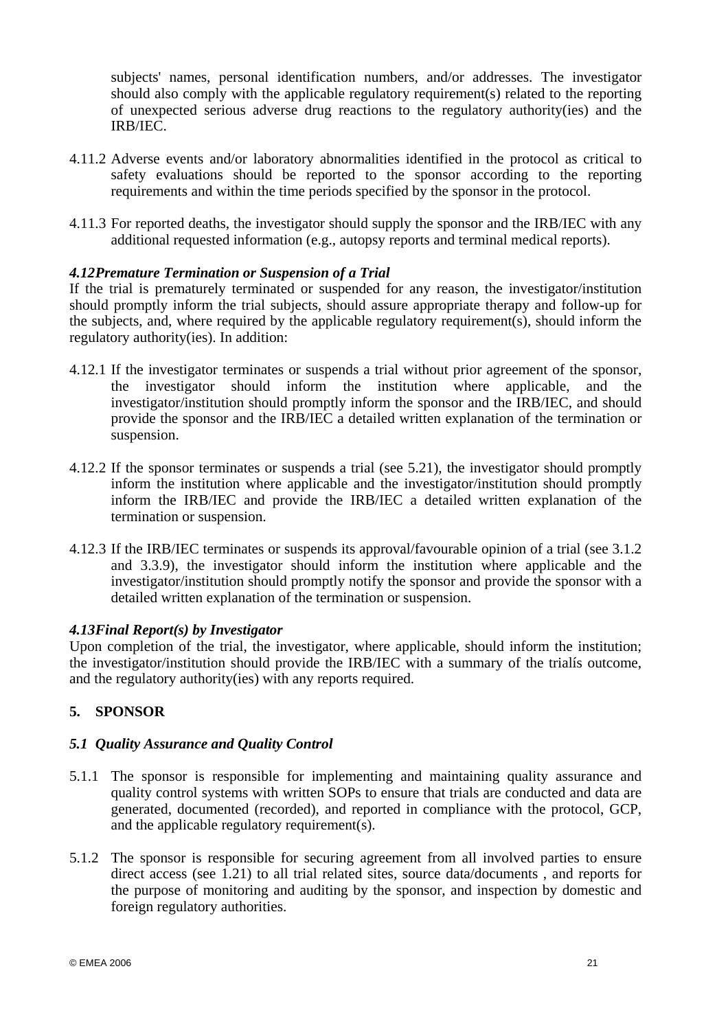subjects' names, personal identification numbers, and/or addresses. The investigator should also comply with the applicable regulatory requirement(s) related to the reporting of unexpected serious adverse drug reactions to the regulatory authority(ies) and the IRB/IEC.

4.11.2 Adverse events and/or laboratory abnormalities identified in the protocol as critical to safety evaluations should be reported to the sponsor according to the reporting requirements and within the time periods specified by the sponsor in the protocol.

4.11.3 For reported deaths, the investigator should supply the sponsor and the IRB/IEC with any additional requested information (e.g., autopsy reports and terminal medical reports).

### *4.12Premature Termination or Suspension of a Trial*

If the trial is prematurely terminated or suspended for any reason, the investigator/institution should promptly inform the trial subjects, should assure appropriate therapy and follow-up for the subjects, and, where required by the applicable regulatory requirement(s), should inform the regulatory authority(ies). In addition:

4.12.1 If the investigator terminates or suspends a trial without prior agreement of the sponsor, the investigator should inform the institution where applicable, and the investigator/institution should promptly inform the sponsor and the IRB/IEC, and should provide the sponsor and the IRB/IEC a detailed written explanation of the termination or suspension.

4.12.2 If the sponsor terminates or suspends a trial (see 5.21), the investigator should promptly inform the institution where applicable and the investigator/institution should promptly inform the IRB/IEC and provide the IRB/IEC a detailed written explanation of the termination or suspension.

4.12.3 If the IRB/IEC terminates or suspends its approval/favourable opinion of a trial (see 3.1.2 and 3.3.9), the investigator should inform the institution where applicable and the investigator/institution should promptly notify the sponsor and provide the sponsor with a detailed written explanation of the termination or suspension.

### *4.13Final Report(s) by Investigator*

Upon completion of the trial, the investigator, where applicable, should inform the institution; the investigator/institution should provide the IRB/IEC with a summary of the trialís outcome, and the regulatory authority(ies) with any reports required.

## 5. SPONSOR

### *5.1 Quality Assurance and Quality Control*

5.1.1 The sponsor is responsible for implementing and maintaining quality assurance and quality control systems with written SOPs to ensure that trials are conducted and data are generated, documented (recorded), and reported in compliance with the protocol, GCP, and the applicable regulatory requirement(s).

5.1.2 The sponsor is responsible for securing agreement from all involved parties to ensure direct access (see 1.21) to all trial related sites, source data/documents , and reports for the purpose of monitoring and auditing by the sponsor, and inspection by domestic and foreign regulatory authorities.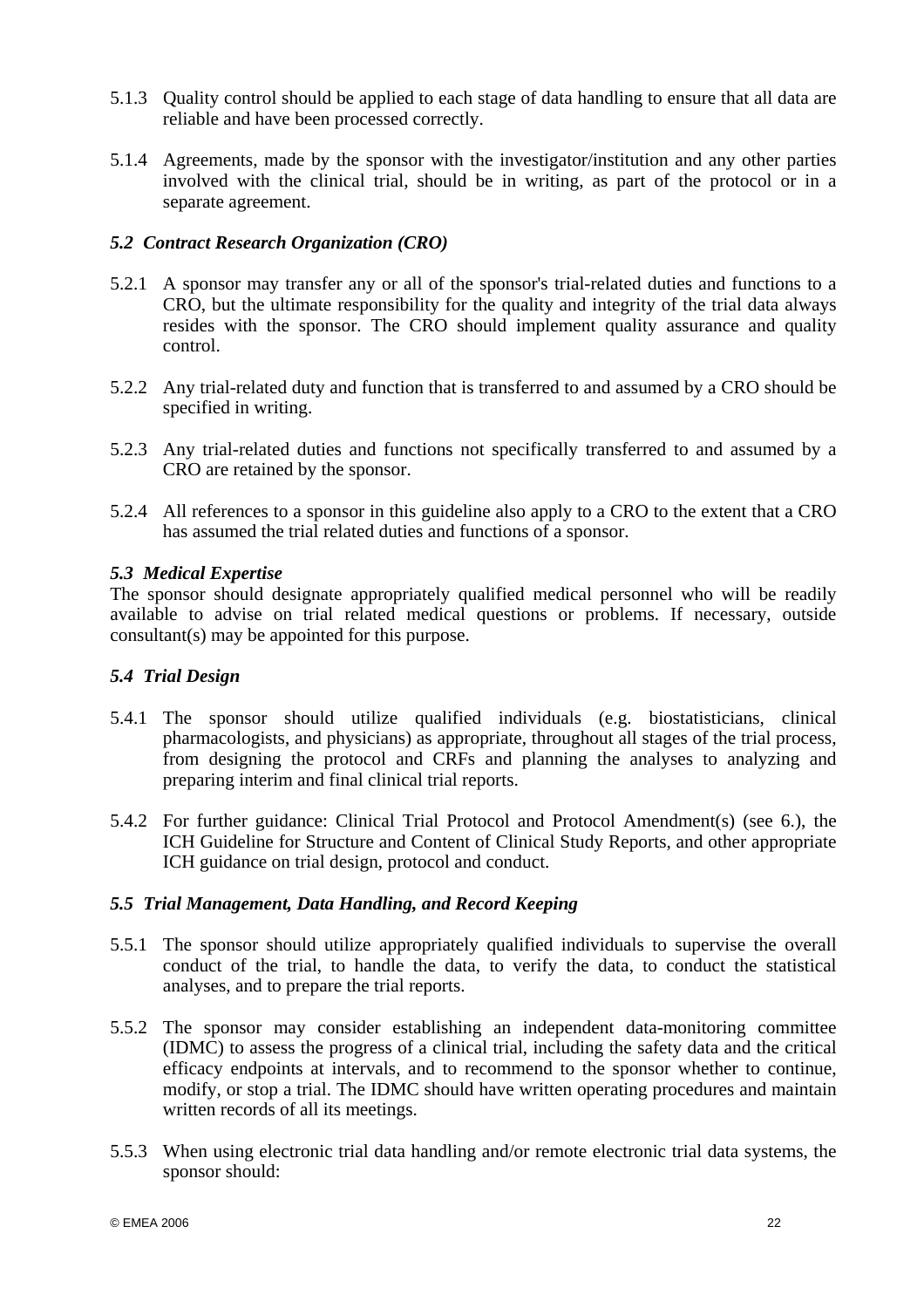5.1.3 Quality control should be applied to each stage of data handling to ensure that all data are reliable and have been processed correctly.

5.1.4 Agreements, made by the sponsor with the investigator/institution and any other parties involved with the clinical trial, should be in writing, as part of the protocol or in a separate agreement.

### *5.2 Contract Research Organization (CRO)*

5.2.1 A sponsor may transfer any or all of the sponsor's trial-related duties and functions to a CRO, but the ultimate responsibility for the quality and integrity of the trial data always resides with the sponsor. The CRO should implement quality assurance and quality control.

5.2.2 Any trial-related duty and function that is transferred to and assumed by a CRO should be specified in writing.

5.2.3 Any trial-related duties and functions not specifically transferred to and assumed by a CRO are retained by the sponsor.

5.2.4 All references to a sponsor in this guideline also apply to a CRO to the extent that a CRO has assumed the trial related duties and functions of a sponsor.

### *5.3 Medical Expertise*

The sponsor should designate appropriately qualified medical personnel who will be readily available to advise on trial related medical questions or problems. If necessary, outside consultant(s) may be appointed for this purpose.

### *5.4 Trial Design*

5.4.1 The sponsor should utilize qualified individuals (e.g. biostatisticians, clinical pharmacologists, and physicians) as appropriate, throughout all stages of the trial process, from designing the protocol and CRFs and planning the analyses to analyzing and preparing interim and final clinical trial reports.

5.4.2 For further guidance: Clinical Trial Protocol and Protocol Amendment(s) (see 6.), the ICH Guideline for Structure and Content of Clinical Study Reports, and other appropriate ICH guidance on trial design, protocol and conduct.

### *5.5 Trial Management, Data Handling, and Record Keeping*

5.5.1 The sponsor should utilize appropriately qualified individuals to supervise the overall conduct of the trial, to handle the data, to verify the data, to conduct the statistical analyses, and to prepare the trial reports.

5.5.2 The sponsor may consider establishing an independent data-monitoring committee (IDMC) to assess the progress of a clinical trial, including the safety data and the critical efficacy endpoints at intervals, and to recommend to the sponsor whether to continue, modify, or stop a trial. The IDMC should have written operating procedures and maintain written records of all its meetings.

5.5.3 When using electronic trial data handling and/or remote electronic trial data systems, the sponsor should: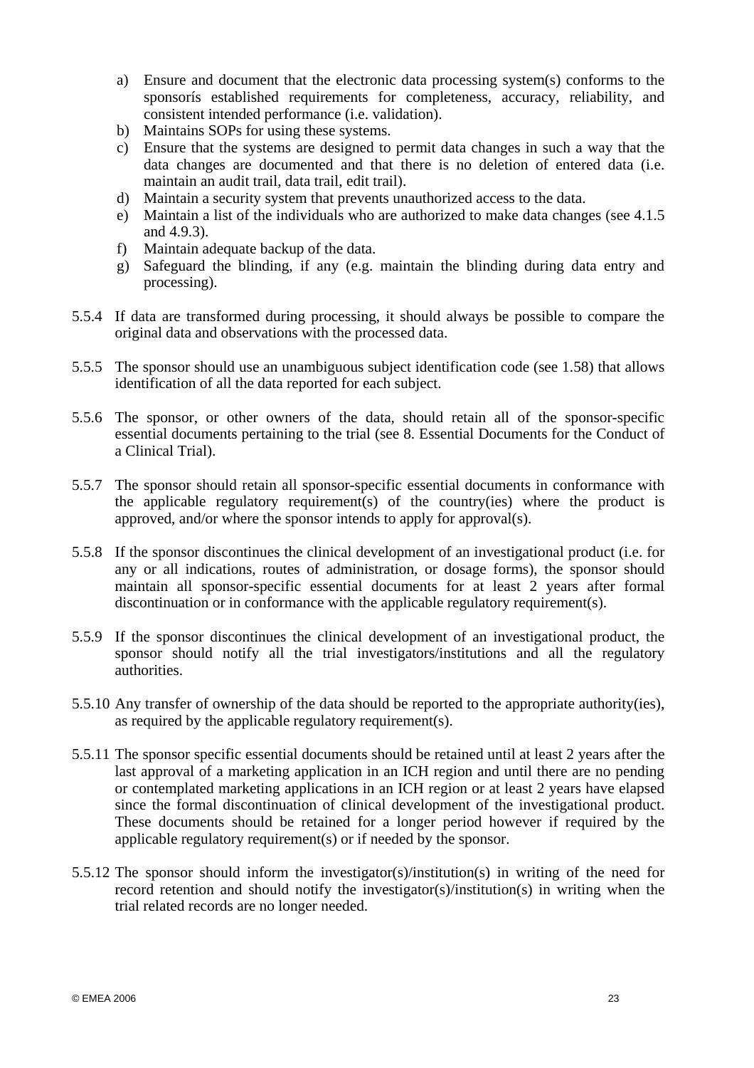a) Ensure and document that the electronic data processing system(s) conforms to the sponsorís established requirements for completeness, accuracy, reliability, and consistent intended performance (i.e. validation).
b) Maintains SOPs for using these systems.
c) Ensure that the systems are designed to permit data changes in such a way that the data changes are documented and that there is no deletion of entered data (i.e. maintain an audit trail, data trail, edit trail).
d) Maintain a security system that prevents unauthorized access to the data.
e) Maintain a list of the individuals who are authorized to make data changes (see 4.1.5 and 4.9.3).
f) Maintain adequate backup of the data.
g) Safeguard the blinding, if any (e.g. maintain the blinding during data entry and processing).

5.5.4 If data are transformed during processing, it should always be possible to compare the original data and observations with the processed data.

5.5.5 The sponsor should use an unambiguous subject identification code (see 1.58) that allows identification of all the data reported for each subject.

5.5.6 The sponsor, or other owners of the data, should retain all of the sponsor-specific essential documents pertaining to the trial (see 8. Essential Documents for the Conduct of a Clinical Trial).

5.5.7 The sponsor should retain all sponsor-specific essential documents in conformance with the applicable regulatory requirement(s) of the country(ies) where the product is approved, and/or where the sponsor intends to apply for approval(s).

5.5.8 If the sponsor discontinues the clinical development of an investigational product (i.e. for any or all indications, routes of administration, or dosage forms), the sponsor should maintain all sponsor-specific essential documents for at least 2 years after formal discontinuation or in conformance with the applicable regulatory requirement(s).

5.5.9 If the sponsor discontinues the clinical development of an investigational product, the sponsor should notify all the trial investigators/institutions and all the regulatory authorities.

5.5.10 Any transfer of ownership of the data should be reported to the appropriate authority(ies), as required by the applicable regulatory requirement(s).

5.5.11 The sponsor specific essential documents should be retained until at least 2 years after the last approval of a marketing application in an ICH region and until there are no pending or contemplated marketing applications in an ICH region or at least 2 years have elapsed since the formal discontinuation of clinical development of the investigational product. These documents should be retained for a longer period however if required by the applicable regulatory requirement(s) or if needed by the sponsor.

5.5.12 The sponsor should inform the investigator(s)/institution(s) in writing of the need for record retention and should notify the investigator(s)/institution(s) in writing when the trial related records are no longer needed.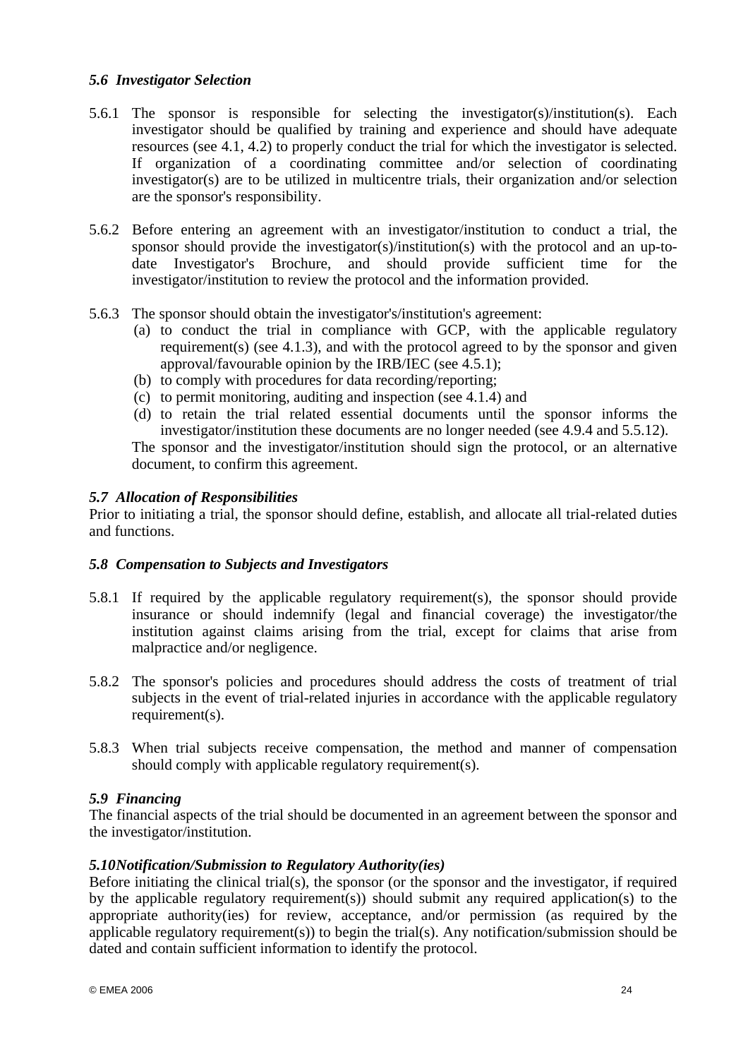### *5.6 Investigator Selection*

5.6.1 The sponsor is responsible for selecting the investigator(s)/institution(s). Each investigator should be qualified by training and experience and should have adequate resources (see 4.1, 4.2) to properly conduct the trial for which the investigator is selected. If organization of a coordinating committee and/or selection of coordinating investigator(s) are to be utilized in multicentre trials, their organization and/or selection are the sponsor's responsibility.

5.6.2 Before entering an agreement with an investigator/institution to conduct a trial, the sponsor should provide the investigator(s)/institution(s) with the protocol and an up-to-date Investigator's Brochure, and should provide sufficient time for the investigator/institution to review the protocol and the information provided.

5.6.3 The sponsor should obtain the investigator's/institution's agreement:

(a) to conduct the trial in compliance with GCP, with the applicable regulatory requirement(s) (see 4.1.3), and with the protocol agreed to by the sponsor and given approval/favourable opinion by the IRB/IEC (see 4.5.1);
(b) to comply with procedures for data recording/reporting;
(c) to permit monitoring, auditing and inspection (see 4.1.4) and
(d) to retain the trial related essential documents until the sponsor informs the investigator/institution these documents are no longer needed (see 4.9.4 and 5.5.12).

The sponsor and the investigator/institution should sign the protocol, or an alternative document, to confirm this agreement.

### *5.7 Allocation of Responsibilities*

Prior to initiating a trial, the sponsor should define, establish, and allocate all trial-related duties and functions.

### *5.8 Compensation to Subjects and Investigators*

5.8.1 If required by the applicable regulatory requirement(s), the sponsor should provide insurance or should indemnify (legal and financial coverage) the investigator/the institution against claims arising from the trial, except for claims that arise from malpractice and/or negligence.

5.8.2 The sponsor's policies and procedures should address the costs of treatment of trial subjects in the event of trial-related injuries in accordance with the applicable regulatory requirement(s).

5.8.3 When trial subjects receive compensation, the method and manner of compensation should comply with applicable regulatory requirement(s).

### *5.9 Financing*

The financial aspects of the trial should be documented in an agreement between the sponsor and the investigator/institution.

### *5.10 Notification/Submission to Regulatory Authority(ies)*

Before initiating the clinical trial(s), the sponsor (or the sponsor and the investigator, if required by the applicable regulatory requirement(s)) should submit any required application(s) to the appropriate authority(ies) for review, acceptance, and/or permission (as required by the applicable regulatory requirement(s)) to begin the trial(s). Any notification/submission should be dated and contain sufficient information to identify the protocol.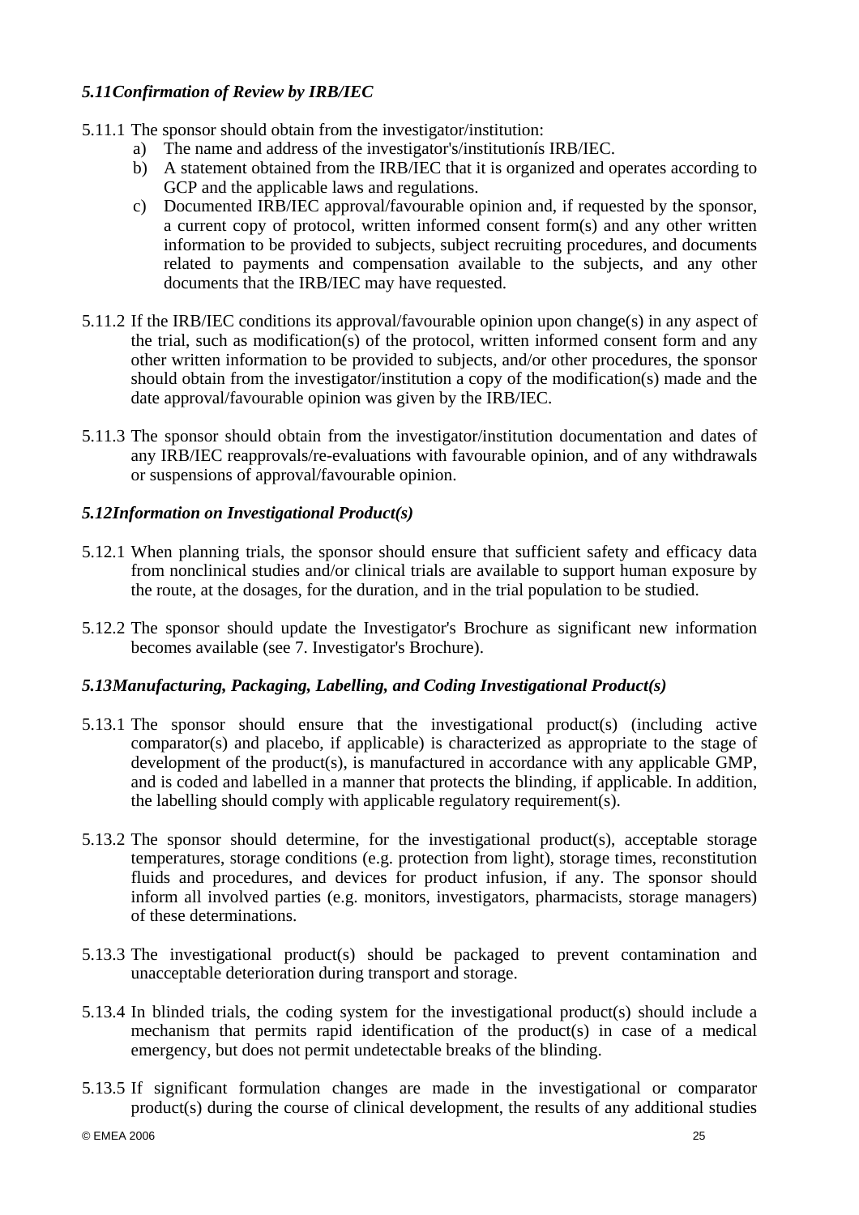### *5.11 Confirmation of Review by IRB/IEC*

5.11.1 The sponsor should obtain from the investigator/institution:

a) The name and address of the investigator's/institutionís IRB/IEC.

b) A statement obtained from the IRB/IEC that it is organized and operates according to GCP and the applicable laws and regulations.

c) Documented IRB/IEC approval/favourable opinion and, if requested by the sponsor, a current copy of protocol, written informed consent form(s) and any other written information to be provided to subjects, subject recruiting procedures, and documents related to payments and compensation available to the subjects, and any other documents that the IRB/IEC may have requested.

5.11.2 If the IRB/IEC conditions its approval/favourable opinion upon change(s) in any aspect of the trial, such as modification(s) of the protocol, written informed consent form and any other written information to be provided to subjects, and/or other procedures, the sponsor should obtain from the investigator/institution a copy of the modification(s) made and the date approval/favourable opinion was given by the IRB/IEC.

5.11.3 The sponsor should obtain from the investigator/institution documentation and dates of any IRB/IEC reapprovals/re-evaluations with favourable opinion, and of any withdrawals or suspensions of approval/favourable opinion.

### *5.12 Information on Investigational Product(s)*

5.12.1 When planning trials, the sponsor should ensure that sufficient safety and efficacy data from nonclinical studies and/or clinical trials are available to support human exposure by the route, at the dosages, for the duration, and in the trial population to be studied.

5.12.2 The sponsor should update the Investigator's Brochure as significant new information becomes available (see 7. Investigator's Brochure).

### *5.13 Manufacturing, Packaging, Labelling, and Coding Investigational Product(s)*

5.13.1 The sponsor should ensure that the investigational product(s) (including active comparator(s) and placebo, if applicable) is characterized as appropriate to the stage of development of the product(s), is manufactured in accordance with any applicable GMP, and is coded and labelled in a manner that protects the blinding, if applicable. In addition, the labelling should comply with applicable regulatory requirement(s).

5.13.2 The sponsor should determine, for the investigational product(s), acceptable storage temperatures, storage conditions (e.g. protection from light), storage times, reconstitution fluids and procedures, and devices for product infusion, if any. The sponsor should inform all involved parties (e.g. monitors, investigators, pharmacists, storage managers) of these determinations.

5.13.3 The investigational product(s) should be packaged to prevent contamination and unacceptable deterioration during transport and storage.

5.13.4 In blinded trials, the coding system for the investigational product(s) should include a mechanism that permits rapid identification of the product(s) in case of a medical emergency, but does not permit undetectable breaks of the blinding.

5.13.5 If significant formulation changes are made in the investigational or comparator product(s) during the course of clinical development, the results of any additional studies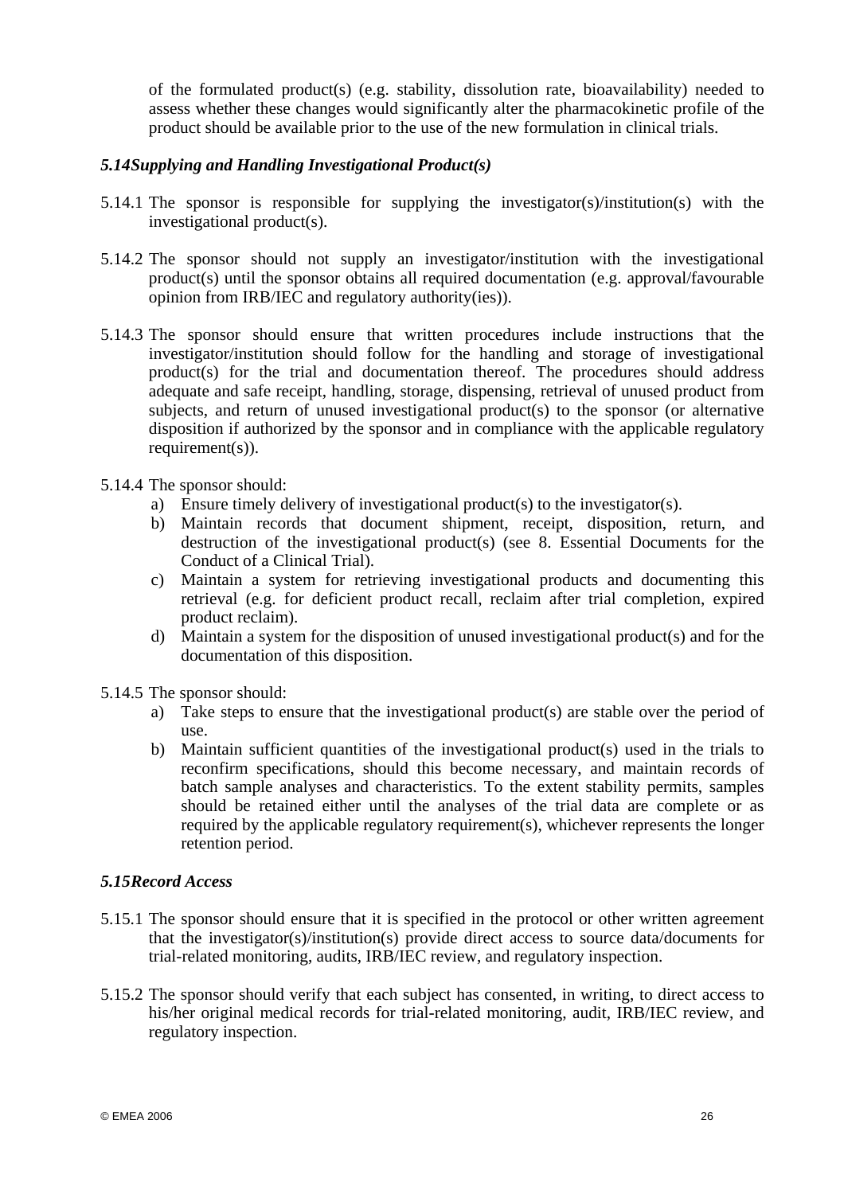of the formulated product(s) (e.g. stability, dissolution rate, bioavailability) needed to assess whether these changes would significantly alter the pharmacokinetic profile of the product should be available prior to the use of the new formulation in clinical trials.

### *5.14 Supplying and Handling Investigational Product(s)*

5.14.1 The sponsor is responsible for supplying the investigator(s)/institution(s) with the investigational product(s).

5.14.2 The sponsor should not supply an investigator/institution with the investigational product(s) until the sponsor obtains all required documentation (e.g. approval/favourable opinion from IRB/IEC and regulatory authority(ies)).

5.14.3 The sponsor should ensure that written procedures include instructions that the investigator/institution should follow for the handling and storage of investigational product(s) for the trial and documentation thereof. The procedures should address adequate and safe receipt, handling, storage, dispensing, retrieval of unused product from subjects, and return of unused investigational product(s) to the sponsor (or alternative disposition if authorized by the sponsor and in compliance with the applicable regulatory requirement(s)).

5.14.4 The sponsor should:

a) Ensure timely delivery of investigational product(s) to the investigator(s).
b) Maintain records that document shipment, receipt, disposition, return, and destruction of the investigational product(s) (see 8. Essential Documents for the Conduct of a Clinical Trial).
c) Maintain a system for retrieving investigational products and documenting this retrieval (e.g. for deficient product recall, reclaim after trial completion, expired product reclaim).
d) Maintain a system for the disposition of unused investigational product(s) and for the documentation of this disposition.

5.14.5 The sponsor should:

a) Take steps to ensure that the investigational product(s) are stable over the period of use.
b) Maintain sufficient quantities of the investigational product(s) used in the trials to reconfirm specifications, should this become necessary, and maintain records of batch sample analyses and characteristics. To the extent stability permits, samples should be retained either until the analyses of the trial data are complete or as required by the applicable regulatory requirement(s), whichever represents the longer retention period.

### *5.15 Record Access*

5.15.1 The sponsor should ensure that it is specified in the protocol or other written agreement that the investigator(s)/institution(s) provide direct access to source data/documents for trial-related monitoring, audits, IRB/IEC review, and regulatory inspection.

5.15.2 The sponsor should verify that each subject has consented, in writing, to direct access to his/her original medical records for trial-related monitoring, audit, IRB/IEC review, and regulatory inspection.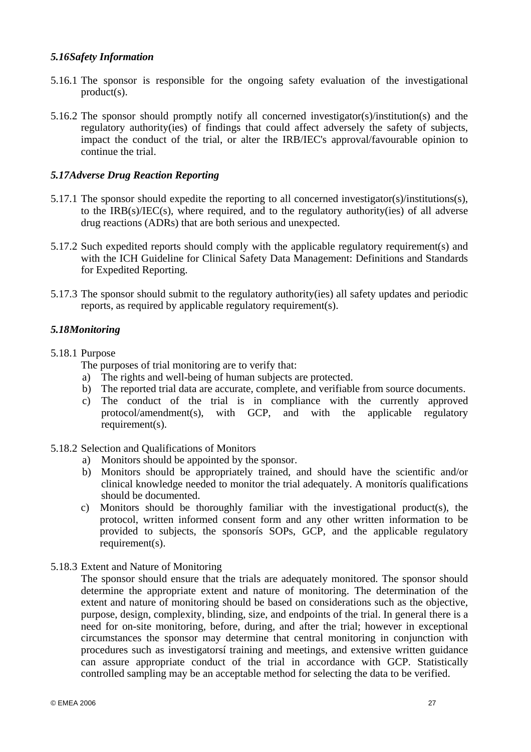### *5.16 Safety Information*

5.16.1 The sponsor is responsible for the ongoing safety evaluation of the investigational product(s).

5.16.2 The sponsor should promptly notify all concerned investigator(s)/institution(s) and the regulatory authority(ies) of findings that could affect adversely the safety of subjects, impact the conduct of the trial, or alter the IRB/IEC's approval/favourable opinion to continue the trial.

### *5.17 Adverse Drug Reaction Reporting*

5.17.1 The sponsor should expedite the reporting to all concerned investigator(s)/institutions(s), to the IRB(s)/IEC(s), where required, and to the regulatory authority(ies) of all adverse drug reactions (ADRs) that are both serious and unexpected.

5.17.2 Such expedited reports should comply with the applicable regulatory requirement(s) and with the ICH Guideline for Clinical Safety Data Management: Definitions and Standards for Expedited Reporting.

5.17.3 The sponsor should submit to the regulatory authority(ies) all safety updates and periodic reports, as required by applicable regulatory requirement(s).

### *5.18 Monitoring*

5.18.1 Purpose

The purposes of trial monitoring are to verify that:

a) The rights and well-being of human subjects are protected.
b) The reported trial data are accurate, complete, and verifiable from source documents.
c) The conduct of the trial is in compliance with the currently approved protocol/amendment(s), with GCP, and with the applicable regulatory requirement(s).

5.18.2 Selection and Qualifications of Monitors

a) Monitors should be appointed by the sponsor.
b) Monitors should be appropriately trained, and should have the scientific and/or clinical knowledge needed to monitor the trial adequately. A monitorís qualifications should be documented.
c) Monitors should be thoroughly familiar with the investigational product(s), the protocol, written informed consent form and any other written information to be provided to subjects, the sponsorís SOPs, GCP, and the applicable regulatory requirement(s).

5.18.3 Extent and Nature of Monitoring

The sponsor should ensure that the trials are adequately monitored. The sponsor should determine the appropriate extent and nature of monitoring. The determination of the extent and nature of monitoring should be based on considerations such as the objective, purpose, design, complexity, blinding, size, and endpoints of the trial. In general there is a need for on-site monitoring, before, during, and after the trial; however in exceptional circumstances the sponsor may determine that central monitoring in conjunction with procedures such as investigatorsí training and meetings, and extensive written guidance can assure appropriate conduct of the trial in accordance with GCP. Statistically controlled sampling may be an acceptable method for selecting the data to be verified.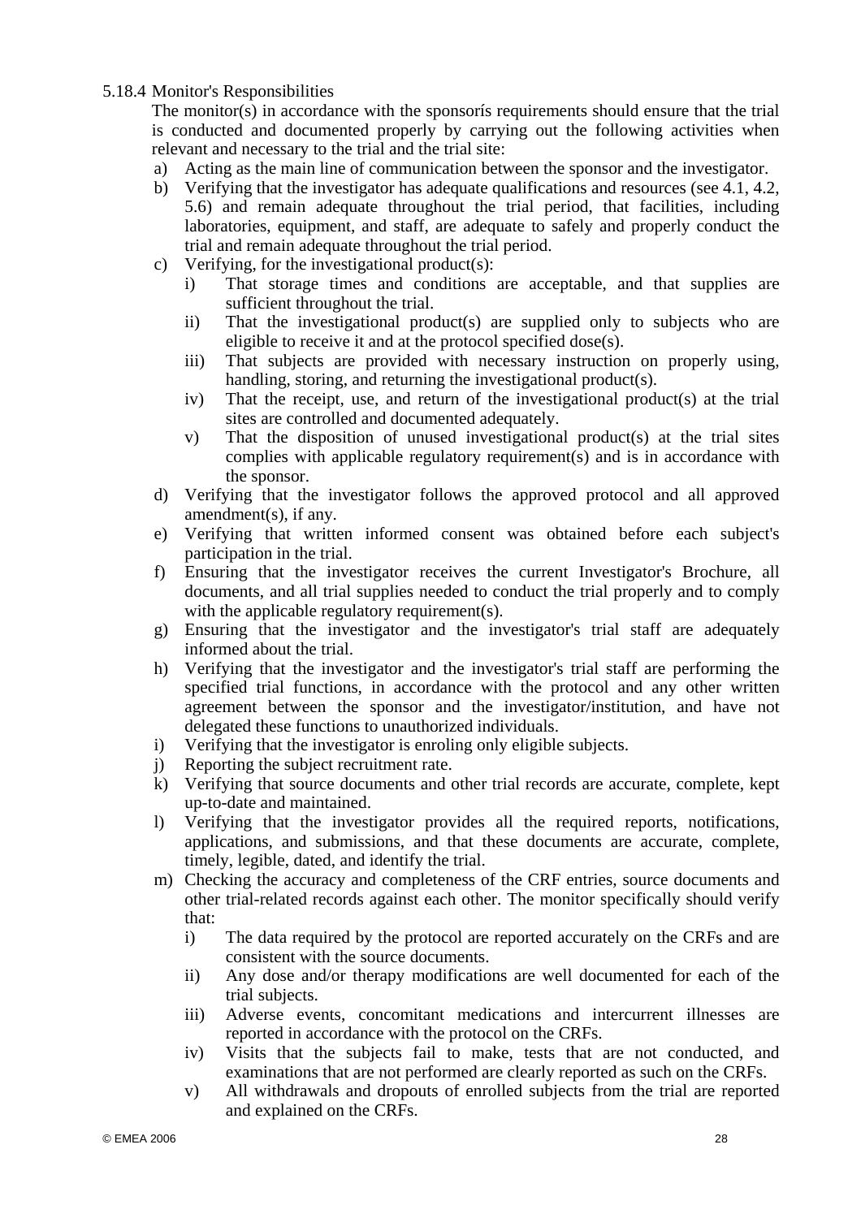5.18.4 Monitor's Responsibilities

The monitor(s) in accordance with the sponsorís requirements should ensure that the trial is conducted and documented properly by carrying out the following activities when relevant and necessary to the trial and the trial site:

a) Acting as the main line of communication between the sponsor and the investigator.
b) Verifying that the investigator has adequate qualifications and resources (see 4.1, 4.2, 5.6) and remain adequate throughout the trial period, that facilities, including laboratories, equipment, and staff, are adequate to safely and properly conduct the trial and remain adequate throughout the trial period.
c) Verifying, for the investigational product(s):
    i) That storage times and conditions are acceptable, and that supplies are sufficient throughout the trial.
    ii) That the investigational product(s) are supplied only to subjects who are eligible to receive it and at the protocol specified dose(s).
    iii) That subjects are provided with necessary instruction on properly using, handling, storing, and returning the investigational product(s).
    iv) That the receipt, use, and return of the investigational product(s) at the trial sites are controlled and documented adequately.
    v) That the disposition of unused investigational product(s) at the trial sites complies with applicable regulatory requirement(s) and is in accordance with the sponsor.
d) Verifying that the investigator follows the approved protocol and all approved amendment(s), if any.
e) Verifying that written informed consent was obtained before each subject's participation in the trial.
f) Ensuring that the investigator receives the current Investigator's Brochure, all documents, and all trial supplies needed to conduct the trial properly and to comply with the applicable regulatory requirement(s).
g) Ensuring that the investigator and the investigator's trial staff are adequately informed about the trial.
h) Verifying that the investigator and the investigator's trial staff are performing the specified trial functions, in accordance with the protocol and any other written agreement between the sponsor and the investigator/institution, and have not delegated these functions to unauthorized individuals.
i) Verifying that the investigator is enroling only eligible subjects.
j) Reporting the subject recruitment rate.
k) Verifying that source documents and other trial records are accurate, complete, kept up-to-date and maintained.
l) Verifying that the investigator provides all the required reports, notifications, applications, and submissions, and that these documents are accurate, complete, timely, legible, dated, and identify the trial.
m) Checking the accuracy and completeness of the CRF entries, source documents and other trial-related records against each other. The monitor specifically should verify that:
    i) The data required by the protocol are reported accurately on the CRFs and are consistent with the source documents.
    ii) Any dose and/or therapy modifications are well documented for each of the trial subjects.
    iii) Adverse events, concomitant medications and intercurrent illnesses are reported in accordance with the protocol on the CRFs.
    iv) Visits that the subjects fail to make, tests that are not conducted, and examinations that are not performed are clearly reported as such on the CRFs.
    v) All withdrawals and dropouts of enrolled subjects from the trial are reported and explained on the CRFs.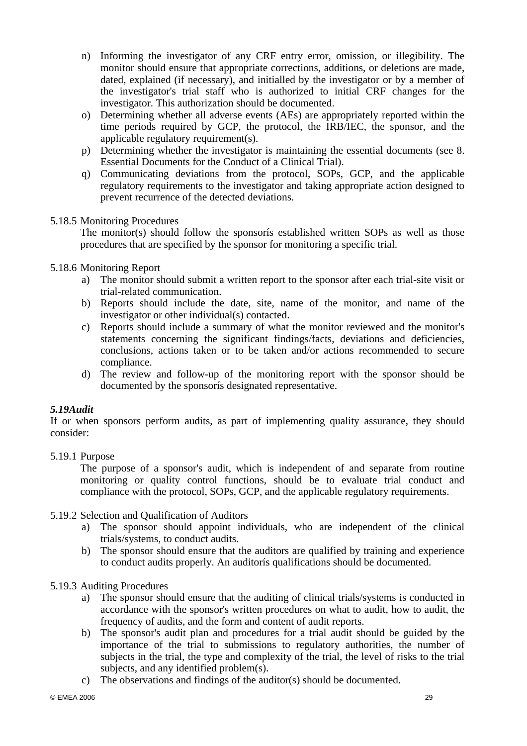n) Informing the investigator of any CRF entry error, omission, or illegibility. The monitor should ensure that appropriate corrections, additions, or deletions are made, dated, explained (if necessary), and initialled by the investigator or by a member of the investigator's trial staff who is authorized to initial CRF changes for the investigator. This authorization should be documented.

o) Determining whether all adverse events (AEs) are appropriately reported within the time periods required by GCP, the protocol, the IRB/IEC, the sponsor, and the applicable regulatory requirement(s).

p) Determining whether the investigator is maintaining the essential documents (see 8. Essential Documents for the Conduct of a Clinical Trial).

q) Communicating deviations from the protocol, SOPs, GCP, and the applicable regulatory requirements to the investigator and taking appropriate action designed to prevent recurrence of the detected deviations.

5.18.5 Monitoring Procedures

The monitor(s) should follow the sponsorís established written SOPs as well as those procedures that are specified by the sponsor for monitoring a specific trial.

5.18.6 Monitoring Report

a) The monitor should submit a written report to the sponsor after each trial-site visit or trial-related communication.

b) Reports should include the date, site, name of the monitor, and name of the investigator or other individual(s) contacted.

c) Reports should include a summary of what the monitor reviewed and the monitor's statements concerning the significant findings/facts, deviations and deficiencies, conclusions, actions taken or to be taken and/or actions recommended to secure compliance.

d) The review and follow-up of the monitoring report with the sponsor should be documented by the sponsorís designated representative.

### *5.19Audit*

If or when sponsors perform audits, as part of implementing quality assurance, they should consider:

5.19.1 Purpose

The purpose of a sponsor's audit, which is independent of and separate from routine monitoring or quality control functions, should be to evaluate trial conduct and compliance with the protocol, SOPs, GCP, and the applicable regulatory requirements.

5.19.2 Selection and Qualification of Auditors

a) The sponsor should appoint individuals, who are independent of the clinical trials/systems, to conduct audits.

b) The sponsor should ensure that the auditors are qualified by training and experience to conduct audits properly. An auditorís qualifications should be documented.

5.19.3 Auditing Procedures

a) The sponsor should ensure that the auditing of clinical trials/systems is conducted in accordance with the sponsor's written procedures on what to audit, how to audit, the frequency of audits, and the form and content of audit reports.

b) The sponsor's audit plan and procedures for a trial audit should be guided by the importance of the trial to submissions to regulatory authorities, the number of subjects in the trial, the type and complexity of the trial, the level of risks to the trial subjects, and any identified problem(s).

c) The observations and findings of the auditor(s) should be documented.

© EMEA 2006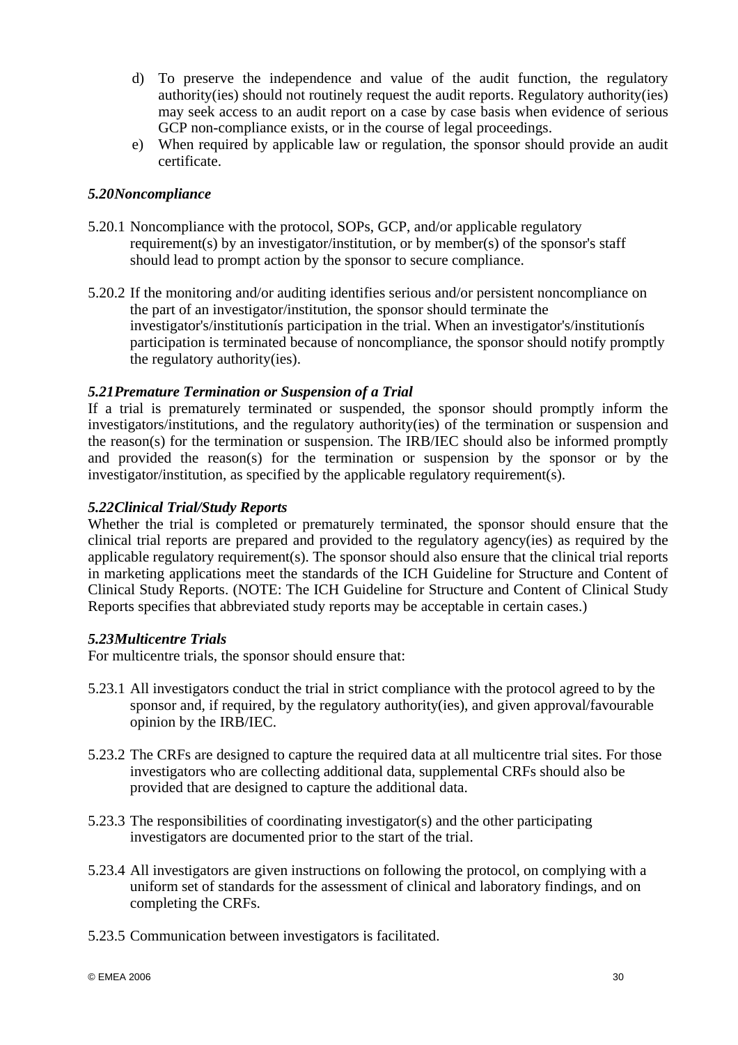d) To preserve the independence and value of the audit function, the regulatory authority(ies) should not routinely request the audit reports. Regulatory authority(ies) may seek access to an audit report on a case by case basis when evidence of serious GCP non-compliance exists, or in the course of legal proceedings.

e) When required by applicable law or regulation, the sponsor should provide an audit certificate.

### *5.20 Noncompliance*

5.20.1 Noncompliance with the protocol, SOPs, GCP, and/or applicable regulatory requirement(s) by an investigator/institution, or by member(s) of the sponsor's staff should lead to prompt action by the sponsor to secure compliance.

5.20.2 If the monitoring and/or auditing identifies serious and/or persistent noncompliance on the part of an investigator/institution, the sponsor should terminate the investigator's/institutioní s participation in the trial. When an investigator's/institutioní s participation is terminated because of noncompliance, the sponsor should notify promptly the regulatory authority(ies).

### *5.21 Premature Termination or Suspension of a Trial*

If a trial is prematurely terminated or suspended, the sponsor should promptly inform the investigators/institutions, and the regulatory authority(ies) of the termination or suspension and the reason(s) for the termination or suspension. The IRB/IEC should also be informed promptly and provided the reason(s) for the termination or suspension by the sponsor or by the investigator/institution, as specified by the applicable regulatory requirement(s).

### *5.22 Clinical Trial/Study Reports*

Whether the trial is completed or prematurely terminated, the sponsor should ensure that the clinical trial reports are prepared and provided to the regulatory agency(ies) as required by the applicable regulatory requirement(s). The sponsor should also ensure that the clinical trial reports in marketing applications meet the standards of the ICH Guideline for Structure and Content of Clinical Study Reports. (NOTE: The ICH Guideline for Structure and Content of Clinical Study Reports specifies that abbreviated study reports may be acceptable in certain cases.)

### *5.23 Multicentre Trials*

For multicentre trials, the sponsor should ensure that:

5.23.1 All investigators conduct the trial in strict compliance with the protocol agreed to by the sponsor and, if required, by the regulatory authority(ies), and given approval/favourable opinion by the IRB/IEC.

5.23.2 The CRFs are designed to capture the required data at all multicentre trial sites. For those investigators who are collecting additional data, supplemental CRFs should also be provided that are designed to capture the additional data.

5.23.3 The responsibilities of coordinating investigator(s) and the other participating investigators are documented prior to the start of the trial.

5.23.4 All investigators are given instructions on following the protocol, on complying with a uniform set of standards for the assessment of clinical and laboratory findings, and on completing the CRFs.

5.23.5 Communication between investigators is facilitated.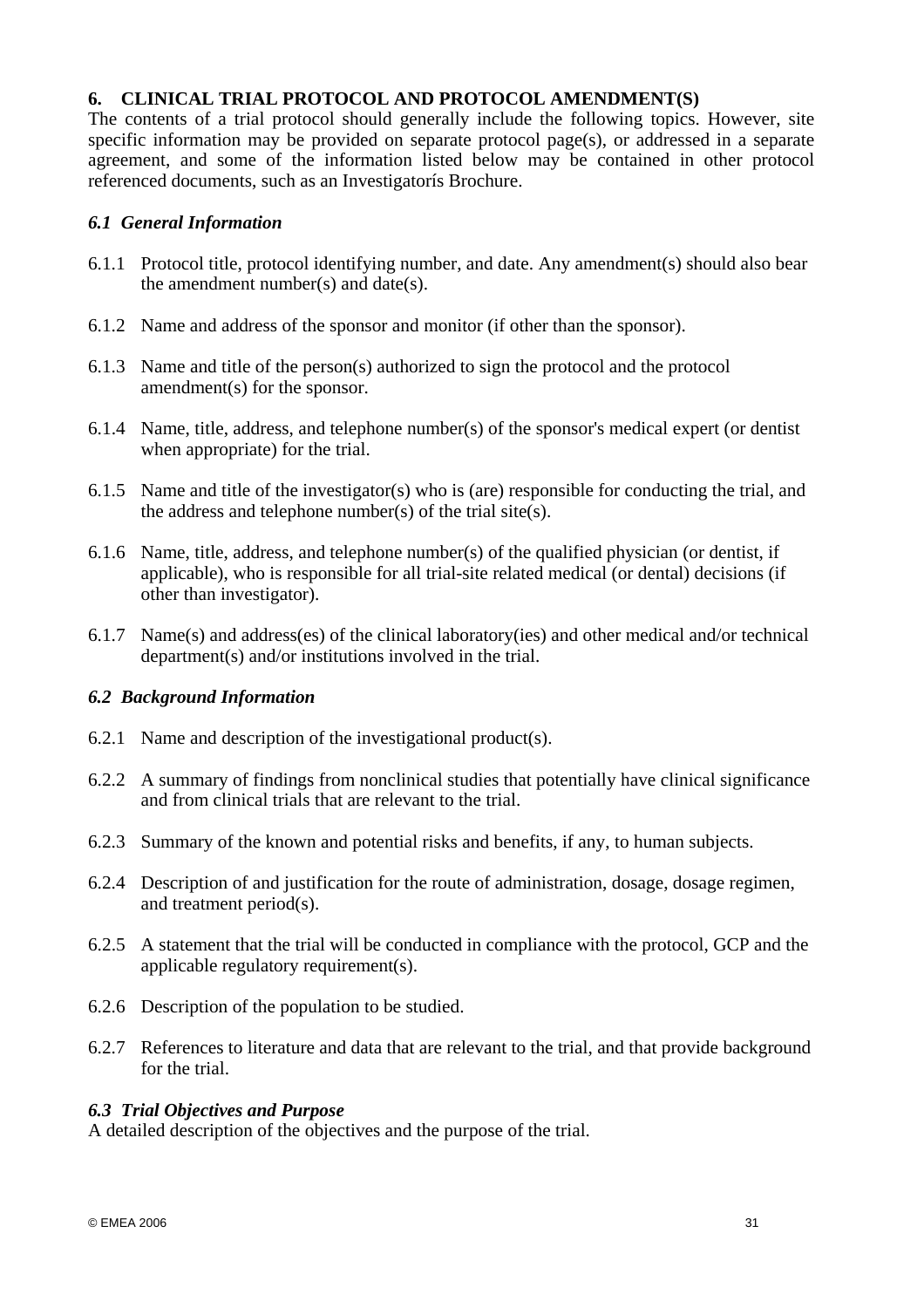## 6. CLINICAL TRIAL PROTOCOL AND PROTOCOL AMENDMENT(S)

The contents of a trial protocol should generally include the following topics. However, site specific information may be provided on separate protocol page(s), or addressed in a separate agreement, and some of the information listed below may be contained in other protocol referenced documents, such as an Investigatorís Brochure.

### *6.1 General Information*

6.1.1 Protocol title, protocol identifying number, and date. Any amendment(s) should also bear the amendment number(s) and date(s).

6.1.2 Name and address of the sponsor and monitor (if other than the sponsor).

6.1.3 Name and title of the person(s) authorized to sign the protocol and the protocol amendment(s) for the sponsor.

6.1.4 Name, title, address, and telephone number(s) of the sponsor's medical expert (or dentist when appropriate) for the trial.

6.1.5 Name and title of the investigator(s) who is (are) responsible for conducting the trial, and the address and telephone number(s) of the trial site(s).

6.1.6 Name, title, address, and telephone number(s) of the qualified physician (or dentist, if applicable), who is responsible for all trial-site related medical (or dental) decisions (if other than investigator).

6.1.7 Name(s) and address(es) of the clinical laboratory(ies) and other medical and/or technical department(s) and/or institutions involved in the trial.

### *6.2 Background Information*

6.2.1 Name and description of the investigational product(s).

6.2.2 A summary of findings from nonclinical studies that potentially have clinical significance and from clinical trials that are relevant to the trial.

6.2.3 Summary of the known and potential risks and benefits, if any, to human subjects.

6.2.4 Description of and justification for the route of administration, dosage, dosage regimen, and treatment period(s).

6.2.5 A statement that the trial will be conducted in compliance with the protocol, GCP and the applicable regulatory requirement(s).

6.2.6 Description of the population to be studied.

6.2.7 References to literature and data that are relevant to the trial, and that provide background for the trial.

### *6.3 Trial Objectives and Purpose*

A detailed description of the objectives and the purpose of the trial.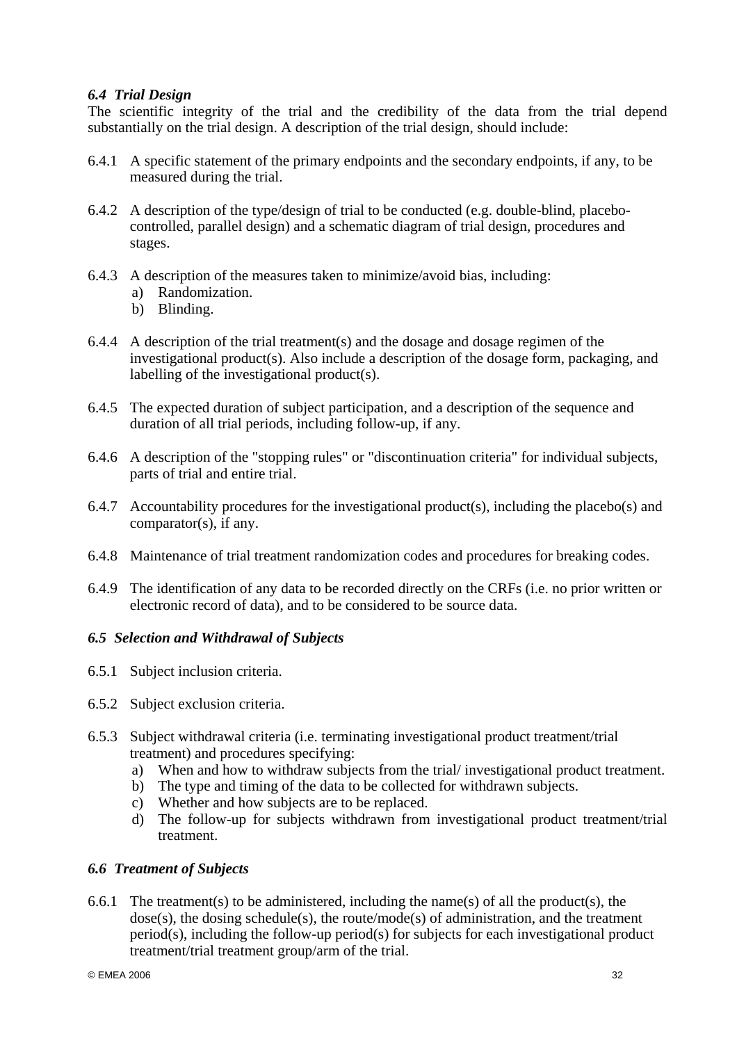### *6.4 Trial Design*

The scientific integrity of the trial and the credibility of the data from the trial depend substantially on the trial design. A description of the trial design, should include:

6.4.1 A specific statement of the primary endpoints and the secondary endpoints, if any, to be measured during the trial.

6.4.2 A description of the type/design of trial to be conducted (e.g. double-blind, placebo-controlled, parallel design) and a schematic diagram of trial design, procedures and stages.

6.4.3 A description of the measures taken to minimize/avoid bias, including:
  a) Randomization.
  b) Blinding.

6.4.4 A description of the trial treatment(s) and the dosage and dosage regimen of the investigational product(s). Also include a description of the dosage form, packaging, and labelling of the investigational product(s).

6.4.5 The expected duration of subject participation, and a description of the sequence and duration of all trial periods, including follow-up, if any.

6.4.6 A description of the "stopping rules" or "discontinuation criteria" for individual subjects, parts of trial and entire trial.

6.4.7 Accountability procedures for the investigational product(s), including the placebo(s) and comparator(s), if any.

6.4.8 Maintenance of trial treatment randomization codes and procedures for breaking codes.

6.4.9 The identification of any data to be recorded directly on the CRFs (i.e. no prior written or electronic record of data), and to be considered to be source data.

### *6.5 Selection and Withdrawal of Subjects*

6.5.1 Subject inclusion criteria.

6.5.2 Subject exclusion criteria.

6.5.3 Subject withdrawal criteria (i.e. terminating investigational product treatment/trial treatment) and procedures specifying:
  a) When and how to withdraw subjects from the trial/ investigational product treatment.
  b) The type and timing of the data to be collected for withdrawn subjects.
  c) Whether and how subjects are to be replaced.
  d) The follow-up for subjects withdrawn from investigational product treatment/trial treatment.

### *6.6 Treatment of Subjects*

6.6.1 The treatment(s) to be administered, including the name(s) of all the product(s), the dose(s), the dosing schedule(s), the route/mode(s) of administration, and the treatment period(s), including the follow-up period(s) for subjects for each investigational product treatment/trial treatment group/arm of the trial.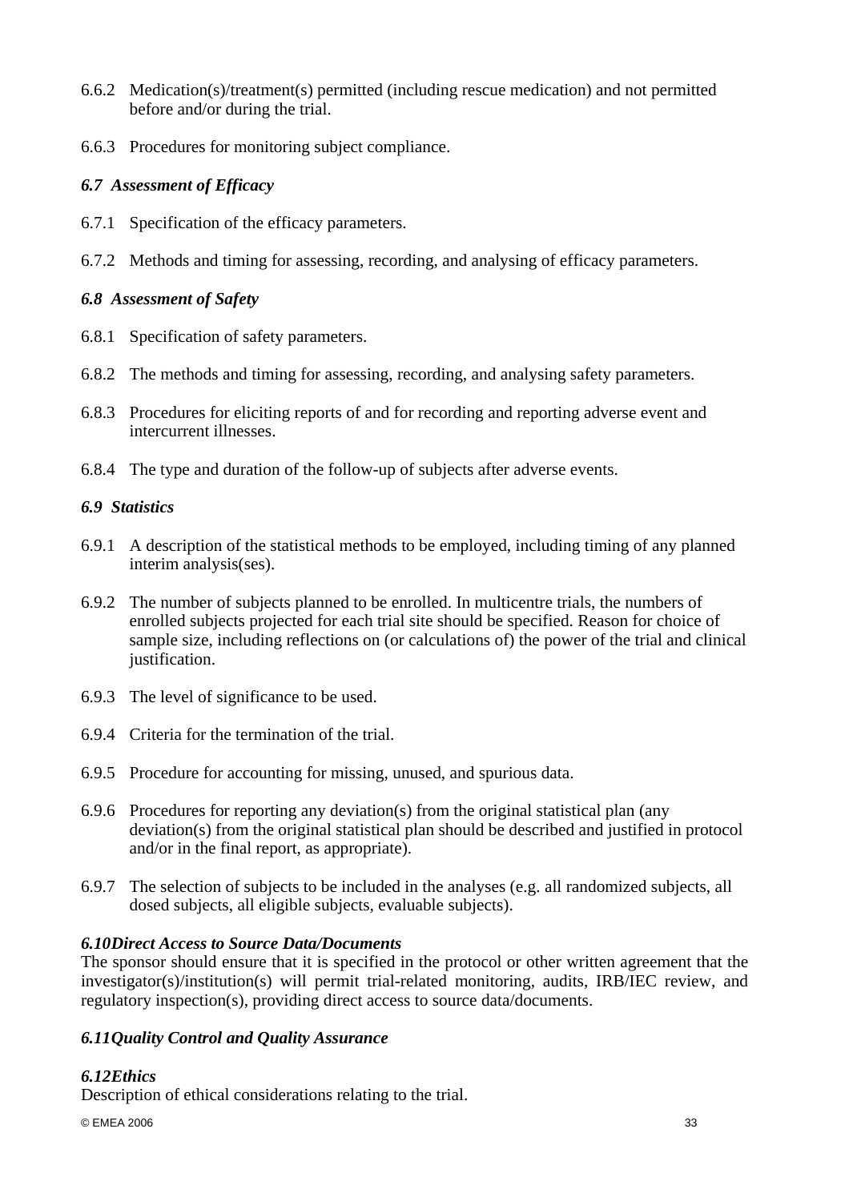6.6.2 Medication(s)/treatment(s) permitted (including rescue medication) and not permitted before and/or during the trial.

6.6.3 Procedures for monitoring subject compliance.

### *6.7 Assessment of Efficacy*

6.7.1 Specification of the efficacy parameters.

6.7.2 Methods and timing for assessing, recording, and analysing of efficacy parameters.

### *6.8 Assessment of Safety*

6.8.1 Specification of safety parameters.

6.8.2 The methods and timing for assessing, recording, and analysing safety parameters.

6.8.3 Procedures for eliciting reports of and for recording and reporting adverse event and intercurrent illnesses.

6.8.4 The type and duration of the follow-up of subjects after adverse events.

### *6.9 Statistics*

6.9.1 A description of the statistical methods to be employed, including timing of any planned interim analysis(ses).

6.9.2 The number of subjects planned to be enrolled. In multicentre trials, the numbers of enrolled subjects projected for each trial site should be specified. Reason for choice of sample size, including reflections on (or calculations of) the power of the trial and clinical justification.

6.9.3 The level of significance to be used.

6.9.4 Criteria for the termination of the trial.

6.9.5 Procedure for accounting for missing, unused, and spurious data.

6.9.6 Procedures for reporting any deviation(s) from the original statistical plan (any deviation(s) from the original statistical plan should be described and justified in protocol and/or in the final report, as appropriate).

6.9.7 The selection of subjects to be included in the analyses (e.g. all randomized subjects, all dosed subjects, all eligible subjects, evaluable subjects).

### *6.10 Direct Access to Source Data/Documents*

The sponsor should ensure that it is specified in the protocol or other written agreement that the investigator(s)/institution(s) will permit trial-related monitoring, audits, IRB/IEC review, and regulatory inspection(s), providing direct access to source data/documents.

### *6.11 Quality Control and Quality Assurance*

### *6.12 Ethics*

Description of ethical considerations relating to the trial.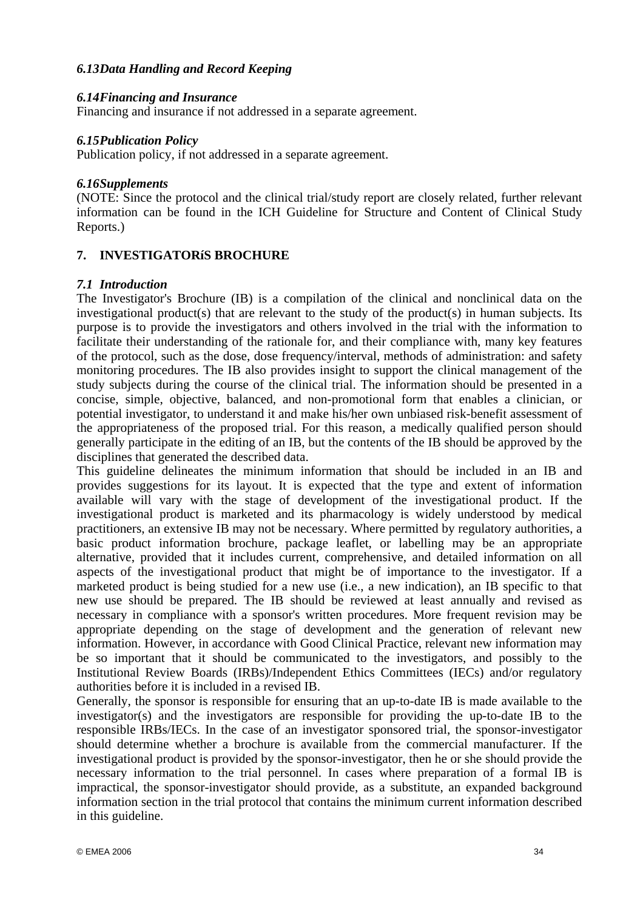### *6.13 Data Handling and Record Keeping*

### *6.14 Financing and Insurance*

Financing and insurance if not addressed in a separate agreement.

### *6.15 Publication Policy*

Publication policy, if not addressed in a separate agreement.

### *6.16 Supplements*

(NOTE: Since the protocol and the clinical trial/study report are closely related, further relevant information can be found in the ICH Guideline for Structure and Content of Clinical Study Reports.)

## 7. INVESTIGATORíS BROCHURE

### *7.1 Introduction*

The Investigator's Brochure (IB) is a compilation of the clinical and nonclinical data on the investigational product(s) that are relevant to the study of the product(s) in human subjects. Its purpose is to provide the investigators and others involved in the trial with the information to facilitate their understanding of the rationale for, and their compliance with, many key features of the protocol, such as the dose, dose frequency/interval, methods of administration: and safety monitoring procedures. The IB also provides insight to support the clinical management of the study subjects during the course of the clinical trial. The information should be presented in a concise, simple, objective, balanced, and non-promotional form that enables a clinician, or potential investigator, to understand it and make his/her own unbiased risk-benefit assessment of the appropriateness of the proposed trial. For this reason, a medically qualified person should generally participate in the editing of an IB, but the contents of the IB should be approved by the disciplines that generated the described data.

This guideline delineates the minimum information that should be included in an IB and provides suggestions for its layout. It is expected that the type and extent of information available will vary with the stage of development of the investigational product. If the investigational product is marketed and its pharmacology is widely understood by medical practitioners, an extensive IB may not be necessary. Where permitted by regulatory authorities, a basic product information brochure, package leaflet, or labelling may be an appropriate alternative, provided that it includes current, comprehensive, and detailed information on all aspects of the investigational product that might be of importance to the investigator. If a marketed product is being studied for a new use (i.e., a new indication), an IB specific to that new use should be prepared. The IB should be reviewed at least annually and revised as necessary in compliance with a sponsor's written procedures. More frequent revision may be appropriate depending on the stage of development and the generation of relevant new information. However, in accordance with Good Clinical Practice, relevant new information may be so important that it should be communicated to the investigators, and possibly to the Institutional Review Boards (IRBs)/Independent Ethics Committees (IECs) and/or regulatory authorities before it is included in a revised IB.

Generally, the sponsor is responsible for ensuring that an up-to-date IB is made available to the investigator(s) and the investigators are responsible for providing the up-to-date IB to the responsible IRBs/IECs. In the case of an investigator sponsored trial, the sponsor-investigator should determine whether a brochure is available from the commercial manufacturer. If the investigational product is provided by the sponsor-investigator, then he or she should provide the necessary information to the trial personnel. In cases where preparation of a formal IB is impractical, the sponsor-investigator should provide, as a substitute, an expanded background information section in the trial protocol that contains the minimum current information described in this guideline.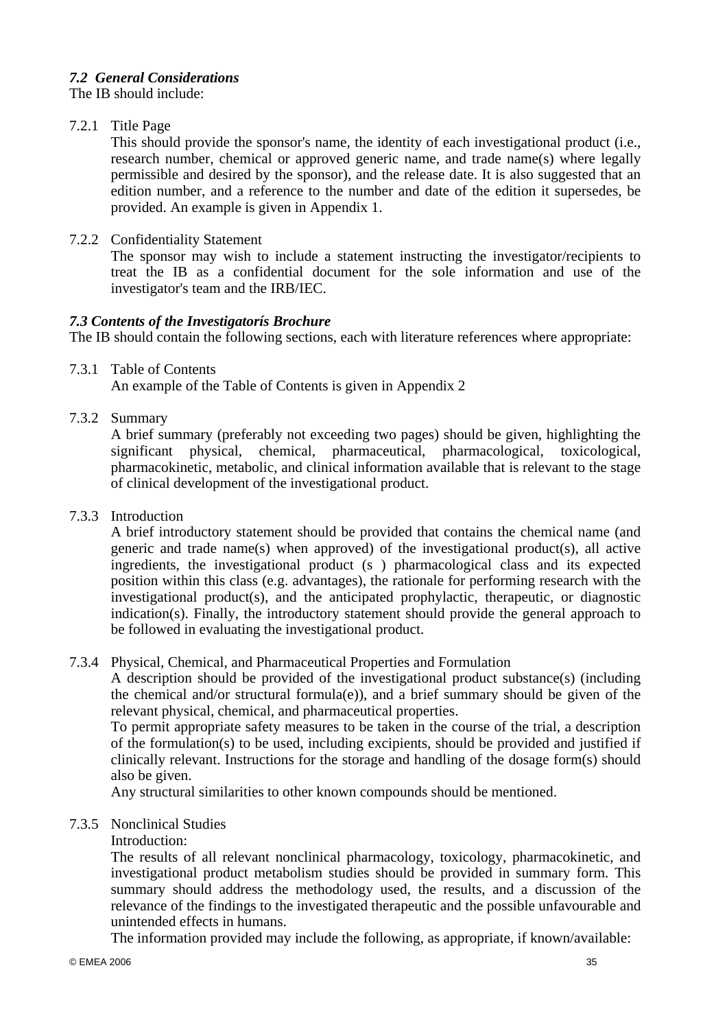### *7.2 General Considerations*

The IB should include:

7.2.1 Title Page

This should provide the sponsor's name, the identity of each investigational product (i.e., research number, chemical or approved generic name, and trade name(s) where legally permissible and desired by the sponsor), and the release date. It is also suggested that an edition number, and a reference to the number and date of the edition it supersedes, be provided. An example is given in Appendix 1.

7.2.2 Confidentiality Statement

The sponsor may wish to include a statement instructing the investigator/recipients to treat the IB as a confidential document for the sole information and use of the investigator's team and the IRB/IEC.

### *7.3 Contents of the Investigatorís Brochure*

The IB should contain the following sections, each with literature references where appropriate:

7.3.1 Table of Contents

An example of the Table of Contents is given in Appendix 2

7.3.2 Summary

A brief summary (preferably not exceeding two pages) should be given, highlighting the significant physical, chemical, pharmaceutical, pharmacological, toxicological, pharmacokinetic, metabolic, and clinical information available that is relevant to the stage of clinical development of the investigational product.

7.3.3 Introduction

A brief introductory statement should be provided that contains the chemical name (and generic and trade name(s) when approved) of the investigational product(s), all active ingredients, the investigational product (s ) pharmacological class and its expected position within this class (e.g. advantages), the rationale for performing research with the investigational product(s), and the anticipated prophylactic, therapeutic, or diagnostic indication(s). Finally, the introductory statement should provide the general approach to be followed in evaluating the investigational product.

7.3.4 Physical, Chemical, and Pharmaceutical Properties and Formulation

A description should be provided of the investigational product substance(s) (including the chemical and/or structural formula(e)), and a brief summary should be given of the relevant physical, chemical, and pharmaceutical properties.

To permit appropriate safety measures to be taken in the course of the trial, a description of the formulation(s) to be used, including excipients, should be provided and justified if clinically relevant. Instructions for the storage and handling of the dosage form(s) should also be given.

Any structural similarities to other known compounds should be mentioned.

7.3.5 Nonclinical Studies

Introduction:

The results of all relevant nonclinical pharmacology, toxicology, pharmacokinetic, and investigational product metabolism studies should be provided in summary form. This summary should address the methodology used, the results, and a discussion of the relevance of the findings to the investigated therapeutic and the possible unfavourable and unintended effects in humans.

The information provided may include the following, as appropriate, if known/available: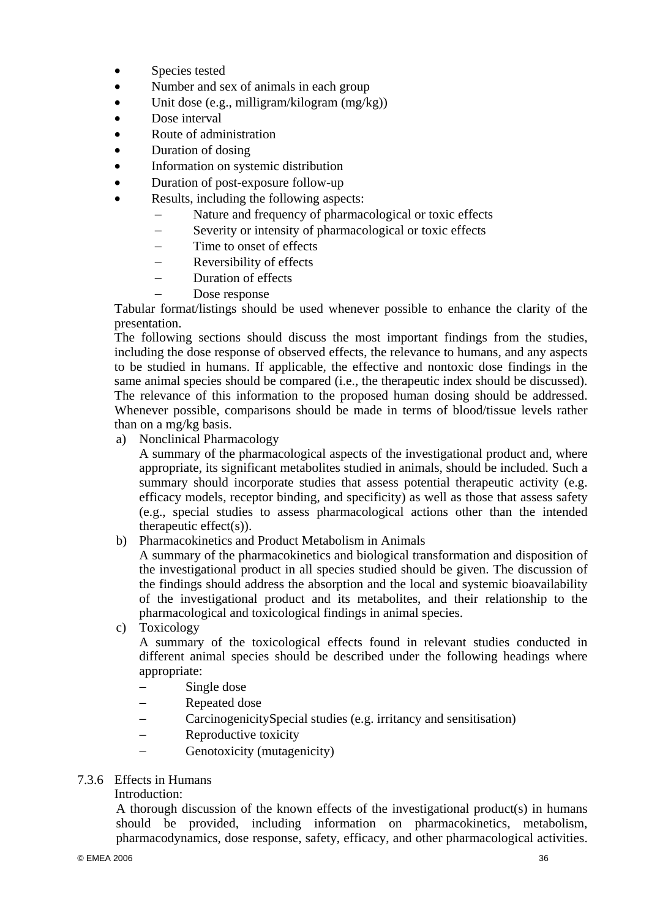- Species tested
- Number and sex of animals in each group
- Unit dose (e.g., milligram/kilogram (mg/kg))
- Dose interval
- Route of administration
- Duration of dosing
- Information on systemic distribution
- Duration of post-exposure follow-up
- Results, including the following aspects:
  - Nature and frequency of pharmacological or toxic effects
  - Severity or intensity of pharmacological or toxic effects
  - Time to onset of effects
  - Reversibility of effects
  - Duration of effects
  - Dose response

Tabular format/listings should be used whenever possible to enhance the clarity of the presentation.

The following sections should discuss the most important findings from the studies, including the dose response of observed effects, the relevance to humans, and any aspects to be studied in humans. If applicable, the effective and nontoxic dose findings in the same animal species should be compared (i.e., the therapeutic index should be discussed). The relevance of this information to the proposed human dosing should be addressed. Whenever possible, comparisons should be made in terms of blood/tissue levels rather than on a mg/kg basis.

a) Nonclinical Pharmacology

   A summary of the pharmacological aspects of the investigational product and, where appropriate, its significant metabolites studied in animals, should be included. Such a summary should incorporate studies that assess potential therapeutic activity (e.g. efficacy models, receptor binding, and specificity) as well as those that assess safety (e.g., special studies to assess pharmacological actions other than the intended therapeutic effect(s)).

b) Pharmacokinetics and Product Metabolism in Animals

   A summary of the pharmacokinetics and biological transformation and disposition of the investigational product in all species studied should be given. The discussion of the findings should address the absorption and the local and systemic bioavailability of the investigational product and its metabolites, and their relationship to the pharmacological and toxicological findings in animal species.

c) Toxicology

   A summary of the toxicological effects found in relevant studies conducted in different animal species should be described under the following headings where appropriate:

   - Single dose
   - Repeated dose
   - CarcinogenicitySpecial studies (e.g. irritancy and sensitisation)
   - Reproductive toxicity
   - Genotoxicity (mutagenicity)

7.3.6 Effects in Humans

Introduction:

A thorough discussion of the known effects of the investigational product(s) in humans should be provided, including information on pharmacokinetics, metabolism, pharmacodynamics, dose response, safety, efficacy, and other pharmacological activities.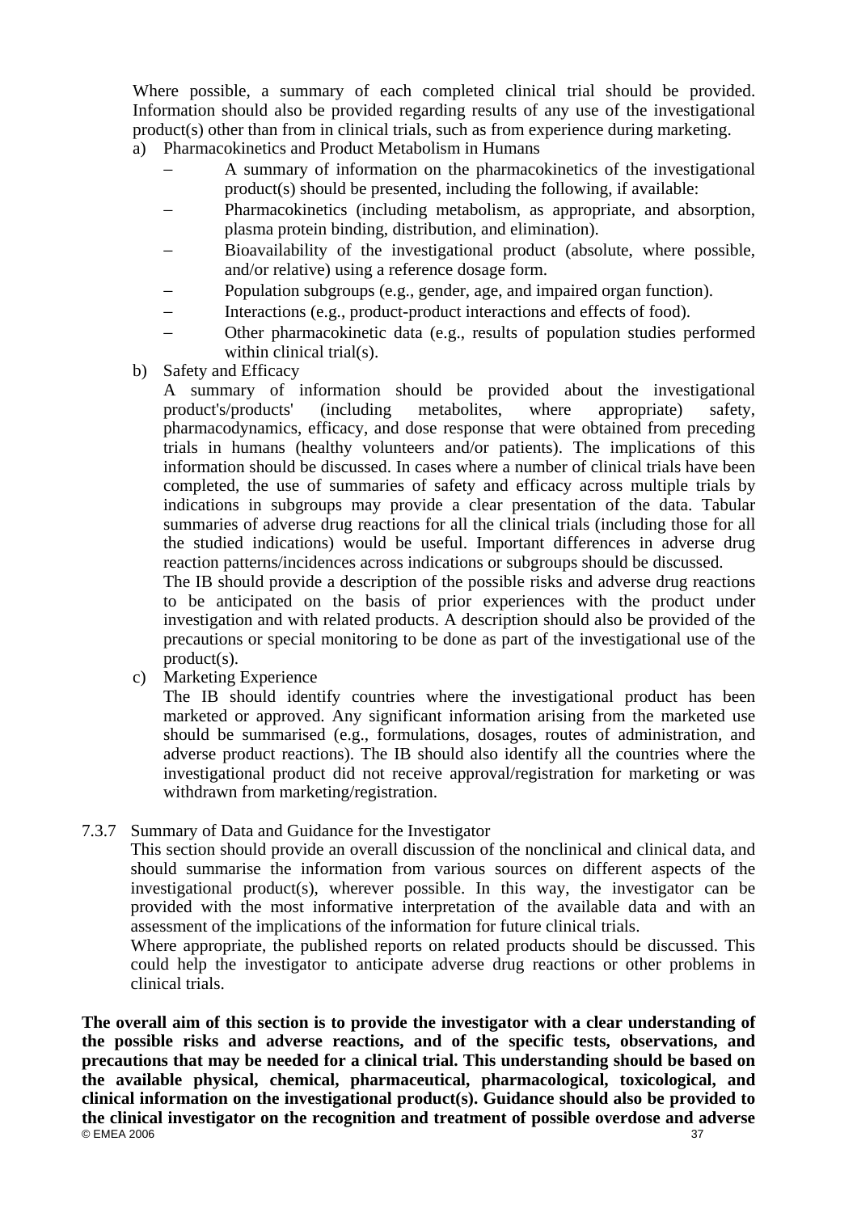Where possible, a summary of each completed clinical trial should be provided. Information should also be provided regarding results of any use of the investigational product(s) other than from in clinical trials, such as from experience during marketing.

a) Pharmacokinetics and Product Metabolism in Humans

   – A summary of information on the pharmacokinetics of the investigational product(s) should be presented, including the following, if available:
   – Pharmacokinetics (including metabolism, as appropriate, and absorption, plasma protein binding, distribution, and elimination).
   – Bioavailability of the investigational product (absolute, where possible, and/or relative) using a reference dosage form.
   – Population subgroups (e.g., gender, age, and impaired organ function).
   – Interactions (e.g., product-product interactions and effects of food).
   – Other pharmacokinetic data (e.g., results of population studies performed within clinical trial(s).

b) Safety and Efficacy

   A summary of information should be provided about the investigational product's/products' (including metabolites, where appropriate) safety, pharmacodynamics, efficacy, and dose response that were obtained from preceding trials in humans (healthy volunteers and/or patients). The implications of this information should be discussed. In cases where a number of clinical trials have been completed, the use of summaries of safety and efficacy across multiple trials by indications in subgroups may provide a clear presentation of the data. Tabular summaries of adverse drug reactions for all the clinical trials (including those for all the studied indications) would be useful. Important differences in adverse drug reaction patterns/incidences across indications or subgroups should be discussed.

   The IB should provide a description of the possible risks and adverse drug reactions to be anticipated on the basis of prior experiences with the product under investigation and with related products. A description should also be provided of the precautions or special monitoring to be done as part of the investigational use of the product(s).

c) Marketing Experience

   The IB should identify countries where the investigational product has been marketed or approved. Any significant information arising from the marketed use should be summarised (e.g., formulations, dosages, routes of administration, and adverse product reactions). The IB should also identify all the countries where the investigational product did not receive approval/registration for marketing or was withdrawn from marketing/registration.

7.3.7 Summary of Data and Guidance for the Investigator

This section should provide an overall discussion of the nonclinical and clinical data, and should summarise the information from various sources on different aspects of the investigational product(s), wherever possible. In this way, the investigator can be provided with the most informative interpretation of the available data and with an assessment of the implications of the information for future clinical trials.

Where appropriate, the published reports on related products should be discussed. This could help the investigator to anticipate adverse drug reactions or other problems in clinical trials.

**The overall aim of this section is to provide the investigator with a clear understanding of the possible risks and adverse reactions, and of the specific tests, observations, and precautions that may be needed for a clinical trial. This understanding should be based on the available physical, chemical, pharmaceutical, pharmacological, toxicological, and clinical information on the investigational product(s). Guidance should also be provided to the clinical investigator on the recognition and treatment of possible overdose and adverse**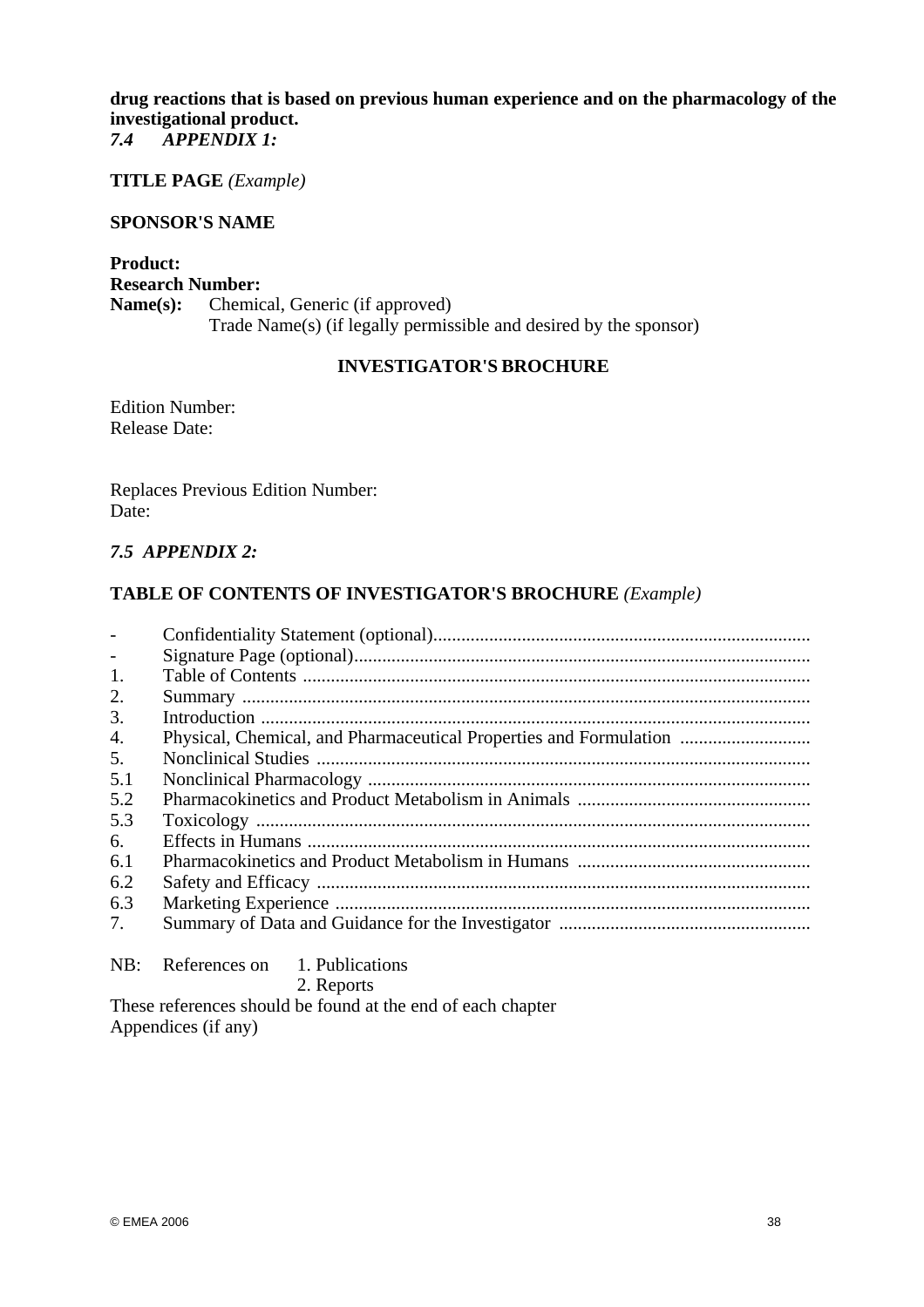**drug reactions that is based on previous human experience and on the pharmacology of the investigational product.**

### *7.4 APPENDIX 1:*

**TITLE PAGE** *(Example)*

**SPONSOR'S NAME**

**Product:**
**Research Number:**
**Name(s):** Chemical, Generic (if approved)
Trade Name(s) (if legally permissible and desired by the sponsor)

**INVESTIGATOR'S BROCHURE**

Edition Number:
Release Date:

Replaces Previous Edition Number:
Date:

### *7.5 APPENDIX 2:*

**TABLE OF CONTENTS OF INVESTIGATOR'S BROCHURE** *(Example)*

- \- Confidentiality Statement (optional)................................................................................
- \- Signature Page (optional)................................................................................................
- 1. Table of Contents ............................................................................................................
- 2. Summary ........................................................................................................................
- 3. Introduction ....................................................................................................................
- 4. Physical, Chemical, and Pharmaceutical Properties and Formulation ............................
- 5. Nonclinical Studies .........................................................................................................
- 5.1 Nonclinical Pharmacology ..............................................................................................
- 5.2 Pharmacokinetics and Product Metabolism in Animals ..................................................
- 5.3 Toxicology .......................................................................................................................
- 6. Effects in Humans ...........................................................................................................
- 6.1 Pharmacokinetics and Product Metabolism in Humans ..................................................
- 6.2 Safety and Efficacy .........................................................................................................
- 6.3 Marketing Experience .....................................................................................................
- 7. Summary of Data and Guidance for the Investigator ......................................................

NB: References on 1. Publications
2. Reports

These references should be found at the end of each chapter
Appendices (if any)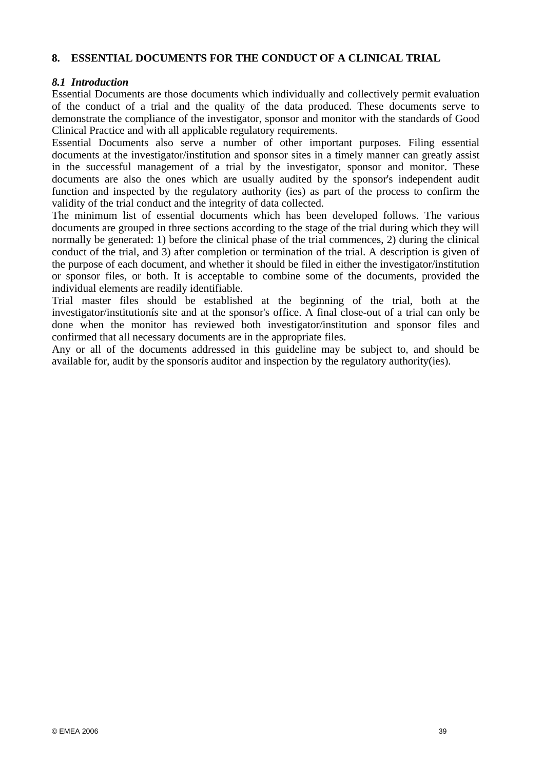## 8. ESSENTIAL DOCUMENTS FOR THE CONDUCT OF A CLINICAL TRIAL

### *8.1 Introduction*

Essential Documents are those documents which individually and collectively permit evaluation of the conduct of a trial and the quality of the data produced. These documents serve to demonstrate the compliance of the investigator, sponsor and monitor with the standards of Good Clinical Practice and with all applicable regulatory requirements.

Essential Documents also serve a number of other important purposes. Filing essential documents at the investigator/institution and sponsor sites in a timely manner can greatly assist in the successful management of a trial by the investigator, sponsor and monitor. These documents are also the ones which are usually audited by the sponsor's independent audit function and inspected by the regulatory authority (ies) as part of the process to confirm the validity of the trial conduct and the integrity of data collected.

The minimum list of essential documents which has been developed follows. The various documents are grouped in three sections according to the stage of the trial during which they will normally be generated: 1) before the clinical phase of the trial commences, 2) during the clinical conduct of the trial, and 3) after completion or termination of the trial. A description is given of the purpose of each document, and whether it should be filed in either the investigator/institution or sponsor files, or both. It is acceptable to combine some of the documents, provided the individual elements are readily identifiable.

Trial master files should be established at the beginning of the trial, both at the investigator/institutioní s site and at the sponsor's office. A final close-out of a trial can only be done when the monitor has reviewed both investigator/institution and sponsor files and confirmed that all necessary documents are in the appropriate files.

Any or all of the documents addressed in this guideline may be subject to, and should be available for, audit by the sponsorís auditor and inspection by the regulatory authority(ies).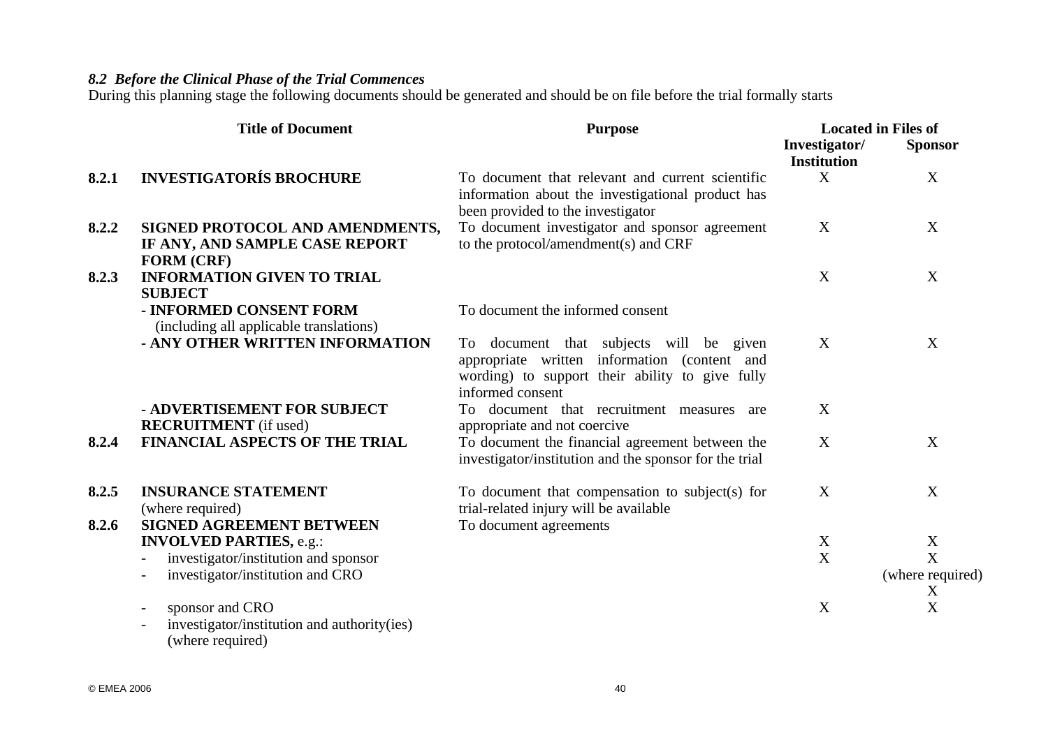### *8.2 Before the Clinical Phase of the Trial Commences*

During this planning stage the following documents should be generated and should be on file before the trial formally starts

| | Title of Document | Purpose | Located in Files of | |
|---|---|---|---|---|
| | | | **Investigator/ Institution** | **Sponsor** |
| **8.2.1** | **INVESTIGATORÍS BROCHURE** | To document that relevant and current scientific information about the investigational product has been provided to the investigator | X | X |
| **8.2.2** | **SIGNED PROTOCOL AND AMENDMENTS, IF ANY, AND SAMPLE CASE REPORT FORM (CRF)** | To document investigator and sponsor agreement to the protocol/amendment(s) and CRF | X | X |
| **8.2.3** | **INFORMATION GIVEN TO TRIAL SUBJECT** | | X | X |
| | **- INFORMED CONSENT FORM** (including all applicable translations) | To document the informed consent | | |
| | **- ANY OTHER WRITTEN INFORMATION** | To document that subjects will be given appropriate written information (content and wording) to support their ability to give fully informed consent | X | X |
| | **- ADVERTISEMENT FOR SUBJECT RECRUITMENT** (if used) | To document that recruitment measures are appropriate and not coercive | X | |
| **8.2.4** | **FINANCIAL ASPECTS OF THE TRIAL** | To document the financial agreement between the investigator/institution and the sponsor for the trial | X | X |
| **8.2.5** | **INSURANCE STATEMENT** (where required) | To document that compensation to subject(s) for trial-related injury will be available | X | X |
| **8.2.6** | **SIGNED AGREEMENT BETWEEN INVOLVED PARTIES,** e.g.: | To document agreements | X | X |
| | - investigator/institution and sponsor | | X | X |
| | - investigator/institution and CRO | | | (where required) X |
| | - sponsor and CRO | | X | X |
| | - investigator/institution and authority(ies) (where required) | | | |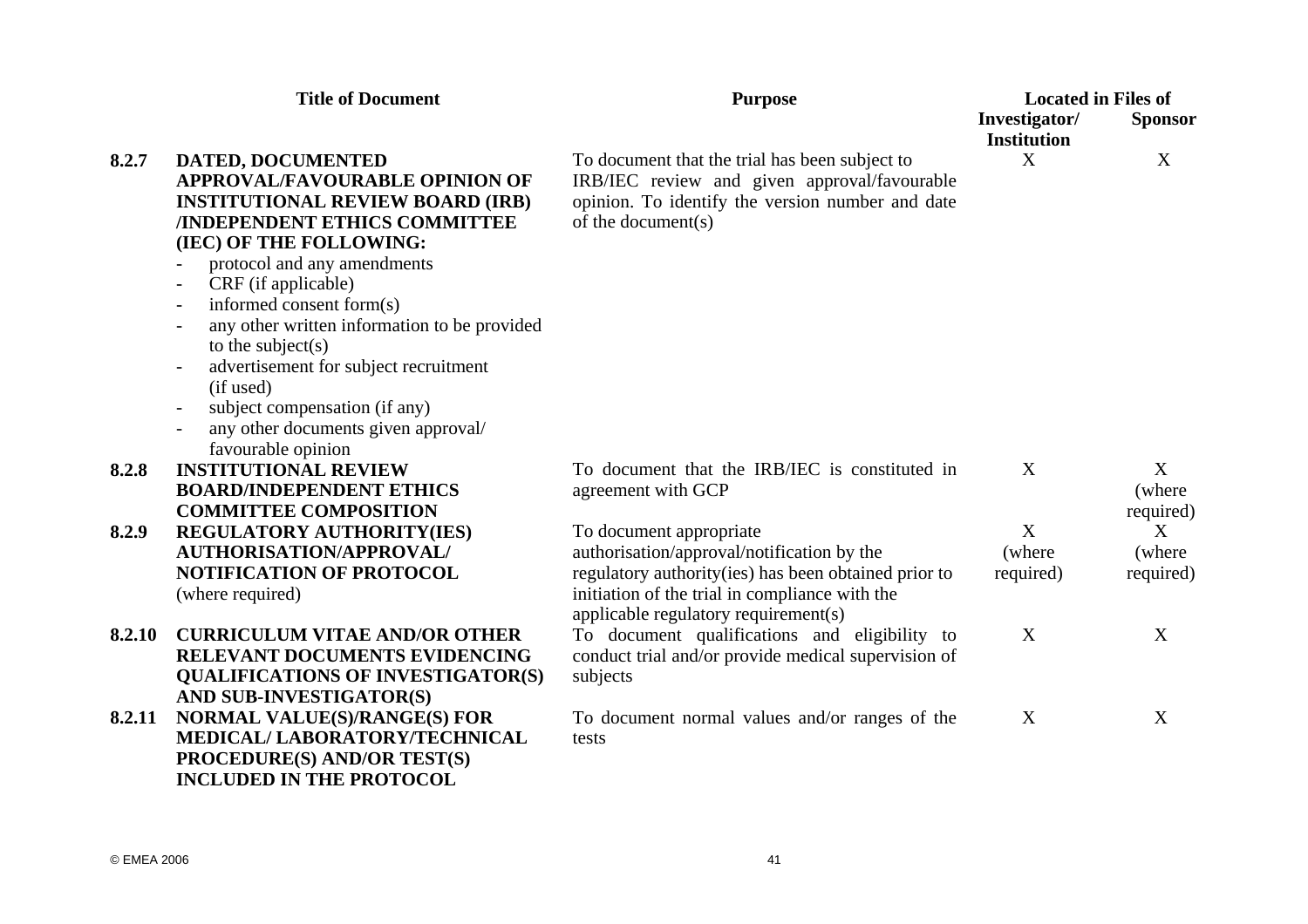| | Title of Document | Purpose | Located in Files of | |
|---|---|---|---|---|
| | | | Investigator/ Institution | Sponsor |
| 8.2.7 | **DATED, DOCUMENTED APPROVAL/FAVOURABLE OPINION OF INSTITUTIONAL REVIEW BOARD (IRB) /INDEPENDENT ETHICS COMMITTEE (IEC) OF THE FOLLOWING:**<br>- protocol and any amendments<br>- CRF (if applicable)<br>- informed consent form(s)<br>- any other written information to be provided to the subject(s)<br>- advertisement for subject recruitment (if used)<br>- subject compensation (if any)<br>- any other documents given approval/ favourable opinion | To document that the trial has been subject to IRB/IEC review and given approval/favourable opinion. To identify the version number and date of the document(s) | X | X |
| 8.2.8 | **INSTITUTIONAL REVIEW BOARD/INDEPENDENT ETHICS COMMITTEE COMPOSITION** | To document that the IRB/IEC is constituted in agreement with GCP | X | X (where required) |
| 8.2.9 | **REGULATORY AUTHORITY(IES) AUTHORISATION/APPROVAL/ NOTIFICATION OF PROTOCOL** (where required) | To document appropriate authorisation/approval/notification by the regulatory authority(ies) has been obtained prior to initiation of the trial in compliance with the applicable regulatory requirement(s) | X (where required) | X (where required) |
| 8.2.10 | **CURRICULUM VITAE AND/OR OTHER RELEVANT DOCUMENTS EVIDENCING QUALIFICATIONS OF INVESTIGATOR(S) AND SUB-INVESTIGATOR(S)** | To document qualifications and eligibility to conduct trial and/or provide medical supervision of subjects | X | X |
| 8.2.11 | **NORMAL VALUE(S)/RANGE(S) FOR MEDICAL/ LABORATORY/TECHNICAL PROCEDURE(S) AND/OR TEST(S) INCLUDED IN THE PROTOCOL** | To document normal values and/or ranges of the tests | X | X |

© EMEA 2006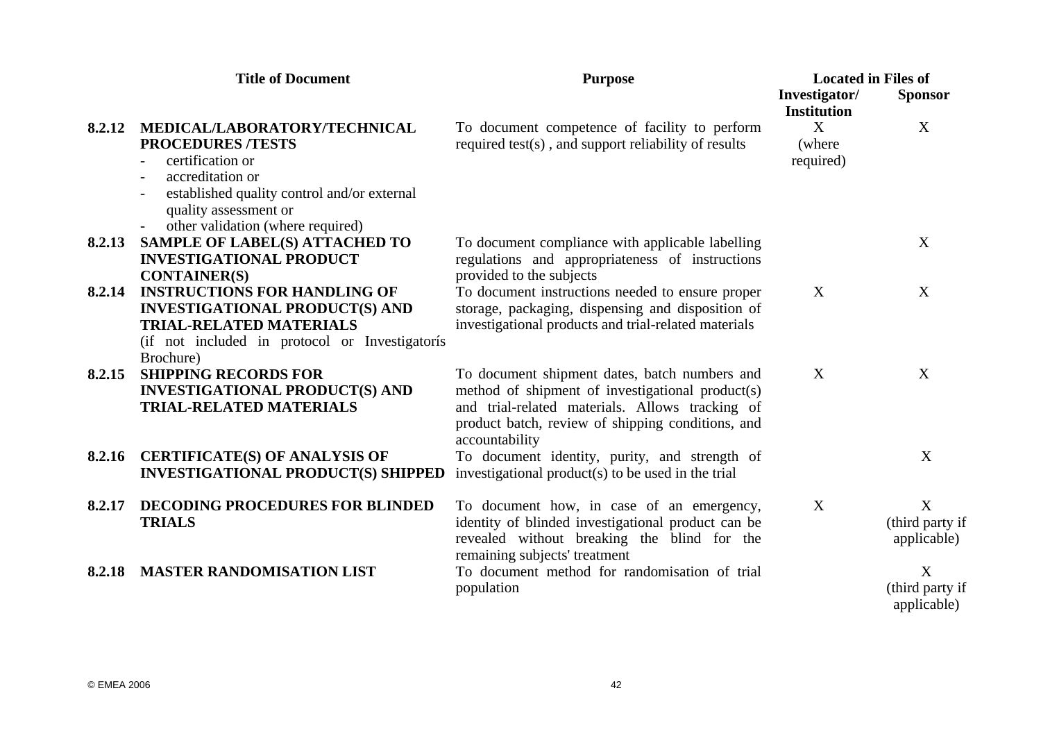| | Title of Document | Purpose | Located in Files of | |
|---|---|---|---|---|
| | | | **Investigator/ Institution** | **Sponsor** |
| **8.2.12** | **MEDICAL/LABORATORY/TECHNICAL PROCEDURES /TESTS**<br>- certification or<br>- accreditation or<br>- established quality control and/or external quality assessment or<br>- other validation (where required) | To document competence of facility to perform required test(s) , and support reliability of results | X (where required) | X |
| **8.2.13** | **SAMPLE OF LABEL(S) ATTACHED TO INVESTIGATIONAL PRODUCT CONTAINER(S)** | To document compliance with applicable labelling regulations and appropriateness of instructions provided to the subjects | | X |
| **8.2.14** | **INSTRUCTIONS FOR HANDLING OF INVESTIGATIONAL PRODUCT(S) AND TRIAL-RELATED MATERIALS**<br>(if not included in protocol or Investigatorís Brochure) | To document instructions needed to ensure proper storage, packaging, dispensing and disposition of investigational products and trial-related materials | X | X |
| **8.2.15** | **SHIPPING RECORDS FOR INVESTIGATIONAL PRODUCT(S) AND TRIAL-RELATED MATERIALS** | To document shipment dates, batch numbers and method of shipment of investigational product(s) and trial-related materials. Allows tracking of product batch, review of shipping conditions, and accountability | X | X |
| **8.2.16** | **CERTIFICATE(S) OF ANALYSIS OF INVESTIGATIONAL PRODUCT(S) SHIPPED** | To document identity, purity, and strength of investigational product(s) to be used in the trial | | X |
| **8.2.17** | **DECODING PROCEDURES FOR BLINDED TRIALS** | To document how, in case of an emergency, identity of blinded investigational product can be revealed without breaking the blind for the remaining subjects' treatment | X | X (third party if applicable) |
| **8.2.18** | **MASTER RANDOMISATION LIST** | To document method for randomisation of trial population | | X (third party if applicable) |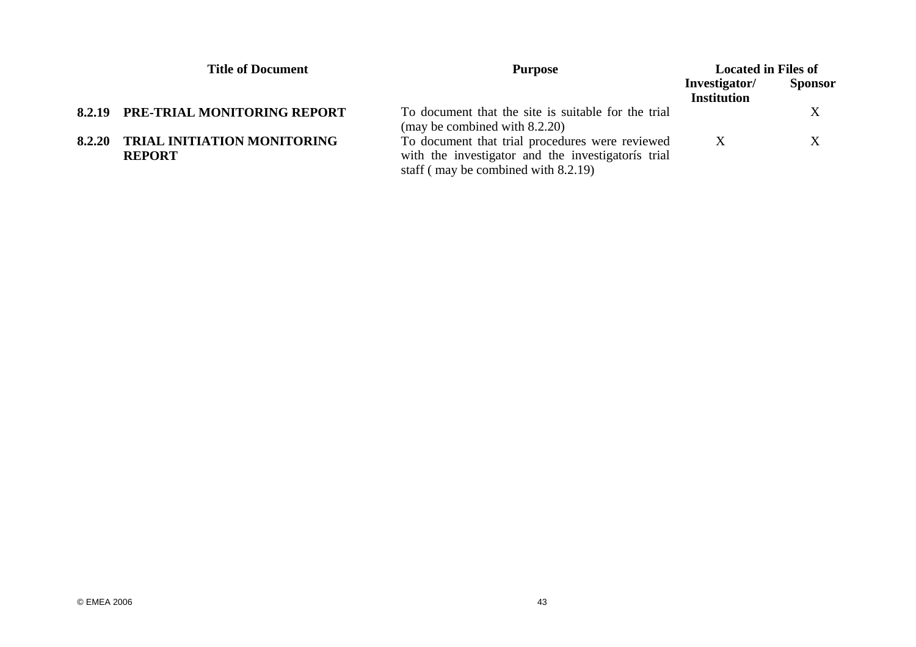| | Title of Document | Purpose | Located in Files of | |
|---|---|---|---|---|
| | | | **Investigator/ Institution** | **Sponsor** |
| **8.2.19** | **PRE-TRIAL MONITORING REPORT** | To document that the site is suitable for the trial (may be combined with 8.2.20) | | X |
| **8.2.20** | **TRIAL INITIATION MONITORING REPORT** | To document that trial procedures were reviewed with the investigator and the investigatorís trial staff ( may be combined with 8.2.19) | X | X |

© EMEA 2006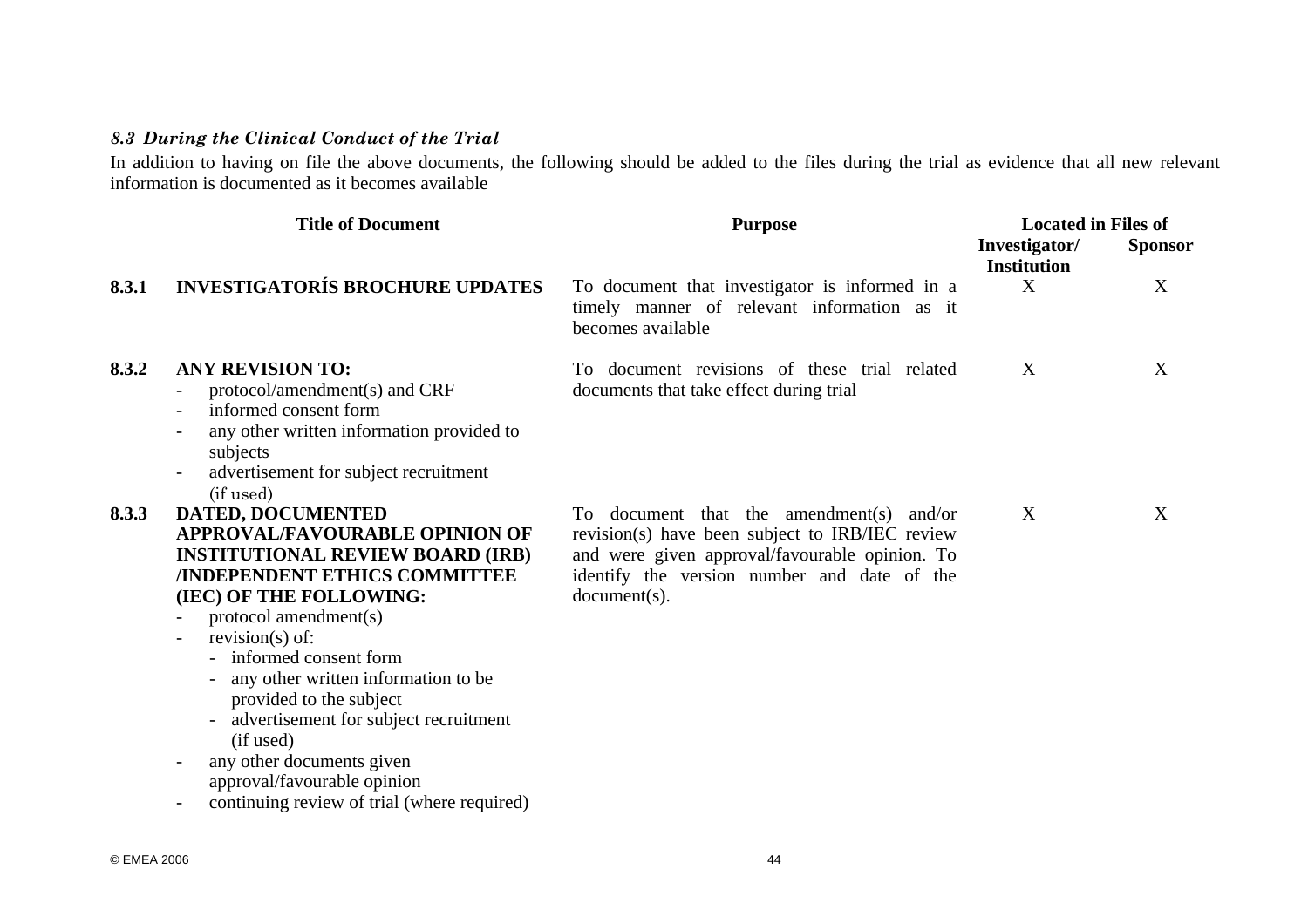### *8.3 During the Clinical Conduct of the Trial*

In addition to having on file the above documents, the following should be added to the files during the trial as evidence that all new relevant information is documented as it becomes available

| | Title of Document | Purpose | Located in Files of | |
|---|---|---|---|---|
| | | | Investigator/ Institution | Sponsor |
| 8.3.1 | **INVESTIGATORÍS BROCHURE UPDATES** | To document that investigator is informed in a timely manner of relevant information as it becomes available | X | X |
| 8.3.2 | **ANY REVISION TO:**<br>- protocol/amendment(s) and CRF<br>- informed consent form<br>- any other written information provided to subjects<br>- advertisement for subject recruitment (if used) | To document revisions of these trial related documents that take effect during trial | X | X |
| 8.3.3 | **DATED, DOCUMENTED APPROVAL/FAVOURABLE OPINION OF INSTITUTIONAL REVIEW BOARD (IRB) /INDEPENDENT ETHICS COMMITTEE (IEC) OF THE FOLLOWING:**<br>- protocol amendment(s)<br>- revision(s) of:<br>  - informed consent form<br>  - any other written information to be provided to the subject<br>  - advertisement for subject recruitment (if used)<br>- any other documents given approval/favourable opinion<br>- continuing review of trial (where required) | To document that the amendment(s) and/or revision(s) have been subject to IRB/IEC review and were given approval/favourable opinion. To identify the version number and date of the document(s). | X | X |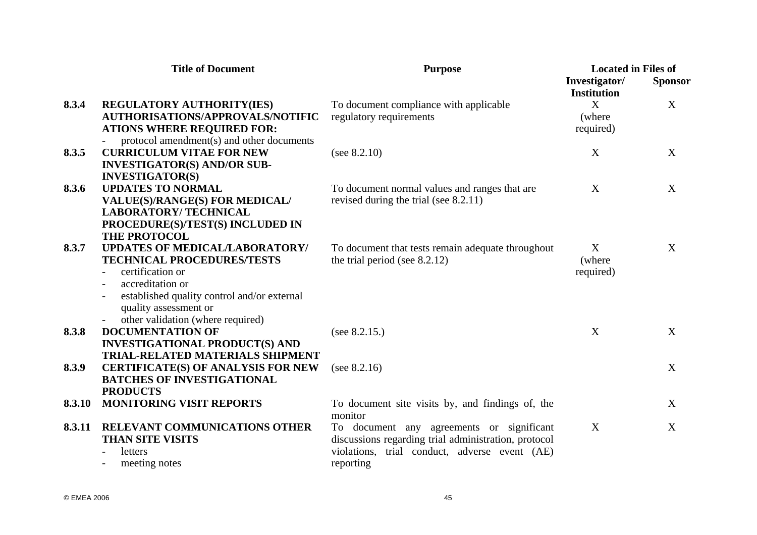| | Title of Document | Purpose | Located in Files of | |
|---|---|---|---|---|
| | | | Investigator/ Institution | Sponsor |
| 8.3.4 | **REGULATORY AUTHORITY(IES) AUTHORISATIONS/APPROVALS/NOTIFICATIONS WHERE REQUIRED FOR:**<br>- protocol amendment(s) and other documents | To document compliance with applicable regulatory requirements | X (where required) | X |
| 8.3.5 | **CURRICULUM VITAE FOR NEW INVESTIGATOR(S) AND/OR SUB-INVESTIGATOR(S)** | (see 8.2.10) | X | X |
| 8.3.6 | **UPDATES TO NORMAL VALUE(S)/RANGE(S) FOR MEDICAL/ LABORATORY/ TECHNICAL PROCEDURE(S)/TEST(S) INCLUDED IN THE PROTOCOL** | To document normal values and ranges that are revised during the trial (see 8.2.11) | X | X |
| 8.3.7 | **UPDATES OF MEDICAL/LABORATORY/ TECHNICAL PROCEDURES/TESTS**<br>- certification or<br>- accreditation or<br>- established quality control and/or external quality assessment or<br>- other validation (where required) | To document that tests remain adequate throughout the trial period (see 8.2.12) | X (where required) | X |
| 8.3.8 | **DOCUMENTATION OF INVESTIGATIONAL PRODUCT(S) AND TRIAL-RELATED MATERIALS SHIPMENT** | (see 8.2.15.) | X | X |
| 8.3.9 | **CERTIFICATE(S) OF ANALYSIS FOR NEW BATCHES OF INVESTIGATIONAL PRODUCTS** | (see 8.2.16) | | X |
| 8.3.10 | **MONITORING VISIT REPORTS** | To document site visits by, and findings of, the monitor | | X |
| 8.3.11 | **RELEVANT COMMUNICATIONS OTHER THAN SITE VISITS**<br>- letters<br>- meeting notes | To document any agreements or significant discussions regarding trial administration, protocol violations, trial conduct, adverse event (AE) reporting | X | X |

© EMEA 2006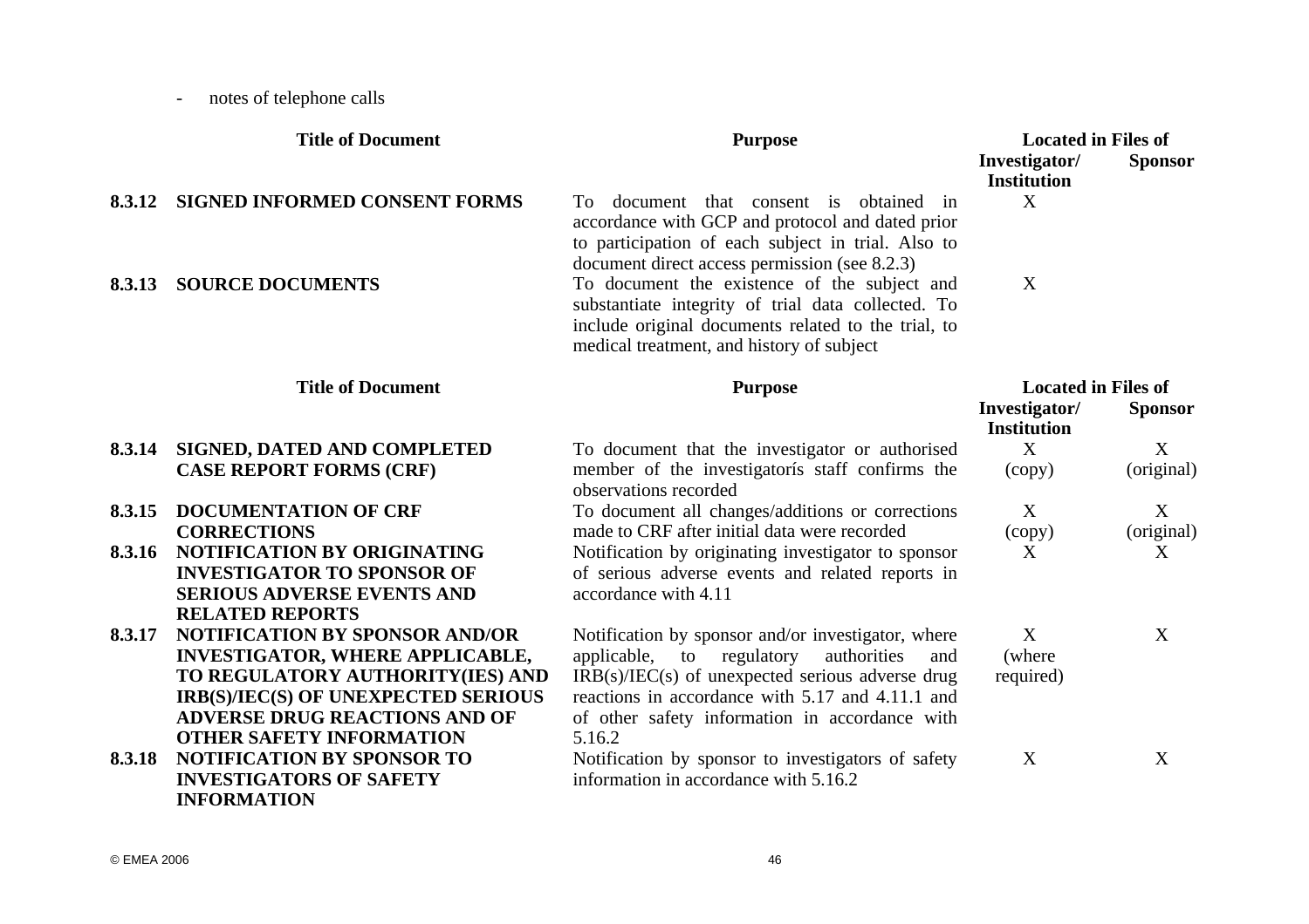- notes of telephone calls

| | Title of Document | Purpose | Located in Files of | |
|---|---|---|---|---|
| | | | Investigator/ Institution | Sponsor |
| 8.3.12 | SIGNED INFORMED CONSENT FORMS | To document that consent is obtained in accordance with GCP and protocol and dated prior to participation of each subject in trial. Also to document direct access permission (see 8.2.3) | X | |
| 8.3.13 | SOURCE DOCUMENTS | To document the existence of the subject and substantiate integrity of trial data collected. To include original documents related to the trial, to medical treatment, and history of subject | X | |

| | Title of Document | Purpose | Located in Files of | |
|---|---|---|---|---|
| | | | Investigator/ Institution | Sponsor |
| 8.3.14 | SIGNED, DATED AND COMPLETED CASE REPORT FORMS (CRF) | To document that the investigator or authorised member of the investigatorís staff confirms the observations recorded | X (copy) | X (original) |
| 8.3.15 | DOCUMENTATION OF CRF CORRECTIONS | To document all changes/additions or corrections made to CRF after initial data were recorded | X (copy) | X (original) |
| 8.3.16 | NOTIFICATION BY ORIGINATING INVESTIGATOR TO SPONSOR OF SERIOUS ADVERSE EVENTS AND RELATED REPORTS | Notification by originating investigator to sponsor of serious adverse events and related reports in accordance with 4.11 | X | X |
| 8.3.17 | NOTIFICATION BY SPONSOR AND/OR INVESTIGATOR, WHERE APPLICABLE, TO REGULATORY AUTHORITY(IES) AND IRB(S)/IEC(S) OF UNEXPECTED SERIOUS ADVERSE DRUG REACTIONS AND OF OTHER SAFETY INFORMATION | Notification by sponsor and/or investigator, where applicable, to regulatory authorities and IRB(s)/IEC(s) of unexpected serious adverse drug reactions in accordance with 5.17 and 4.11.1 and of other safety information in accordance with 5.16.2 | X (where required) | X |
| 8.3.18 | NOTIFICATION BY SPONSOR TO INVESTIGATORS OF SAFETY INFORMATION | Notification by sponsor to investigators of safety information in accordance with 5.16.2 | X | X |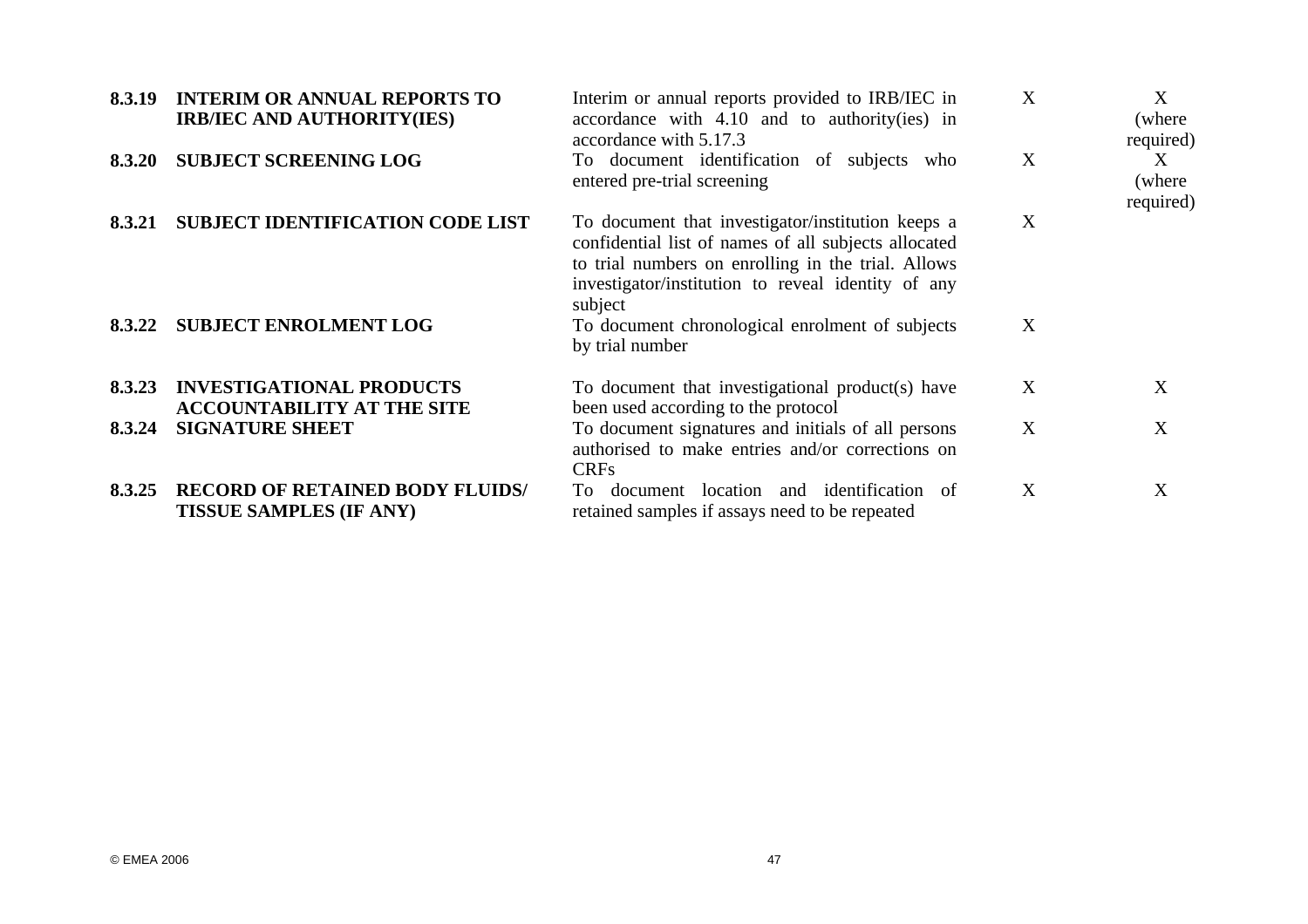| | | | | |
|---|---|---|---|---|
| **8.3.19** | **INTERIM OR ANNUAL REPORTS TO IRB/IEC AND AUTHORITY(IES)** | Interim or annual reports provided to IRB/IEC in accordance with 4.10 and to authority(ies) in accordance with 5.17.3 | X | X (where required) |
| **8.3.20** | **SUBJECT SCREENING LOG** | To document identification of subjects who entered pre-trial screening | X | X (where required) |
| **8.3.21** | **SUBJECT IDENTIFICATION CODE LIST** | To document that investigator/institution keeps a confidential list of names of all subjects allocated to trial numbers on enrolling in the trial. Allows investigator/institution to reveal identity of any subject | X | |
| **8.3.22** | **SUBJECT ENROLMENT LOG** | To document chronological enrolment of subjects by trial number | X | |
| **8.3.23** | **INVESTIGATIONAL PRODUCTS ACCOUNTABILITY AT THE SITE** | To document that investigational product(s) have been used according to the protocol | X | X |
| **8.3.24** | **SIGNATURE SHEET** | To document signatures and initials of all persons authorised to make entries and/or corrections on CRFs | X | X |
| **8.3.25** | **RECORD OF RETAINED BODY FLUIDS/ TISSUE SAMPLES (IF ANY)** | To document location and identification of retained samples if assays need to be repeated | X | X |

© EMEA 2006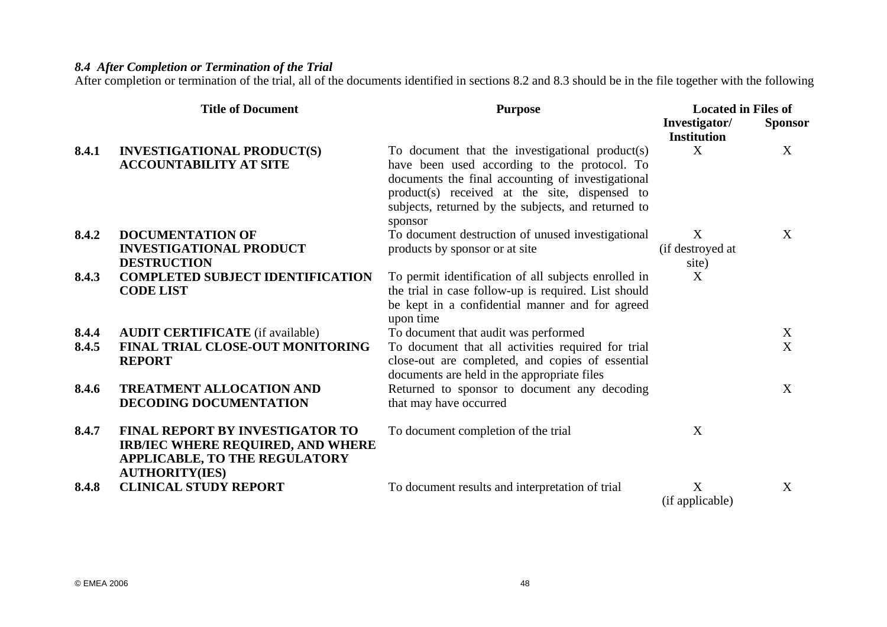### *8.4 After Completion or Termination of the Trial*

After completion or termination of the trial, all of the documents identified in sections 8.2 and 8.3 should be in the file together with the following

| | Title of Document | Purpose | Located in Files of | |
|---|---|---|---|---|
| | | | **Investigator/ Institution** | **Sponsor** |
| **8.4.1** | **INVESTIGATIONAL PRODUCT(S) ACCOUNTABILITY AT SITE** | To document that the investigational product(s) have been used according to the protocol. To documents the final accounting of investigational product(s) received at the site, dispensed to subjects, returned by the subjects, and returned to sponsor | X | X |
| **8.4.2** | **DOCUMENTATION OF INVESTIGATIONAL PRODUCT DESTRUCTION** | To document destruction of unused investigational products by sponsor or at site | X (if destroyed at site) | X |
| **8.4.3** | **COMPLETED SUBJECT IDENTIFICATION CODE LIST** | To permit identification of all subjects enrolled in the trial in case follow-up is required. List should be kept in a confidential manner and for agreed upon time | X | |
| **8.4.4** | **AUDIT CERTIFICATE** (if available) | To document that audit was performed | | X |
| **8.4.5** | **FINAL TRIAL CLOSE-OUT MONITORING REPORT** | To document that all activities required for trial close-out are completed, and copies of essential documents are held in the appropriate files | | X |
| **8.4.6** | **TREATMENT ALLOCATION AND DECODING DOCUMENTATION** | Returned to sponsor to document any decoding that may have occurred | | X |
| **8.4.7** | **FINAL REPORT BY INVESTIGATOR TO IRB/IEC WHERE REQUIRED, AND WHERE APPLICABLE, TO THE REGULATORY AUTHORITY(IES)** | To document completion of the trial | X | |
| **8.4.8** | **CLINICAL STUDY REPORT** | To document results and interpretation of trial | X (if applicable) | X |

© EMEA 2006